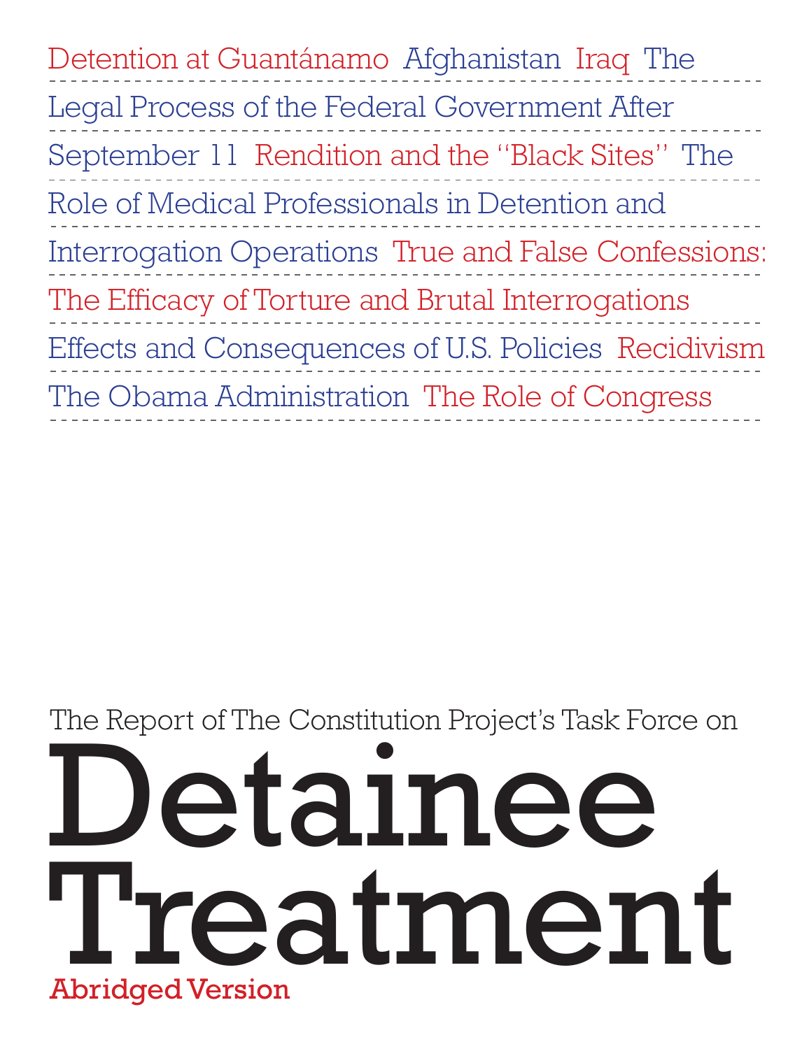Detention at Guantánamo Afghanistan Iraq The Legal Process of the Federal Government After September 11 Rendition and the "Black Sites" The Role of Medical Professionals in Detention and Interrogation Operations True and False Confessions: The Efficacy of Torture and Brutal Interrogations Effects and Consequences of U.S. Policies Recidivism The Obama Administration The Role of Congress

The Report of The Constitution Project's Task Force on

# Detainee Treatment

**Abridged Version**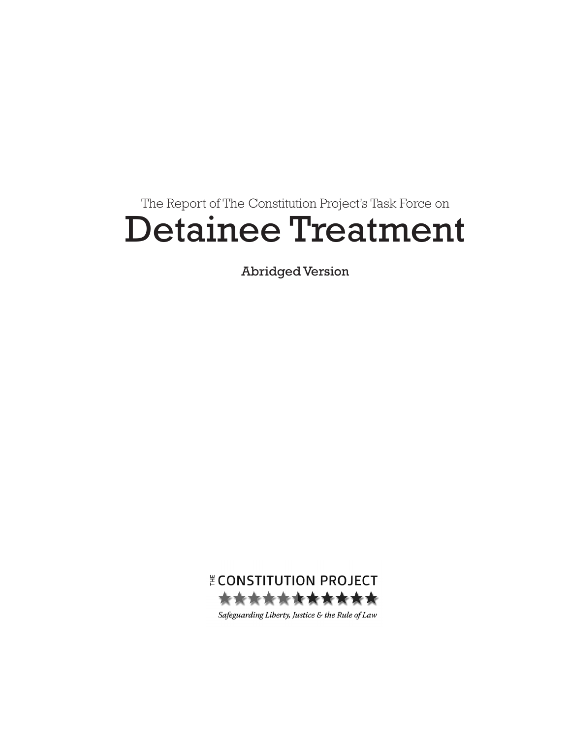The Report of The Constitution Project's Task Force on

# Detainee Treatment

Abridged Version

THE CONSTITUTION PROJECT

*Safeguarding Liberty, Justice & the Rule of Law*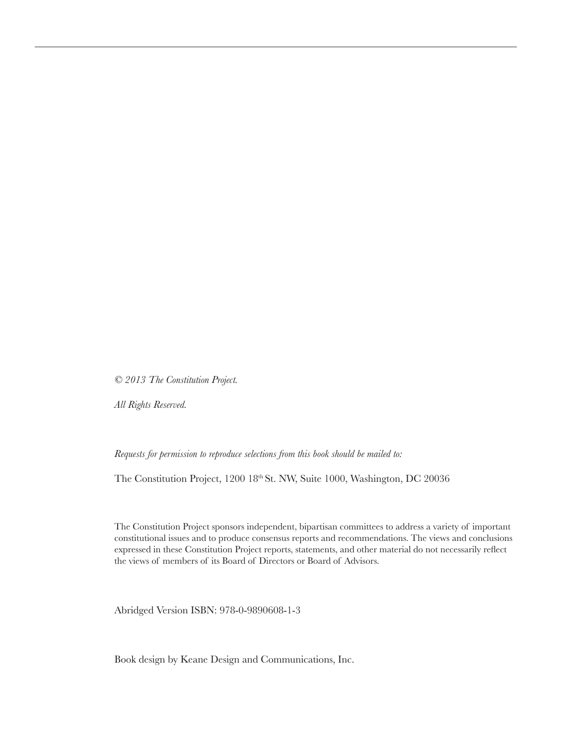*© 2013 The Constitution Project.*

*All Rights Reserved.*

*Requests for permission to reproduce selections from this book should be mailed to:*

The Constitution Project, 1200 18th St. NW, Suite 1000, Washington, DC 20036

The Constitution Project sponsors independent, bipartisan committees to address a variety of important constitutional issues and to produce consensus reports and recommendations. The views and conclusions expressed in these Constitution Project reports, statements, and other material do not necessarily reflect the views of members of its Board of Directors or Board of Advisors.

Abridged Version ISBN: 978-0-9890608-1-3

Book design by Keane Design and Communications, Inc.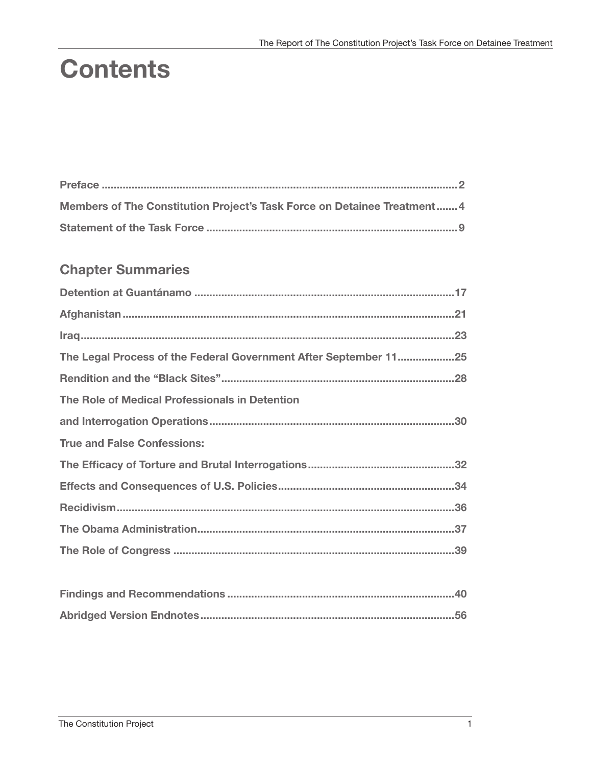# Contents

| | |
|---|---|
| **Preface** | **2** |
| **Members of The Constitution Project's Task Force on Detainee Treatment** | **4** |
| **Statement of the Task Force** | **9** |

## Chapter Summaries

| | |
|---|---|
| **Detention at Guantánamo** | **17** |
| **Afghanistan** | **21** |
| **Iraq** | **23** |
| **The Legal Process of the Federal Government After September 11** | **25** |
| **Rendition and the "Black Sites"** | **28** |
| **The Role of Medical Professionals in Detention and Interrogation Operations** | **30** |
| **True and False Confessions: The Efficacy of Torture and Brutal Interrogations** | **32** |
| **Effects and Consequences of U.S. Policies** | **34** |
| **Recidivism** | **36** |
| **The Obama Administration** | **37** |
| **The Role of Congress** | **39** |

| | |
|---|---|
| **Findings and Recommendations** | **40** |
| **Abridged Version Endnotes** | **56** |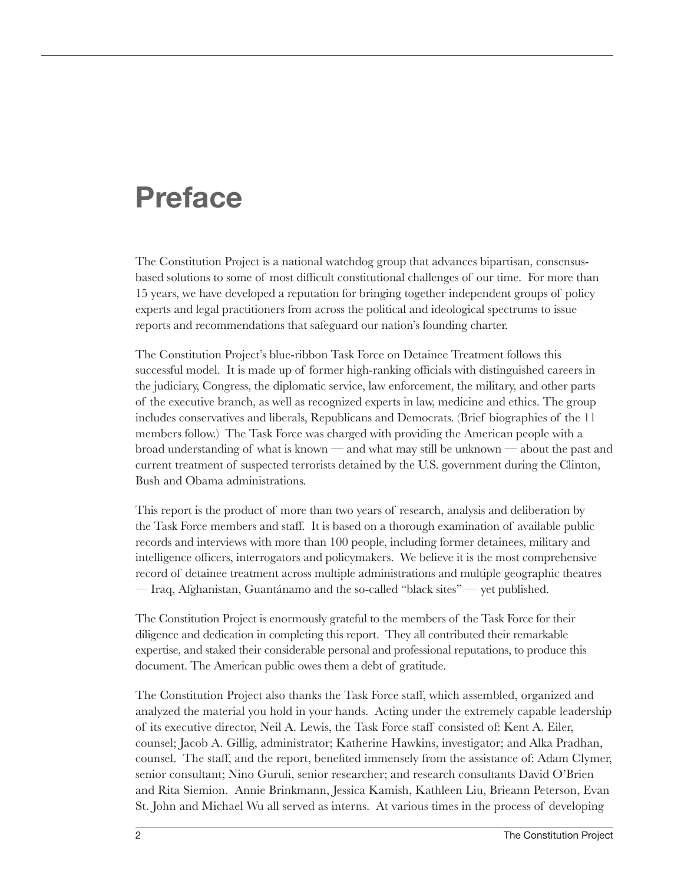# Preface

The Constitution Project is a national watchdog group that advances bipartisan, consensus-based solutions to some of most difficult constitutional challenges of our time. For more than 15 years, we have developed a reputation for bringing together independent groups of policy experts and legal practitioners from across the political and ideological spectrums to issue reports and recommendations that safeguard our nation's founding charter.

The Constitution Project's blue-ribbon Task Force on Detainee Treatment follows this successful model. It is made up of former high-ranking officials with distinguished careers in the judiciary, Congress, the diplomatic service, law enforcement, the military, and other parts of the executive branch, as well as recognized experts in law, medicine and ethics. The group includes conservatives and liberals, Republicans and Democrats. (Brief biographies of the 11 members follow.) The Task Force was charged with providing the American people with a broad understanding of what is known — and what may still be unknown — about the past and current treatment of suspected terrorists detained by the U.S. government during the Clinton, Bush and Obama administrations.

This report is the product of more than two years of research, analysis and deliberation by the Task Force members and staff. It is based on a thorough examination of available public records and interviews with more than 100 people, including former detainees, military and intelligence officers, interrogators and policymakers. We believe it is the most comprehensive record of detainee treatment across multiple administrations and multiple geographic theatres — Iraq, Afghanistan, Guantánamo and the so-called "black sites" — yet published.

The Constitution Project is enormously grateful to the members of the Task Force for their diligence and dedication in completing this report. They all contributed their remarkable expertise, and staked their considerable personal and professional reputations, to produce this document. The American public owes them a debt of gratitude.

The Constitution Project also thanks the Task Force staff, which assembled, organized and analyzed the material you hold in your hands. Acting under the extremely capable leadership of its executive director, Neil A. Lewis, the Task Force staff consisted of: Kent A. Eiler, counsel; Jacob A. Gillig, administrator; Katherine Hawkins, investigator; and Alka Pradhan, counsel. The staff, and the report, benefited immensely from the assistance of: Adam Clymer, senior consultant; Nino Guruli, senior researcher; and research consultants David O'Brien and Rita Siemion. Annie Brinkmann, Jessica Kamish, Kathleen Liu, Brieann Peterson, Evan St. John and Michael Wu all served as interns. At various times in the process of developing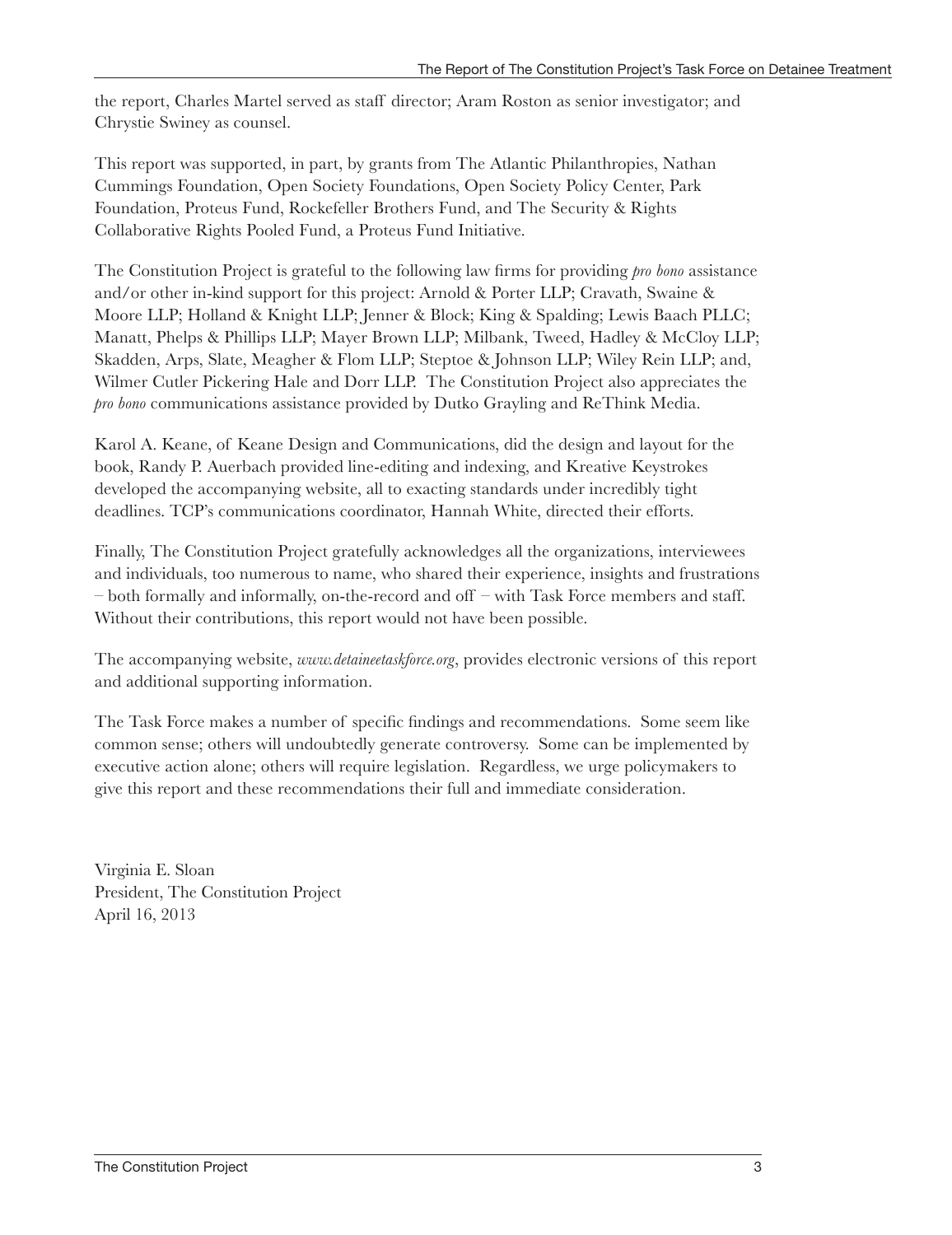the report, Charles Martel served as staff director; Aram Roston as senior investigator; and Chrystie Swiney as counsel.

This report was supported, in part, by grants from The Atlantic Philanthropies, Nathan Cummings Foundation, Open Society Foundations, Open Society Policy Center, Park Foundation, Proteus Fund, Rockefeller Brothers Fund, and The Security & Rights Collaborative Rights Pooled Fund, a Proteus Fund Initiative.

The Constitution Project is grateful to the following law firms for providing *pro bono* assistance and/or other in-kind support for this project: Arnold & Porter LLP; Cravath, Swaine & Moore LLP; Holland & Knight LLP; Jenner & Block; King & Spalding; Lewis Baach PLLC; Manatt, Phelps & Phillips LLP; Mayer Brown LLP; Milbank, Tweed, Hadley & McCloy LLP; Skadden, Arps, Slate, Meagher & Flom LLP; Steptoe & Johnson LLP; Wiley Rein LLP; and, Wilmer Cutler Pickering Hale and Dorr LLP. The Constitution Project also appreciates the *pro bono* communications assistance provided by Dutko Grayling and ReThink Media.

Karol A. Keane, of Keane Design and Communications, did the design and layout for the book, Randy P. Auerbach provided line-editing and indexing, and Kreative Keystrokes developed the accompanying website, all to exacting standards under incredibly tight deadlines. TCP's communications coordinator, Hannah White, directed their efforts.

Finally, The Constitution Project gratefully acknowledges all the organizations, interviewees and individuals, too numerous to name, who shared their experience, insights and frustrations – both formally and informally, on-the-record and off – with Task Force members and staff. Without their contributions, this report would not have been possible.

The accompanying website, *www.detaineetaskforce.org*, provides electronic versions of this report and additional supporting information.

The Task Force makes a number of specific findings and recommendations. Some seem like common sense; others will undoubtedly generate controversy. Some can be implemented by executive action alone; others will require legislation. Regardless, we urge policymakers to give this report and these recommendations their full and immediate consideration.

Virginia E. Sloan
President, The Constitution Project
April 16, 2013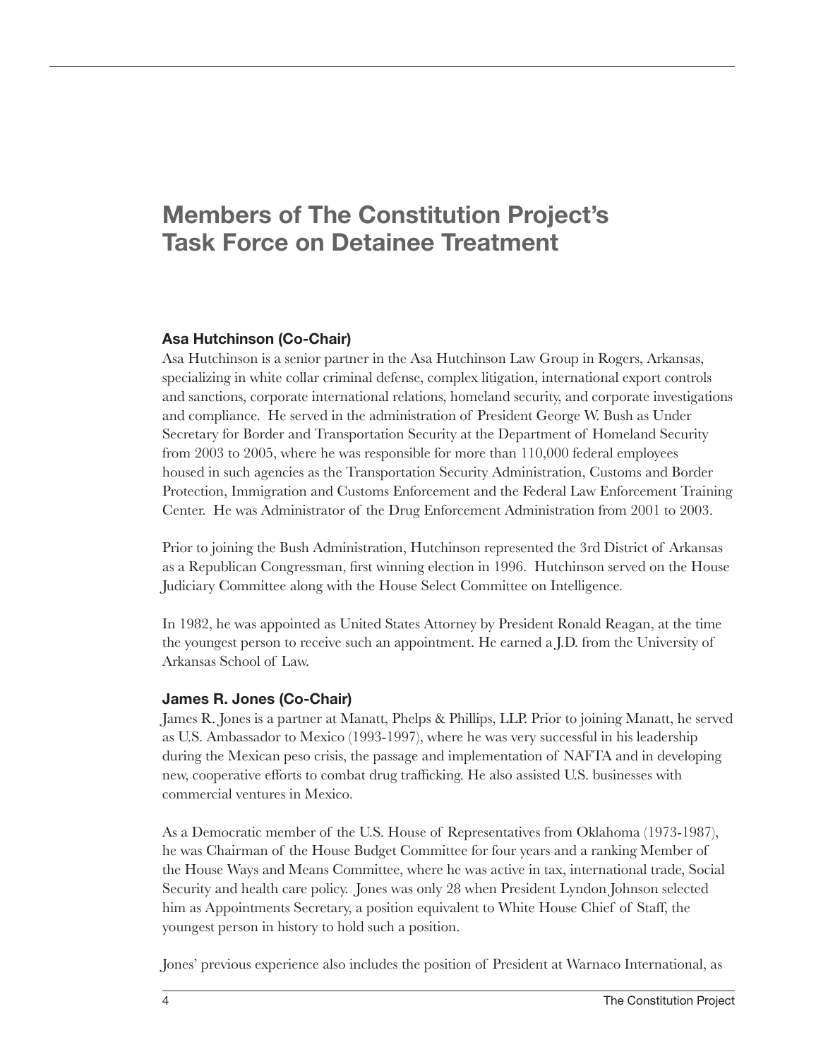# Members of The Constitution Project's Task Force on Detainee Treatment

### Asa Hutchinson (Co-Chair)

Asa Hutchinson is a senior partner in the Asa Hutchinson Law Group in Rogers, Arkansas, specializing in white collar criminal defense, complex litigation, international export controls and sanctions, corporate international relations, homeland security, and corporate investigations and compliance. He served in the administration of President George W. Bush as Under Secretary for Border and Transportation Security at the Department of Homeland Security from 2003 to 2005, where he was responsible for more than 110,000 federal employees housed in such agencies as the Transportation Security Administration, Customs and Border Protection, Immigration and Customs Enforcement and the Federal Law Enforcement Training Center. He was Administrator of the Drug Enforcement Administration from 2001 to 2003.

Prior to joining the Bush Administration, Hutchinson represented the 3rd District of Arkansas as a Republican Congressman, first winning election in 1996. Hutchinson served on the House Judiciary Committee along with the House Select Committee on Intelligence.

In 1982, he was appointed as United States Attorney by President Ronald Reagan, at the time the youngest person to receive such an appointment. He earned a J.D. from the University of Arkansas School of Law.

### James R. Jones (Co-Chair)

James R. Jones is a partner at Manatt, Phelps & Phillips, LLP. Prior to joining Manatt, he served as U.S. Ambassador to Mexico (1993-1997), where he was very successful in his leadership during the Mexican peso crisis, the passage and implementation of NAFTA and in developing new, cooperative efforts to combat drug trafficking. He also assisted U.S. businesses with commercial ventures in Mexico.

As a Democratic member of the U.S. House of Representatives from Oklahoma (1973-1987), he was Chairman of the House Budget Committee for four years and a ranking Member of the House Ways and Means Committee, where he was active in tax, international trade, Social Security and health care policy. Jones was only 28 when President Lyndon Johnson selected him as Appointments Secretary, a position equivalent to White House Chief of Staff, the youngest person in history to hold such a position.

Jones' previous experience also includes the position of President at Warnaco International, as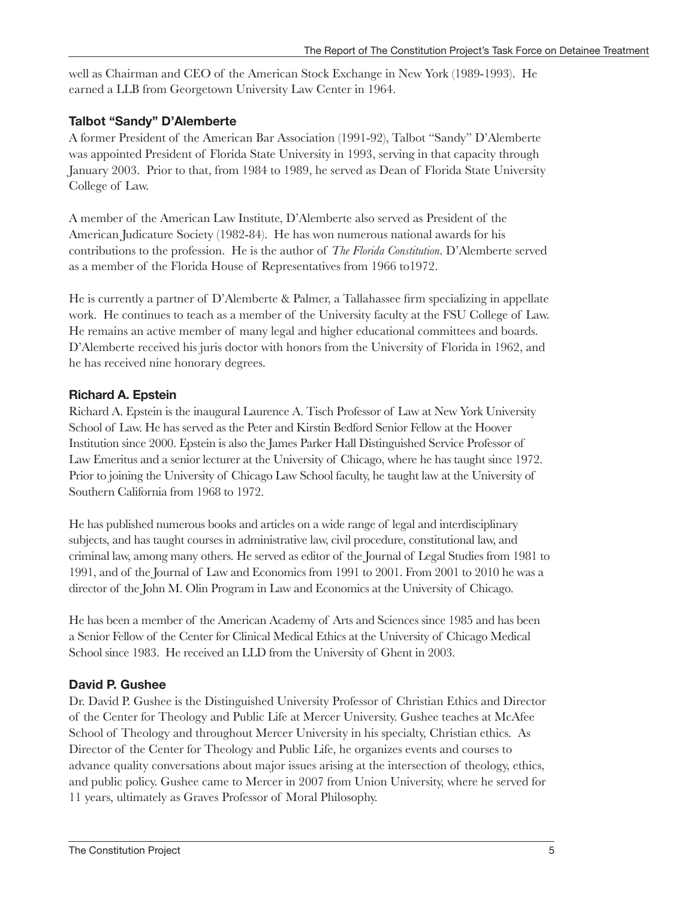well as Chairman and CEO of the American Stock Exchange in New York (1989-1993). He earned a LLB from Georgetown University Law Center in 1964.

### Talbot "Sandy" D'Alemberte

A former President of the American Bar Association (1991-92), Talbot "Sandy" D'Alemberte was appointed President of Florida State University in 1993, serving in that capacity through January 2003. Prior to that, from 1984 to 1989, he served as Dean of Florida State University College of Law.

A member of the American Law Institute, D'Alemberte also served as President of the American Judicature Society (1982-84). He has won numerous national awards for his contributions to the profession. He is the author of *The Florida Constitution*. D'Alemberte served as a member of the Florida House of Representatives from 1966 to1972.

He is currently a partner of D'Alemberte & Palmer, a Tallahassee firm specializing in appellate work. He continues to teach as a member of the University faculty at the FSU College of Law. He remains an active member of many legal and higher educational committees and boards. D'Alemberte received his juris doctor with honors from the University of Florida in 1962, and he has received nine honorary degrees.

### Richard A. Epstein

Richard A. Epstein is the inaugural Laurence A. Tisch Professor of Law at New York University School of Law. He has served as the Peter and Kirstin Bedford Senior Fellow at the Hoover Institution since 2000. Epstein is also the James Parker Hall Distinguished Service Professor of Law Emeritus and a senior lecturer at the University of Chicago, where he has taught since 1972. Prior to joining the University of Chicago Law School faculty, he taught law at the University of Southern California from 1968 to 1972.

He has published numerous books and articles on a wide range of legal and interdisciplinary subjects, and has taught courses in administrative law, civil procedure, constitutional law, and criminal law, among many others. He served as editor of the Journal of Legal Studies from 1981 to 1991, and of the Journal of Law and Economics from 1991 to 2001. From 2001 to 2010 he was a director of the John M. Olin Program in Law and Economics at the University of Chicago.

He has been a member of the American Academy of Arts and Sciences since 1985 and has been a Senior Fellow of the Center for Clinical Medical Ethics at the University of Chicago Medical School since 1983. He received an LLD from the University of Ghent in 2003.

### David P. Gushee

Dr. David P. Gushee is the Distinguished University Professor of Christian Ethics and Director of the Center for Theology and Public Life at Mercer University. Gushee teaches at McAfee School of Theology and throughout Mercer University in his specialty, Christian ethics. As Director of the Center for Theology and Public Life, he organizes events and courses to advance quality conversations about major issues arising at the intersection of theology, ethics, and public policy. Gushee came to Mercer in 2007 from Union University, where he served for 11 years, ultimately as Graves Professor of Moral Philosophy.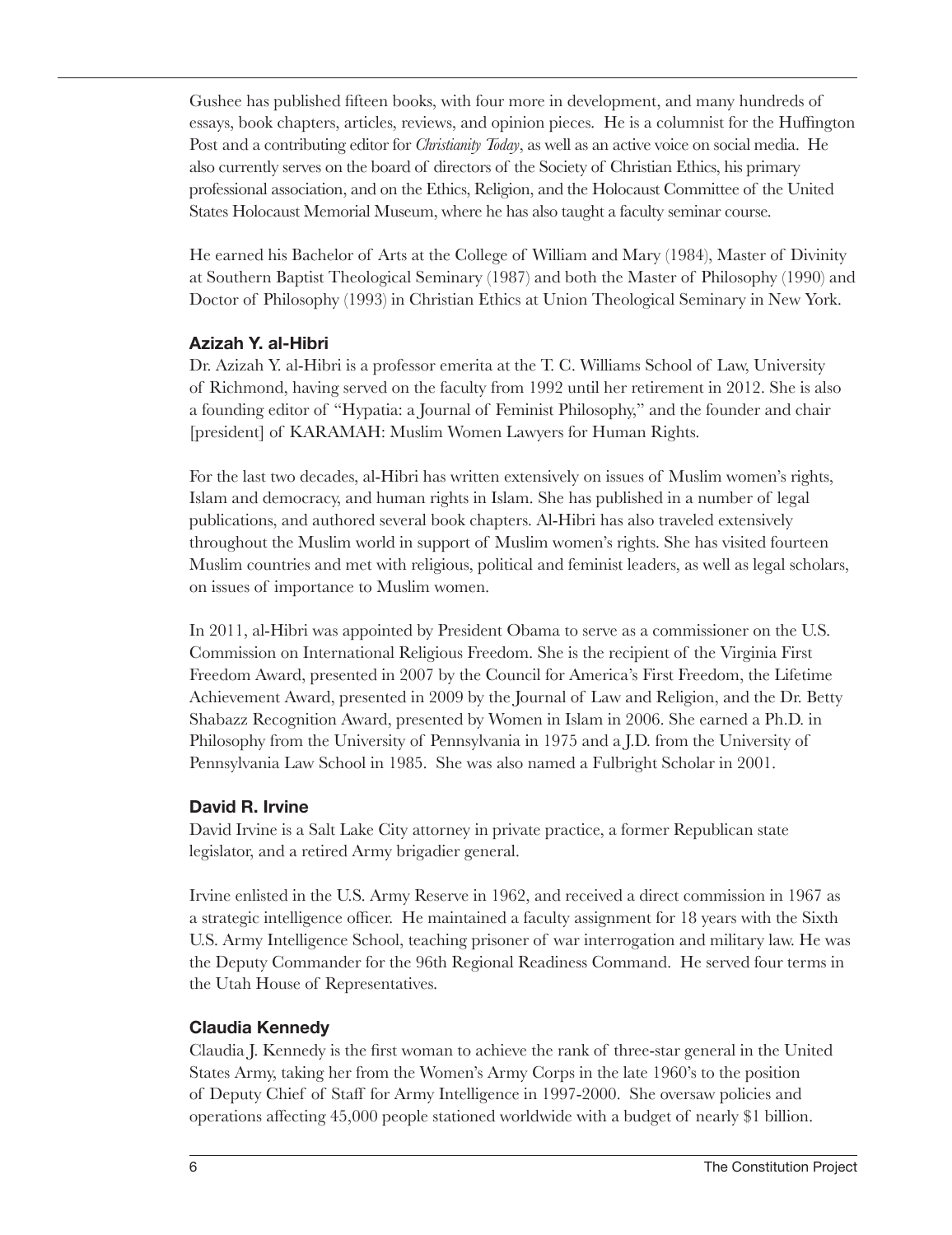Gushee has published fifteen books, with four more in development, and many hundreds of essays, book chapters, articles, reviews, and opinion pieces. He is a columnist for the Huffington Post and a contributing editor for *Christianity Today*, as well as an active voice on social media. He also currently serves on the board of directors of the Society of Christian Ethics, his primary professional association, and on the Ethics, Religion, and the Holocaust Committee of the United States Holocaust Memorial Museum, where he has also taught a faculty seminar course.

He earned his Bachelor of Arts at the College of William and Mary (1984), Master of Divinity at Southern Baptist Theological Seminary (1987) and both the Master of Philosophy (1990) and Doctor of Philosophy (1993) in Christian Ethics at Union Theological Seminary in New York.

### Azizah Y. al-Hibri

Dr. Azizah Y. al-Hibri is a professor emerita at the T. C. Williams School of Law, University of Richmond, having served on the faculty from 1992 until her retirement in 2012. She is also a founding editor of "Hypatia: a Journal of Feminist Philosophy," and the founder and chair [president] of KARAMAH: Muslim Women Lawyers for Human Rights.

For the last two decades, al-Hibri has written extensively on issues of Muslim women's rights, Islam and democracy, and human rights in Islam. She has published in a number of legal publications, and authored several book chapters. Al-Hibri has also traveled extensively throughout the Muslim world in support of Muslim women's rights. She has visited fourteen Muslim countries and met with religious, political and feminist leaders, as well as legal scholars, on issues of importance to Muslim women.

In 2011, al-Hibri was appointed by President Obama to serve as a commissioner on the U.S. Commission on International Religious Freedom. She is the recipient of the Virginia First Freedom Award, presented in 2007 by the Council for America's First Freedom, the Lifetime Achievement Award, presented in 2009 by the Journal of Law and Religion, and the Dr. Betty Shabazz Recognition Award, presented by Women in Islam in 2006. She earned a Ph.D. in Philosophy from the University of Pennsylvania in 1975 and a J.D. from the University of Pennsylvania Law School in 1985. She was also named a Fulbright Scholar in 2001.

### David R. Irvine

David Irvine is a Salt Lake City attorney in private practice, a former Republican state legislator, and a retired Army brigadier general.

Irvine enlisted in the U.S. Army Reserve in 1962, and received a direct commission in 1967 as a strategic intelligence officer. He maintained a faculty assignment for 18 years with the Sixth U.S. Army Intelligence School, teaching prisoner of war interrogation and military law. He was the Deputy Commander for the 96th Regional Readiness Command. He served four terms in the Utah House of Representatives.

### Claudia Kennedy

Claudia J. Kennedy is the first woman to achieve the rank of three-star general in the United States Army, taking her from the Women's Army Corps in the late 1960's to the position of Deputy Chief of Staff for Army Intelligence in 1997-2000. She oversaw policies and operations affecting 45,000 people stationed worldwide with a budget of nearly $1 billion.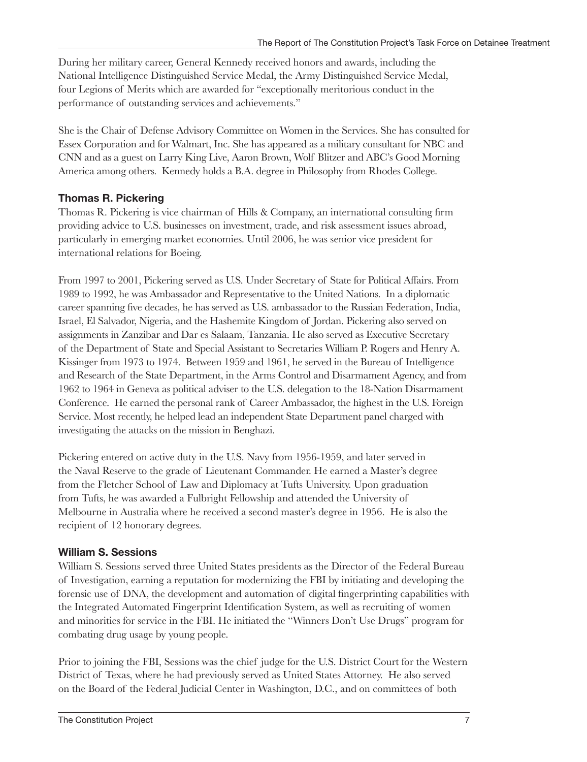During her military career, General Kennedy received honors and awards, including the National Intelligence Distinguished Service Medal, the Army Distinguished Service Medal, four Legions of Merits which are awarded for "exceptionally meritorious conduct in the performance of outstanding services and achievements."

She is the Chair of Defense Advisory Committee on Women in the Services. She has consulted for Essex Corporation and for Walmart, Inc. She has appeared as a military consultant for NBC and CNN and as a guest on Larry King Live, Aaron Brown, Wolf Blitzer and ABC's Good Morning America among others. Kennedy holds a B.A. degree in Philosophy from Rhodes College.

### Thomas R. Pickering

Thomas R. Pickering is vice chairman of Hills & Company, an international consulting firm providing advice to U.S. businesses on investment, trade, and risk assessment issues abroad, particularly in emerging market economies. Until 2006, he was senior vice president for international relations for Boeing.

From 1997 to 2001, Pickering served as U.S. Under Secretary of State for Political Affairs. From 1989 to 1992, he was Ambassador and Representative to the United Nations. In a diplomatic career spanning five decades, he has served as U.S. ambassador to the Russian Federation, India, Israel, El Salvador, Nigeria, and the Hashemite Kingdom of Jordan. Pickering also served on assignments in Zanzibar and Dar es Salaam, Tanzania. He also served as Executive Secretary of the Department of State and Special Assistant to Secretaries William P. Rogers and Henry A. Kissinger from 1973 to 1974. Between 1959 and 1961, he served in the Bureau of Intelligence and Research of the State Department, in the Arms Control and Disarmament Agency, and from 1962 to 1964 in Geneva as political adviser to the U.S. delegation to the 18-Nation Disarmament Conference. He earned the personal rank of Career Ambassador, the highest in the U.S. Foreign Service. Most recently, he helped lead an independent State Department panel charged with investigating the attacks on the mission in Benghazi.

Pickering entered on active duty in the U.S. Navy from 1956-1959, and later served in the Naval Reserve to the grade of Lieutenant Commander. He earned a Master's degree from the Fletcher School of Law and Diplomacy at Tufts University. Upon graduation from Tufts, he was awarded a Fulbright Fellowship and attended the University of Melbourne in Australia where he received a second master's degree in 1956. He is also the recipient of 12 honorary degrees.

### William S. Sessions

William S. Sessions served three United States presidents as the Director of the Federal Bureau of Investigation, earning a reputation for modernizing the FBI by initiating and developing the forensic use of DNA, the development and automation of digital fingerprinting capabilities with the Integrated Automated Fingerprint Identification System, as well as recruiting of women and minorities for service in the FBI. He initiated the "Winners Don't Use Drugs" program for combating drug usage by young people.

Prior to joining the FBI, Sessions was the chief judge for the U.S. District Court for the Western District of Texas, where he had previously served as United States Attorney. He also served on the Board of the Federal Judicial Center in Washington, D.C., and on committees of both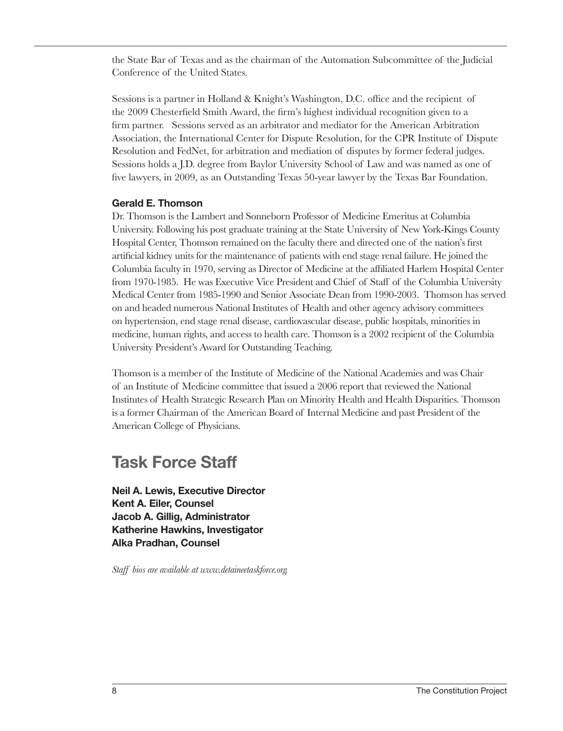the State Bar of Texas and as the chairman of the Automation Subcommittee of the Judicial Conference of the United States.

Sessions is a partner in Holland & Knight's Washington, D.C. office and the recipient of the 2009 Chesterfield Smith Award, the firm's highest individual recognition given to a firm partner. Sessions served as an arbitrator and mediator for the American Arbitration Association, the International Center for Dispute Resolution, for the CPR Institute of Dispute Resolution and FedNet, for arbitration and mediation of disputes by former federal judges. Sessions holds a J.D. degree from Baylor University School of Law and was named as one of five lawyers, in 2009, as an Outstanding Texas 50-year lawyer by the Texas Bar Foundation.

### Gerald E. Thomson

Dr. Thomson is the Lambert and Sonneborn Professor of Medicine Emeritus at Columbia University. Following his post graduate training at the State University of New York-Kings County Hospital Center, Thomson remained on the faculty there and directed one of the nation's first artificial kidney units for the maintenance of patients with end stage renal failure. He joined the Columbia faculty in 1970, serving as Director of Medicine at the affiliated Harlem Hospital Center from 1970-1985. He was Executive Vice President and Chief of Staff of the Columbia University Medical Center from 1985-1990 and Senior Associate Dean from 1990-2003. Thomson has served on and headed numerous National Institutes of Health and other agency advisory committees on hypertension, end stage renal disease, cardiovascular disease, public hospitals, minorities in medicine, human rights, and access to health care. Thomson is a 2002 recipient of the Columbia University President's Award for Outstanding Teaching.

Thomson is a member of the Institute of Medicine of the National Academies and was Chair of an Institute of Medicine committee that issued a 2006 report that reviewed the National Institutes of Health Strategic Research Plan on Minority Health and Health Disparities. Thomson is a former Chairman of the American Board of Internal Medicine and past President of the American College of Physicians.

## Task Force Staff

**Neil A. Lewis, Executive Director**
**Kent A. Eiler, Counsel**
**Jacob A. Gillig, Administrator**
**Katherine Hawkins, Investigator**
**Alka Pradhan, Counsel**

*Staff bios are available at www.detaineetaskforce.org*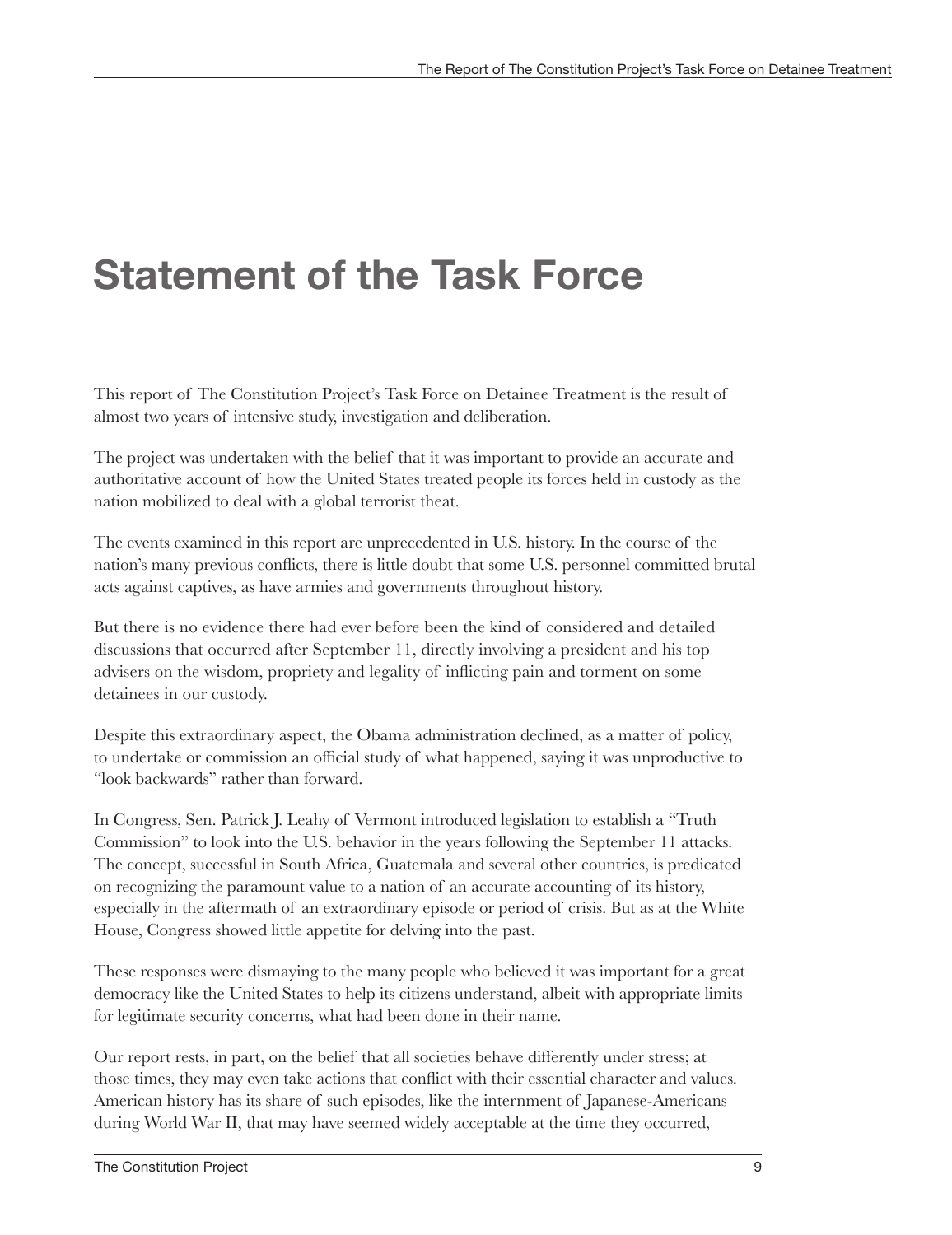# Statement of the Task Force

This report of The Constitution Project's Task Force on Detainee Treatment is the result of almost two years of intensive study, investigation and deliberation.

The project was undertaken with the belief that it was important to provide an accurate and authoritative account of how the United States treated people its forces held in custody as the nation mobilized to deal with a global terrorist theat.

The events examined in this report are unprecedented in U.S. history. In the course of the nation's many previous conflicts, there is little doubt that some U.S. personnel committed brutal acts against captives, as have armies and governments throughout history.

But there is no evidence there had ever before been the kind of considered and detailed discussions that occurred after September 11, directly involving a president and his top advisers on the wisdom, propriety and legality of inflicting pain and torment on some detainees in our custody.

Despite this extraordinary aspect, the Obama administration declined, as a matter of policy, to undertake or commission an official study of what happened, saying it was unproductive to "look backwards" rather than forward.

In Congress, Sen. Patrick J. Leahy of Vermont introduced legislation to establish a "Truth Commission" to look into the U.S. behavior in the years following the September 11 attacks. The concept, successful in South Africa, Guatemala and several other countries, is predicated on recognizing the paramount value to a nation of an accurate accounting of its history, especially in the aftermath of an extraordinary episode or period of crisis. But as at the White House, Congress showed little appetite for delving into the past.

These responses were dismaying to the many people who believed it was important for a great democracy like the United States to help its citizens understand, albeit with appropriate limits for legitimate security concerns, what had been done in their name.

Our report rests, in part, on the belief that all societies behave differently under stress; at those times, they may even take actions that conflict with their essential character and values. American history has its share of such episodes, like the internment of Japanese-Americans during World War II, that may have seemed widely acceptable at the time they occurred,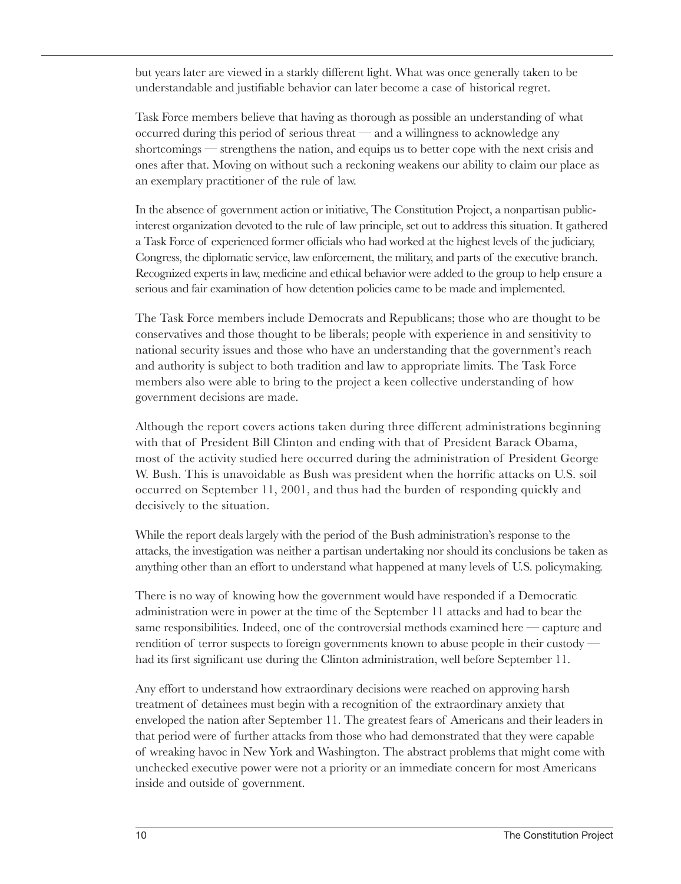but years later are viewed in a starkly different light. What was once generally taken to be understandable and justifiable behavior can later become a case of historical regret.

Task Force members believe that having as thorough as possible an understanding of what occurred during this period of serious threat — and a willingness to acknowledge any shortcomings — strengthens the nation, and equips us to better cope with the next crisis and ones after that. Moving on without such a reckoning weakens our ability to claim our place as an exemplary practitioner of the rule of law.

In the absence of government action or initiative, The Constitution Project, a nonpartisan public-interest organization devoted to the rule of law principle, set out to address this situation. It gathered a Task Force of experienced former officials who had worked at the highest levels of the judiciary, Congress, the diplomatic service, law enforcement, the military, and parts of the executive branch. Recognized experts in law, medicine and ethical behavior were added to the group to help ensure a serious and fair examination of how detention policies came to be made and implemented.

The Task Force members include Democrats and Republicans; those who are thought to be conservatives and those thought to be liberals; people with experience in and sensitivity to national security issues and those who have an understanding that the government's reach and authority is subject to both tradition and law to appropriate limits. The Task Force members also were able to bring to the project a keen collective understanding of how government decisions are made.

Although the report covers actions taken during three different administrations beginning with that of President Bill Clinton and ending with that of President Barack Obama, most of the activity studied here occurred during the administration of President George W. Bush. This is unavoidable as Bush was president when the horrific attacks on U.S. soil occurred on September 11, 2001, and thus had the burden of responding quickly and decisively to the situation.

While the report deals largely with the period of the Bush administration's response to the attacks, the investigation was neither a partisan undertaking nor should its conclusions be taken as anything other than an effort to understand what happened at many levels of U.S. policymaking.

There is no way of knowing how the government would have responded if a Democratic administration were in power at the time of the September 11 attacks and had to bear the same responsibilities. Indeed, one of the controversial methods examined here — capture and rendition of terror suspects to foreign governments known to abuse people in their custody — had its first significant use during the Clinton administration, well before September 11.

Any effort to understand how extraordinary decisions were reached on approving harsh treatment of detainees must begin with a recognition of the extraordinary anxiety that enveloped the nation after September 11. The greatest fears of Americans and their leaders in that period were of further attacks from those who had demonstrated that they were capable of wreaking havoc in New York and Washington. The abstract problems that might come with unchecked executive power were not a priority or an immediate concern for most Americans inside and outside of government.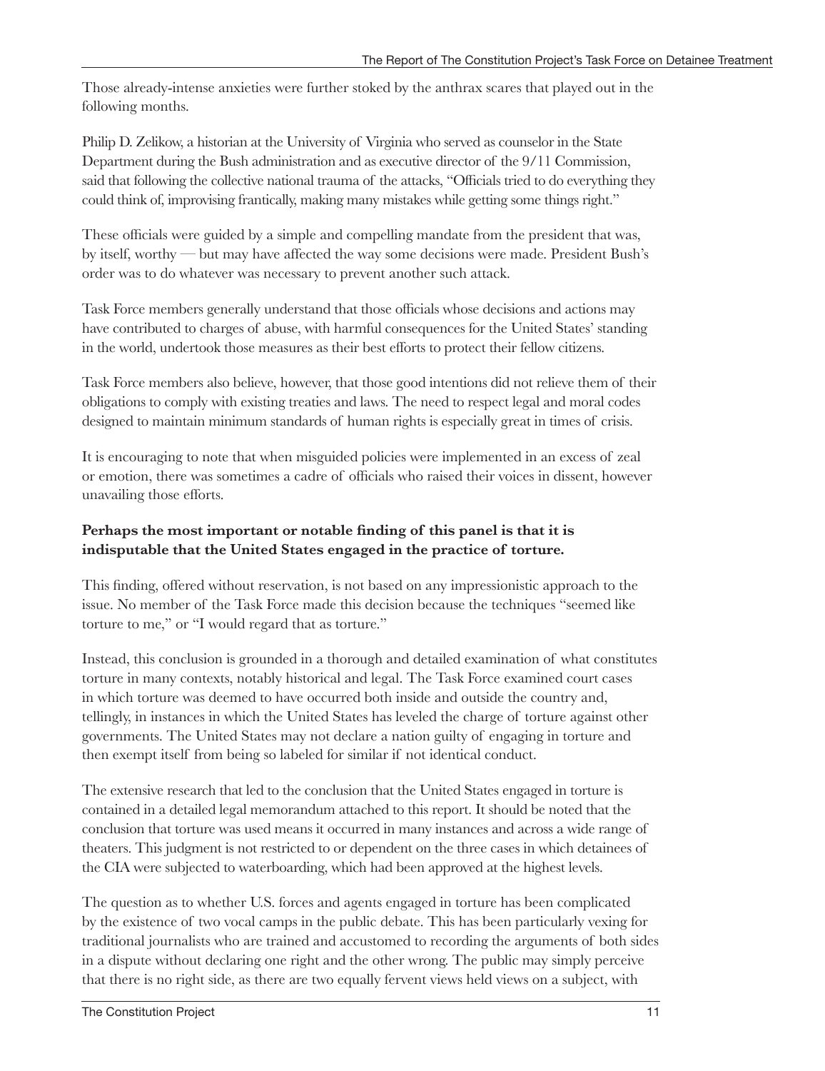Those already-intense anxieties were further stoked by the anthrax scares that played out in the following months.

Philip D. Zelikow, a historian at the University of Virginia who served as counselor in the State Department during the Bush administration and as executive director of the 9/11 Commission, said that following the collective national trauma of the attacks, "Officials tried to do everything they could think of, improvising frantically, making many mistakes while getting some things right."

These officials were guided by a simple and compelling mandate from the president that was, by itself, worthy — but may have affected the way some decisions were made. President Bush's order was to do whatever was necessary to prevent another such attack.

Task Force members generally understand that those officials whose decisions and actions may have contributed to charges of abuse, with harmful consequences for the United States' standing in the world, undertook those measures as their best efforts to protect their fellow citizens.

Task Force members also believe, however, that those good intentions did not relieve them of their obligations to comply with existing treaties and laws. The need to respect legal and moral codes designed to maintain minimum standards of human rights is especially great in times of crisis.

It is encouraging to note that when misguided policies were implemented in an excess of zeal or emotion, there was sometimes a cadre of officials who raised their voices in dissent, however unavailing those efforts.

**Perhaps the most important or notable finding of this panel is that it is indisputable that the United States engaged in the practice of torture.**

This finding, offered without reservation, is not based on any impressionistic approach to the issue. No member of the Task Force made this decision because the techniques "seemed like torture to me," or "I would regard that as torture."

Instead, this conclusion is grounded in a thorough and detailed examination of what constitutes torture in many contexts, notably historical and legal. The Task Force examined court cases in which torture was deemed to have occurred both inside and outside the country and, tellingly, in instances in which the United States has leveled the charge of torture against other governments. The United States may not declare a nation guilty of engaging in torture and then exempt itself from being so labeled for similar if not identical conduct.

The extensive research that led to the conclusion that the United States engaged in torture is contained in a detailed legal memorandum attached to this report. It should be noted that the conclusion that torture was used means it occurred in many instances and across a wide range of theaters. This judgment is not restricted to or dependent on the three cases in which detainees of the CIA were subjected to waterboarding, which had been approved at the highest levels.

The question as to whether U.S. forces and agents engaged in torture has been complicated by the existence of two vocal camps in the public debate. This has been particularly vexing for traditional journalists who are trained and accustomed to recording the arguments of both sides in a dispute without declaring one right and the other wrong. The public may simply perceive that there is no right side, as there are two equally fervent views held views on a subject, with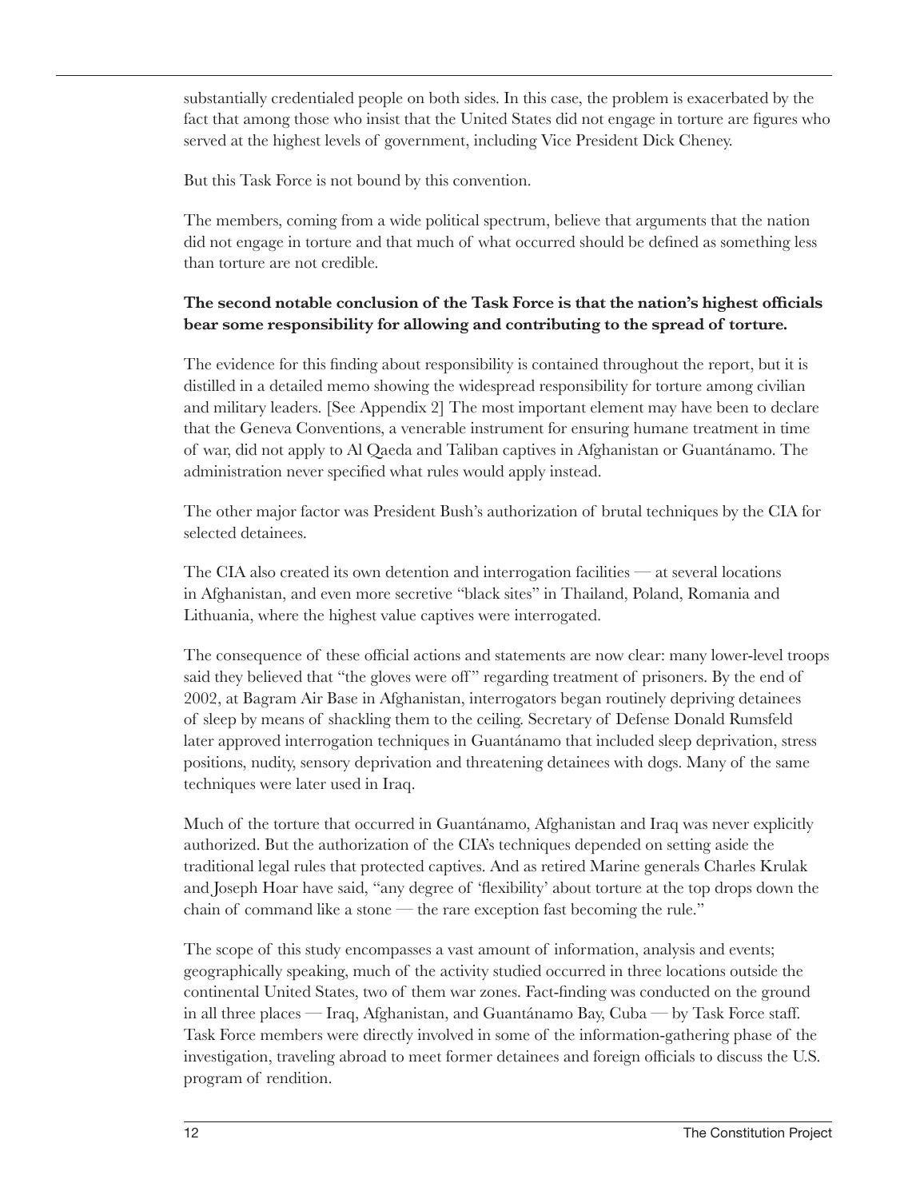substantially credentialed people on both sides. In this case, the problem is exacerbated by the fact that among those who insist that the United States did not engage in torture are figures who served at the highest levels of government, including Vice President Dick Cheney.

But this Task Force is not bound by this convention.

The members, coming from a wide political spectrum, believe that arguments that the nation did not engage in torture and that much of what occurred should be defined as something less than torture are not credible.

**The second notable conclusion of the Task Force is that the nation's highest officials bear some responsibility for allowing and contributing to the spread of torture.**

The evidence for this finding about responsibility is contained throughout the report, but it is distilled in a detailed memo showing the widespread responsibility for torture among civilian and military leaders. [See Appendix 2] The most important element may have been to declare that the Geneva Conventions, a venerable instrument for ensuring humane treatment in time of war, did not apply to Al Qaeda and Taliban captives in Afghanistan or Guantánamo. The administration never specified what rules would apply instead.

The other major factor was President Bush's authorization of brutal techniques by the CIA for selected detainees.

The CIA also created its own detention and interrogation facilities — at several locations in Afghanistan, and even more secretive "black sites" in Thailand, Poland, Romania and Lithuania, where the highest value captives were interrogated.

The consequence of these official actions and statements are now clear: many lower-level troops said they believed that "the gloves were off" regarding treatment of prisoners. By the end of 2002, at Bagram Air Base in Afghanistan, interrogators began routinely depriving detainees of sleep by means of shackling them to the ceiling. Secretary of Defense Donald Rumsfeld later approved interrogation techniques in Guantánamo that included sleep deprivation, stress positions, nudity, sensory deprivation and threatening detainees with dogs. Many of the same techniques were later used in Iraq.

Much of the torture that occurred in Guantánamo, Afghanistan and Iraq was never explicitly authorized. But the authorization of the CIA's techniques depended on setting aside the traditional legal rules that protected captives. And as retired Marine generals Charles Krulak and Joseph Hoar have said, "any degree of 'flexibility' about torture at the top drops down the chain of command like a stone — the rare exception fast becoming the rule."

The scope of this study encompasses a vast amount of information, analysis and events; geographically speaking, much of the activity studied occurred in three locations outside the continental United States, two of them war zones. Fact-finding was conducted on the ground in all three places — Iraq, Afghanistan, and Guantánamo Bay, Cuba — by Task Force staff. Task Force members were directly involved in some of the information-gathering phase of the investigation, traveling abroad to meet former detainees and foreign officials to discuss the U.S. program of rendition.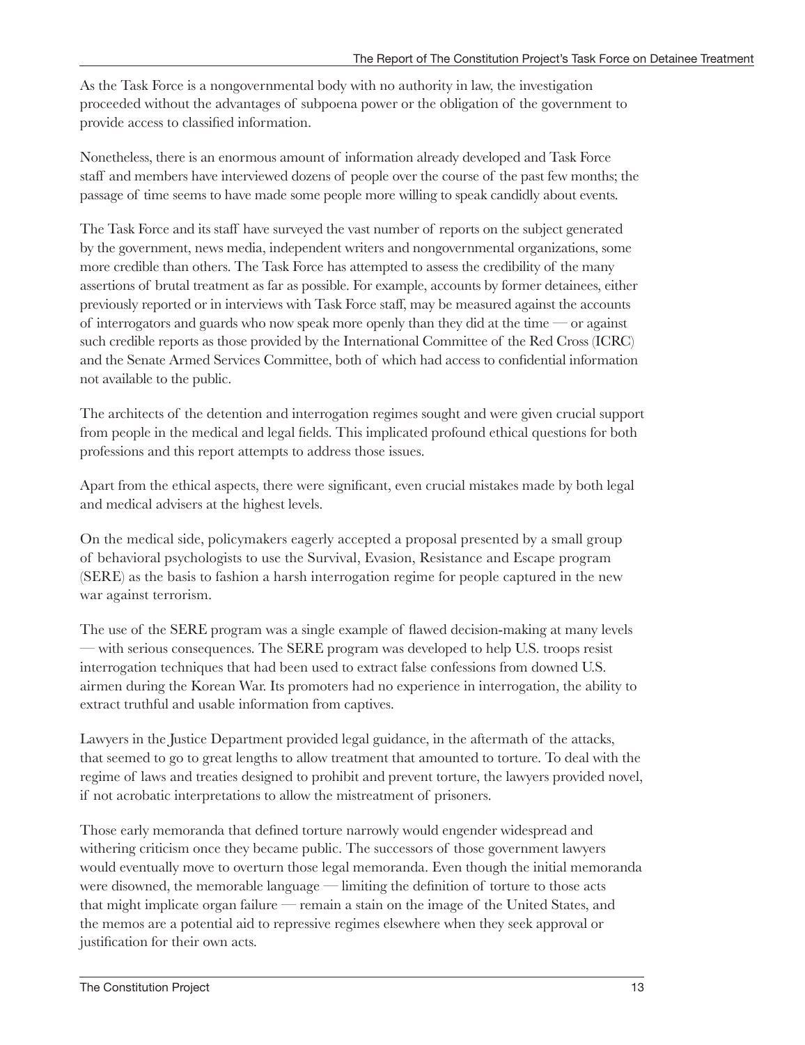As the Task Force is a nongovernmental body with no authority in law, the investigation proceeded without the advantages of subpoena power or the obligation of the government to provide access to classified information.

Nonetheless, there is an enormous amount of information already developed and Task Force staff and members have interviewed dozens of people over the course of the past few months; the passage of time seems to have made some people more willing to speak candidly about events.

The Task Force and its staff have surveyed the vast number of reports on the subject generated by the government, news media, independent writers and nongovernmental organizations, some more credible than others. The Task Force has attempted to assess the credibility of the many assertions of brutal treatment as far as possible. For example, accounts by former detainees, either previously reported or in interviews with Task Force staff, may be measured against the accounts of interrogators and guards who now speak more openly than they did at the time — or against such credible reports as those provided by the International Committee of the Red Cross (ICRC) and the Senate Armed Services Committee, both of which had access to confidential information not available to the public.

The architects of the detention and interrogation regimes sought and were given crucial support from people in the medical and legal fields. This implicated profound ethical questions for both professions and this report attempts to address those issues.

Apart from the ethical aspects, there were significant, even crucial mistakes made by both legal and medical advisers at the highest levels.

On the medical side, policymakers eagerly accepted a proposal presented by a small group of behavioral psychologists to use the Survival, Evasion, Resistance and Escape program (SERE) as the basis to fashion a harsh interrogation regime for people captured in the new war against terrorism.

The use of the SERE program was a single example of flawed decision-making at many levels — with serious consequences. The SERE program was developed to help U.S. troops resist interrogation techniques that had been used to extract false confessions from downed U.S. airmen during the Korean War. Its promoters had no experience in interrogation, the ability to extract truthful and usable information from captives.

Lawyers in the Justice Department provided legal guidance, in the aftermath of the attacks, that seemed to go to great lengths to allow treatment that amounted to torture. To deal with the regime of laws and treaties designed to prohibit and prevent torture, the lawyers provided novel, if not acrobatic interpretations to allow the mistreatment of prisoners.

Those early memoranda that defined torture narrowly would engender widespread and withering criticism once they became public. The successors of those government lawyers would eventually move to overturn those legal memoranda. Even though the initial memoranda were disowned, the memorable language — limiting the definition of torture to those acts that might implicate organ failure — remain a stain on the image of the United States, and the memos are a potential aid to repressive regimes elsewhere when they seek approval or justification for their own acts.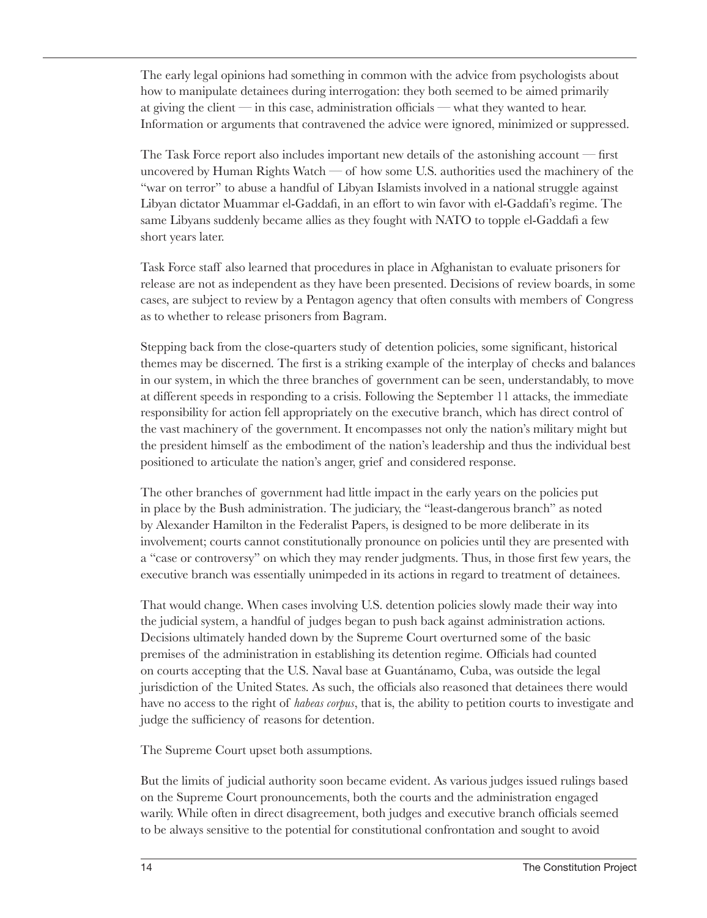The early legal opinions had something in common with the advice from psychologists about how to manipulate detainees during interrogation: they both seemed to be aimed primarily at giving the client — in this case, administration officials — what they wanted to hear. Information or arguments that contravened the advice were ignored, minimized or suppressed.

The Task Force report also includes important new details of the astonishing account — first uncovered by Human Rights Watch — of how some U.S. authorities used the machinery of the "war on terror" to abuse a handful of Libyan Islamists involved in a national struggle against Libyan dictator Muammar el-Gaddafi, in an effort to win favor with el-Gaddafi's regime. The same Libyans suddenly became allies as they fought with NATO to topple el-Gaddafi a few short years later.

Task Force staff also learned that procedures in place in Afghanistan to evaluate prisoners for release are not as independent as they have been presented. Decisions of review boards, in some cases, are subject to review by a Pentagon agency that often consults with members of Congress as to whether to release prisoners from Bagram.

Stepping back from the close-quarters study of detention policies, some significant, historical themes may be discerned. The first is a striking example of the interplay of checks and balances in our system, in which the three branches of government can be seen, understandably, to move at different speeds in responding to a crisis. Following the September 11 attacks, the immediate responsibility for action fell appropriately on the executive branch, which has direct control of the vast machinery of the government. It encompasses not only the nation's military might but the president himself as the embodiment of the nation's leadership and thus the individual best positioned to articulate the nation's anger, grief and considered response.

The other branches of government had little impact in the early years on the policies put in place by the Bush administration. The judiciary, the "least-dangerous branch" as noted by Alexander Hamilton in the Federalist Papers, is designed to be more deliberate in its involvement; courts cannot constitutionally pronounce on policies until they are presented with a "case or controversy" on which they may render judgments. Thus, in those first few years, the executive branch was essentially unimpeded in its actions in regard to treatment of detainees.

That would change. When cases involving U.S. detention policies slowly made their way into the judicial system, a handful of judges began to push back against administration actions. Decisions ultimately handed down by the Supreme Court overturned some of the basic premises of the administration in establishing its detention regime. Officials had counted on courts accepting that the U.S. Naval base at Guantánamo, Cuba, was outside the legal jurisdiction of the United States. As such, the officials also reasoned that detainees there would have no access to the right of *habeas corpus*, that is, the ability to petition courts to investigate and judge the sufficiency of reasons for detention.

The Supreme Court upset both assumptions.

But the limits of judicial authority soon became evident. As various judges issued rulings based on the Supreme Court pronouncements, both the courts and the administration engaged warily. While often in direct disagreement, both judges and executive branch officials seemed to be always sensitive to the potential for constitutional confrontation and sought to avoid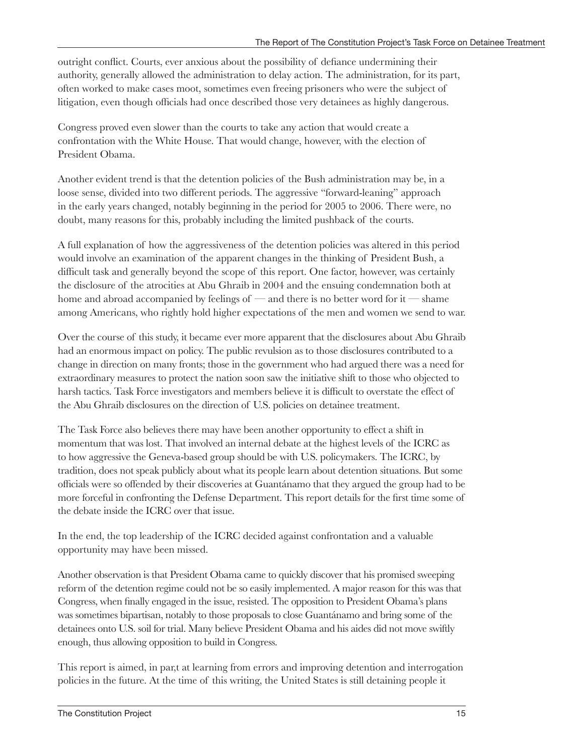outright conflict. Courts, ever anxious about the possibility of defiance undermining their authority, generally allowed the administration to delay action. The administration, for its part, often worked to make cases moot, sometimes even freeing prisoners who were the subject of litigation, even though officials had once described those very detainees as highly dangerous.

Congress proved even slower than the courts to take any action that would create a confrontation with the White House. That would change, however, with the election of President Obama.

Another evident trend is that the detention policies of the Bush administration may be, in a loose sense, divided into two different periods. The aggressive "forward-leaning" approach in the early years changed, notably beginning in the period for 2005 to 2006. There were, no doubt, many reasons for this, probably including the limited pushback of the courts.

A full explanation of how the aggressiveness of the detention policies was altered in this period would involve an examination of the apparent changes in the thinking of President Bush, a difficult task and generally beyond the scope of this report. One factor, however, was certainly the disclosure of the atrocities at Abu Ghraib in 2004 and the ensuing condemnation both at home and abroad accompanied by feelings of — and there is no better word for it — shame among Americans, who rightly hold higher expectations of the men and women we send to war.

Over the course of this study, it became ever more apparent that the disclosures about Abu Ghraib had an enormous impact on policy. The public revulsion as to those disclosures contributed to a change in direction on many fronts; those in the government who had argued there was a need for extraordinary measures to protect the nation soon saw the initiative shift to those who objected to harsh tactics. Task Force investigators and members believe it is difficult to overstate the effect of the Abu Ghraib disclosures on the direction of U.S. policies on detainee treatment.

The Task Force also believes there may have been another opportunity to effect a shift in momentum that was lost. That involved an internal debate at the highest levels of the ICRC as to how aggressive the Geneva-based group should be with U.S. policymakers. The ICRC, by tradition, does not speak publicly about what its people learn about detention situations. But some officials were so offended by their discoveries at Guantánamo that they argued the group had to be more forceful in confronting the Defense Department. This report details for the first time some of the debate inside the ICRC over that issue.

In the end, the top leadership of the ICRC decided against confrontation and a valuable opportunity may have been missed.

Another observation is that President Obama came to quickly discover that his promised sweeping reform of the detention regime could not be so easily implemented. A major reason for this was that Congress, when finally engaged in the issue, resisted. The opposition to President Obama's plans was sometimes bipartisan, notably to those proposals to close Guantánamo and bring some of the detainees onto U.S. soil for trial. Many believe President Obama and his aides did not move swiftly enough, thus allowing opposition to build in Congress.

This report is aimed, in par,t at learning from errors and improving detention and interrogation policies in the future. At the time of this writing, the United States is still detaining people it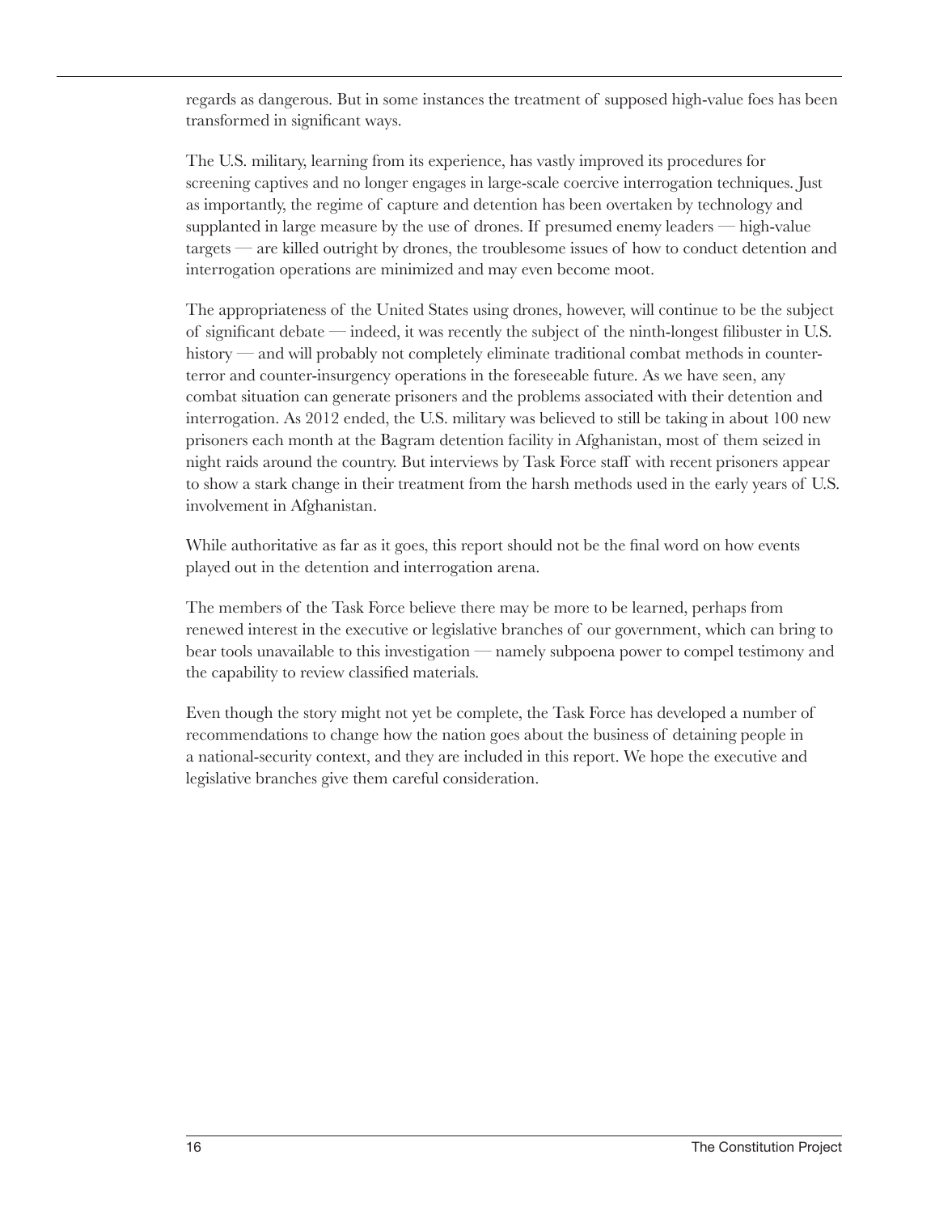regards as dangerous. But in some instances the treatment of supposed high-value foes has been transformed in significant ways.

The U.S. military, learning from its experience, has vastly improved its procedures for screening captives and no longer engages in large-scale coercive interrogation techniques. Just as importantly, the regime of capture and detention has been overtaken by technology and supplanted in large measure by the use of drones. If presumed enemy leaders — high-value targets — are killed outright by drones, the troublesome issues of how to conduct detention and interrogation operations are minimized and may even become moot.

The appropriateness of the United States using drones, however, will continue to be the subject of significant debate — indeed, it was recently the subject of the ninth-longest filibuster in U.S. history — and will probably not completely eliminate traditional combat methods in counter-terror and counter-insurgency operations in the foreseeable future. As we have seen, any combat situation can generate prisoners and the problems associated with their detention and interrogation. As 2012 ended, the U.S. military was believed to still be taking in about 100 new prisoners each month at the Bagram detention facility in Afghanistan, most of them seized in night raids around the country. But interviews by Task Force staff with recent prisoners appear to show a stark change in their treatment from the harsh methods used in the early years of U.S. involvement in Afghanistan.

While authoritative as far as it goes, this report should not be the final word on how events played out in the detention and interrogation arena.

The members of the Task Force believe there may be more to be learned, perhaps from renewed interest in the executive or legislative branches of our government, which can bring to bear tools unavailable to this investigation — namely subpoena power to compel testimony and the capability to review classified materials.

Even though the story might not yet be complete, the Task Force has developed a number of recommendations to change how the nation goes about the business of detaining people in a national-security context, and they are included in this report. We hope the executive and legislative branches give them careful consideration.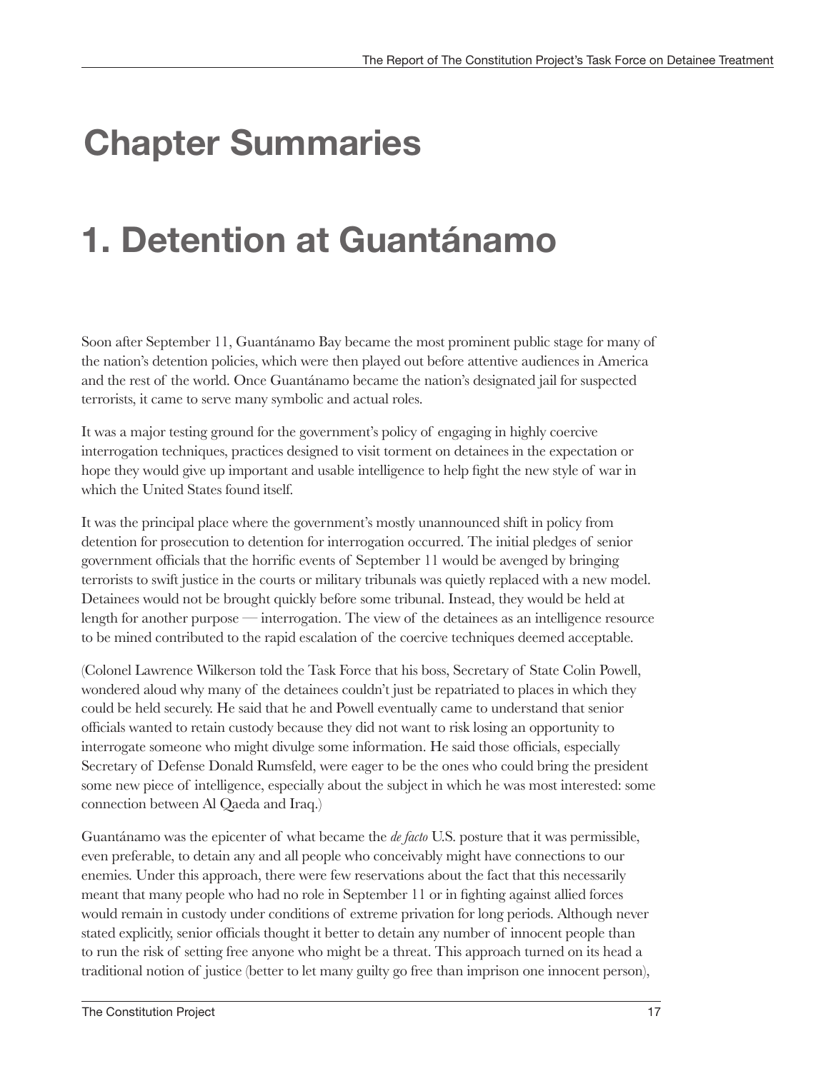# Chapter Summaries

# 1. Detention at Guantánamo

Soon after September 11, Guantánamo Bay became the most prominent public stage for many of the nation's detention policies, which were then played out before attentive audiences in America and the rest of the world. Once Guantánamo became the nation's designated jail for suspected terrorists, it came to serve many symbolic and actual roles.

It was a major testing ground for the government's policy of engaging in highly coercive interrogation techniques, practices designed to visit torment on detainees in the expectation or hope they would give up important and usable intelligence to help fight the new style of war in which the United States found itself.

It was the principal place where the government's mostly unannounced shift in policy from detention for prosecution to detention for interrogation occurred. The initial pledges of senior government officials that the horrific events of September 11 would be avenged by bringing terrorists to swift justice in the courts or military tribunals was quietly replaced with a new model. Detainees would not be brought quickly before some tribunal. Instead, they would be held at length for another purpose — interrogation. The view of the detainees as an intelligence resource to be mined contributed to the rapid escalation of the coercive techniques deemed acceptable.

(Colonel Lawrence Wilkerson told the Task Force that his boss, Secretary of State Colin Powell, wondered aloud why many of the detainees couldn't just be repatriated to places in which they could be held securely. He said that he and Powell eventually came to understand that senior officials wanted to retain custody because they did not want to risk losing an opportunity to interrogate someone who might divulge some information. He said those officials, especially Secretary of Defense Donald Rumsfeld, were eager to be the ones who could bring the president some new piece of intelligence, especially about the subject in which he was most interested: some connection between Al Qaeda and Iraq.)

Guantánamo was the epicenter of what became the *de facto* U.S. posture that it was permissible, even preferable, to detain any and all people who conceivably might have connections to our enemies. Under this approach, there were few reservations about the fact that this necessarily meant that many people who had no role in September 11 or in fighting against allied forces would remain in custody under conditions of extreme privation for long periods. Although never stated explicitly, senior officials thought it better to detain any number of innocent people than to run the risk of setting free anyone who might be a threat. This approach turned on its head a traditional notion of justice (better to let many guilty go free than imprison one innocent person),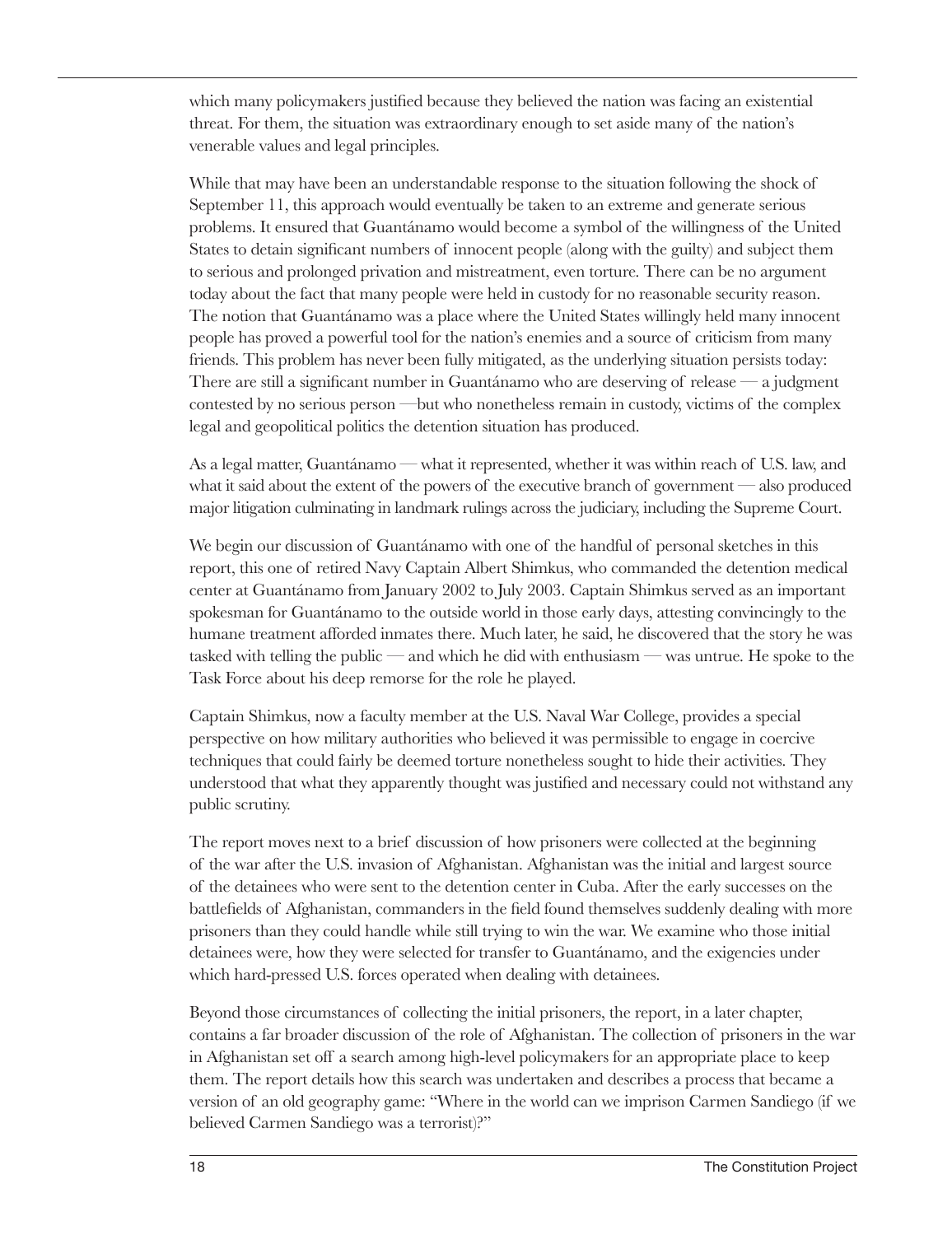which many policymakers justified because they believed the nation was facing an existential threat. For them, the situation was extraordinary enough to set aside many of the nation's venerable values and legal principles.

While that may have been an understandable response to the situation following the shock of September 11, this approach would eventually be taken to an extreme and generate serious problems. It ensured that Guantánamo would become a symbol of the willingness of the United States to detain significant numbers of innocent people (along with the guilty) and subject them to serious and prolonged privation and mistreatment, even torture. There can be no argument today about the fact that many people were held in custody for no reasonable security reason. The notion that Guantánamo was a place where the United States willingly held many innocent people has proved a powerful tool for the nation's enemies and a source of criticism from many friends. This problem has never been fully mitigated, as the underlying situation persists today: There are still a significant number in Guantánamo who are deserving of release — a judgment contested by no serious person —but who nonetheless remain in custody, victims of the complex legal and geopolitical politics the detention situation has produced.

As a legal matter, Guantánamo — what it represented, whether it was within reach of U.S. law, and what it said about the extent of the powers of the executive branch of government — also produced major litigation culminating in landmark rulings across the judiciary, including the Supreme Court.

We begin our discussion of Guantánamo with one of the handful of personal sketches in this report, this one of retired Navy Captain Albert Shimkus, who commanded the detention medical center at Guantánamo from January 2002 to July 2003. Captain Shimkus served as an important spokesman for Guantánamo to the outside world in those early days, attesting convincingly to the humane treatment afforded inmates there. Much later, he said, he discovered that the story he was tasked with telling the public — and which he did with enthusiasm — was untrue. He spoke to the Task Force about his deep remorse for the role he played.

Captain Shimkus, now a faculty member at the U.S. Naval War College, provides a special perspective on how military authorities who believed it was permissible to engage in coercive techniques that could fairly be deemed torture nonetheless sought to hide their activities. They understood that what they apparently thought was justified and necessary could not withstand any public scrutiny.

The report moves next to a brief discussion of how prisoners were collected at the beginning of the war after the U.S. invasion of Afghanistan. Afghanistan was the initial and largest source of the detainees who were sent to the detention center in Cuba. After the early successes on the battlefields of Afghanistan, commanders in the field found themselves suddenly dealing with more prisoners than they could handle while still trying to win the war. We examine who those initial detainees were, how they were selected for transfer to Guantánamo, and the exigencies under which hard-pressed U.S. forces operated when dealing with detainees.

Beyond those circumstances of collecting the initial prisoners, the report, in a later chapter, contains a far broader discussion of the role of Afghanistan. The collection of prisoners in the war in Afghanistan set off a search among high-level policymakers for an appropriate place to keep them. The report details how this search was undertaken and describes a process that became a version of an old geography game: "Where in the world can we imprison Carmen Sandiego (if we believed Carmen Sandiego was a terrorist)?"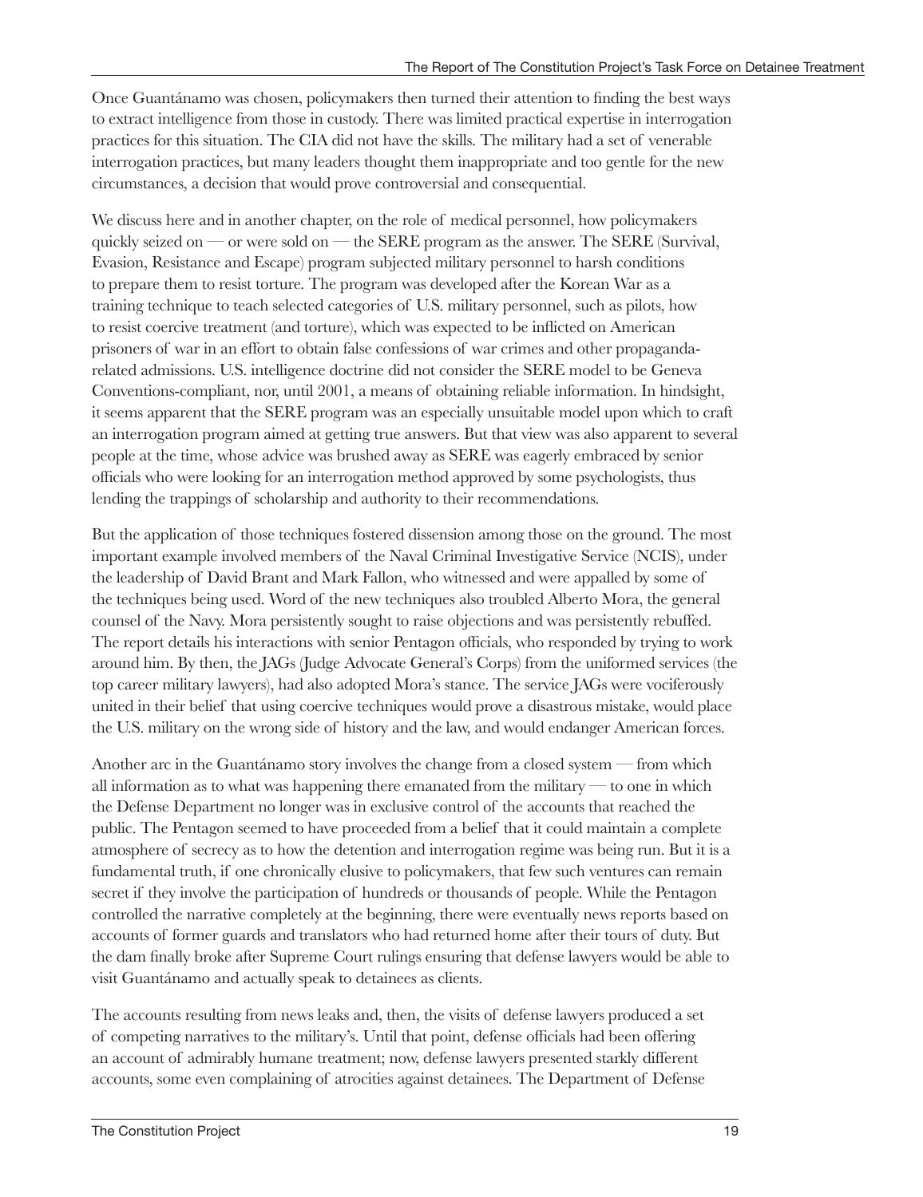Once Guantánamo was chosen, policymakers then turned their attention to finding the best ways to extract intelligence from those in custody. There was limited practical expertise in interrogation practices for this situation. The CIA did not have the skills. The military had a set of venerable interrogation practices, but many leaders thought them inappropriate and too gentle for the new circumstances, a decision that would prove controversial and consequential.

We discuss here and in another chapter, on the role of medical personnel, how policymakers quickly seized on — or were sold on — the SERE program as the answer. The SERE (Survival, Evasion, Resistance and Escape) program subjected military personnel to harsh conditions to prepare them to resist torture. The program was developed after the Korean War as a training technique to teach selected categories of U.S. military personnel, such as pilots, how to resist coercive treatment (and torture), which was expected to be inflicted on American prisoners of war in an effort to obtain false confessions of war crimes and other propaganda-related admissions. U.S. intelligence doctrine did not consider the SERE model to be Geneva Conventions-compliant, nor, until 2001, a means of obtaining reliable information. In hindsight, it seems apparent that the SERE program was an especially unsuitable model upon which to craft an interrogation program aimed at getting true answers. But that view was also apparent to several people at the time, whose advice was brushed away as SERE was eagerly embraced by senior officials who were looking for an interrogation method approved by some psychologists, thus lending the trappings of scholarship and authority to their recommendations.

But the application of those techniques fostered dissension among those on the ground. The most important example involved members of the Naval Criminal Investigative Service (NCIS), under the leadership of David Brant and Mark Fallon, who witnessed and were appalled by some of the techniques being used. Word of the new techniques also troubled Alberto Mora, the general counsel of the Navy. Mora persistently sought to raise objections and was persistently rebuffed. The report details his interactions with senior Pentagon officials, who responded by trying to work around him. By then, the JAGs (Judge Advocate General's Corps) from the uniformed services (the top career military lawyers), had also adopted Mora's stance. The service JAGs were vociferously united in their belief that using coercive techniques would prove a disastrous mistake, would place the U.S. military on the wrong side of history and the law, and would endanger American forces.

Another arc in the Guantánamo story involves the change from a closed system — from which all information as to what was happening there emanated from the military — to one in which the Defense Department no longer was in exclusive control of the accounts that reached the public. The Pentagon seemed to have proceeded from a belief that it could maintain a complete atmosphere of secrecy as to how the detention and interrogation regime was being run. But it is a fundamental truth, if one chronically elusive to policymakers, that few such ventures can remain secret if they involve the participation of hundreds or thousands of people. While the Pentagon controlled the narrative completely at the beginning, there were eventually news reports based on accounts of former guards and translators who had returned home after their tours of duty. But the dam finally broke after Supreme Court rulings ensuring that defense lawyers would be able to visit Guantánamo and actually speak to detainees as clients.

The accounts resulting from news leaks and, then, the visits of defense lawyers produced a set of competing narratives to the military's. Until that point, defense officials had been offering an account of admirably humane treatment; now, defense lawyers presented starkly different accounts, some even complaining of atrocities against detainees. The Department of Defense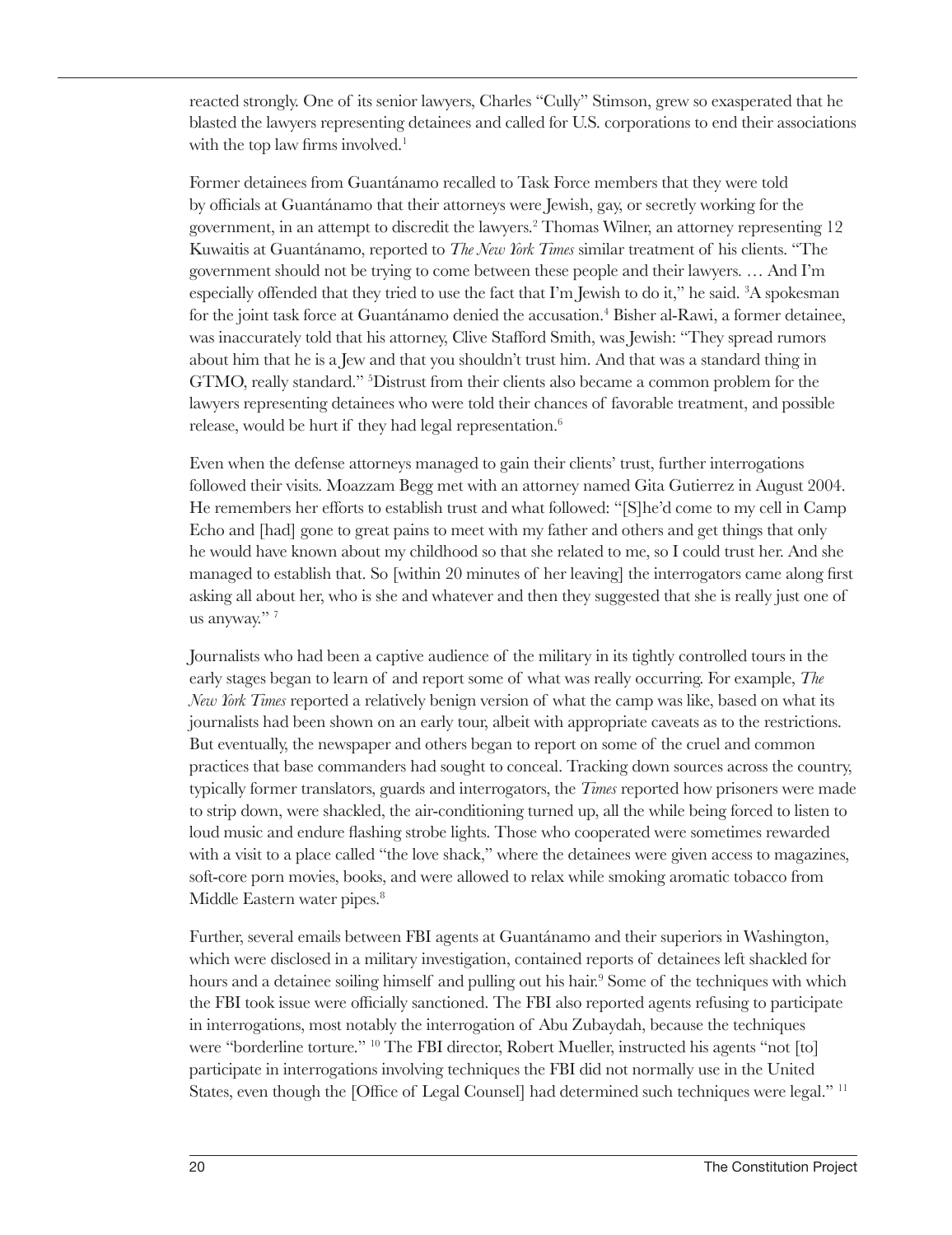reacted strongly. One of its senior lawyers, Charles "Cully" Stimson, grew so exasperated that he blasted the lawyers representing detainees and called for U.S. corporations to end their associations with the top law firms involved.[1]

Former detainees from Guantánamo recalled to Task Force members that they were told by officials at Guantánamo that their attorneys were Jewish, gay, or secretly working for the government, in an attempt to discredit the lawyers.[2] Thomas Wilner, an attorney representing 12 Kuwaitis at Guantánamo, reported to *The New York Times* similar treatment of his clients. "The government should not be trying to come between these people and their lawyers. … And I'm especially offended that they tried to use the fact that I'm Jewish to do it," he said. [3]A spokesman for the joint task force at Guantánamo denied the accusation.[4] Bisher al-Rawi, a former detainee, was inaccurately told that his attorney, Clive Stafford Smith, was Jewish: "They spread rumors about him that he is a Jew and that you shouldn't trust him. And that was a standard thing in GTMO, really standard." [5]Distrust from their clients also became a common problem for the lawyers representing detainees who were told their chances of favorable treatment, and possible release, would be hurt if they had legal representation.[6]

Even when the defense attorneys managed to gain their clients' trust, further interrogations followed their visits. Moazzam Begg met with an attorney named Gita Gutierrez in August 2004. He remembers her efforts to establish trust and what followed: "[S]he'd come to my cell in Camp Echo and [had] gone to great pains to meet with my father and others and get things that only he would have known about my childhood so that she related to me, so I could trust her. And she managed to establish that. So [within 20 minutes of her leaving] the interrogators came along first asking all about her, who is she and whatever and then they suggested that she is really just one of us anyway." [7]

Journalists who had been a captive audience of the military in its tightly controlled tours in the early stages began to learn of and report some of what was really occurring. For example, *The New York Times* reported a relatively benign version of what the camp was like, based on what its journalists had been shown on an early tour, albeit with appropriate caveats as to the restrictions. But eventually, the newspaper and others began to report on some of the cruel and common practices that base commanders had sought to conceal. Tracking down sources across the country, typically former translators, guards and interrogators, the *Times* reported how prisoners were made to strip down, were shackled, the air-conditioning turned up, all the while being forced to listen to loud music and endure flashing strobe lights. Those who cooperated were sometimes rewarded with a visit to a place called "the love shack," where the detainees were given access to magazines, soft-core porn movies, books, and were allowed to relax while smoking aromatic tobacco from Middle Eastern water pipes.[8]

Further, several emails between FBI agents at Guantánamo and their superiors in Washington, which were disclosed in a military investigation, contained reports of detainees left shackled for hours and a detainee soiling himself and pulling out his hair.[9] Some of the techniques with which the FBI took issue were officially sanctioned. The FBI also reported agents refusing to participate in interrogations, most notably the interrogation of Abu Zubaydah, because the techniques were "borderline torture." [10] The FBI director, Robert Mueller, instructed his agents "not [to] participate in interrogations involving techniques the FBI did not normally use in the United States, even though the [Office of Legal Counsel] had determined such techniques were legal." [11]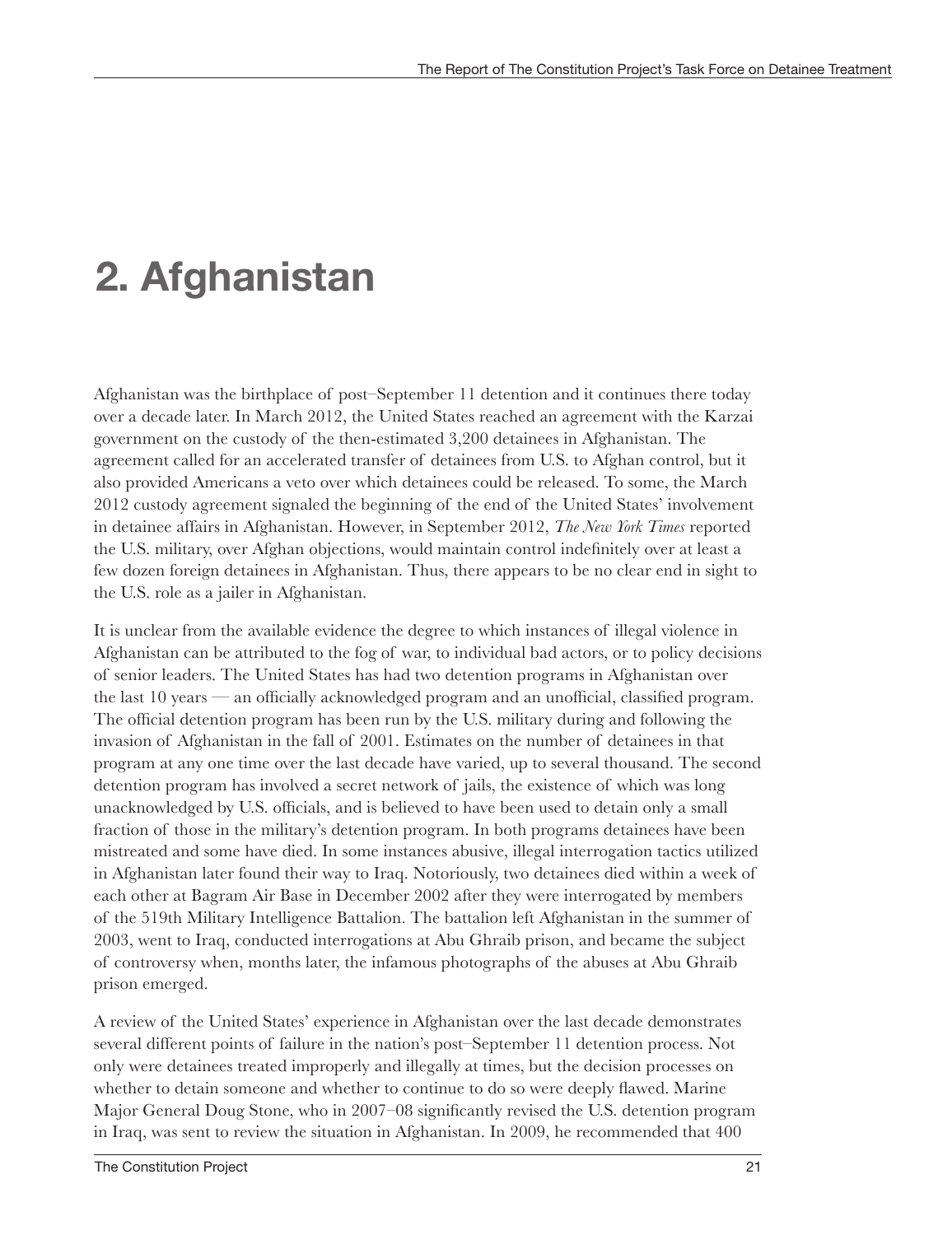# 2. Afghanistan

Afghanistan was the birthplace of post–September 11 detention and it continues there today over a decade later. In March 2012, the United States reached an agreement with the Karzai government on the custody of the then-estimated 3,200 detainees in Afghanistan. The agreement called for an accelerated transfer of detainees from U.S. to Afghan control, but it also provided Americans a veto over which detainees could be released. To some, the March 2012 custody agreement signaled the beginning of the end of the United States' involvement in detainee affairs in Afghanistan. However, in September 2012, *The New York Times* reported the U.S. military, over Afghan objections, would maintain control indefinitely over at least a few dozen foreign detainees in Afghanistan. Thus, there appears to be no clear end in sight to the U.S. role as a jailer in Afghanistan.

It is unclear from the available evidence the degree to which instances of illegal violence in Afghanistan can be attributed to the fog of war, to individual bad actors, or to policy decisions of senior leaders. The United States has had two detention programs in Afghanistan over the last 10 years — an officially acknowledged program and an unofficial, classified program. The official detention program has been run by the U.S. military during and following the invasion of Afghanistan in the fall of 2001. Estimates on the number of detainees in that program at any one time over the last decade have varied, up to several thousand. The second detention program has involved a secret network of jails, the existence of which was long unacknowledged by U.S. officials, and is believed to have been used to detain only a small fraction of those in the military's detention program. In both programs detainees have been mistreated and some have died. In some instances abusive, illegal interrogation tactics utilized in Afghanistan later found their way to Iraq. Notoriously, two detainees died within a week of each other at Bagram Air Base in December 2002 after they were interrogated by members of the 519th Military Intelligence Battalion. The battalion left Afghanistan in the summer of 2003, went to Iraq, conducted interrogations at Abu Ghraib prison, and became the subject of controversy when, months later, the infamous photographs of the abuses at Abu Ghraib prison emerged.

A review of the United States' experience in Afghanistan over the last decade demonstrates several different points of failure in the nation's post–September 11 detention process. Not only were detainees treated improperly and illegally at times, but the decision processes on whether to detain someone and whether to continue to do so were deeply flawed. Marine Major General Doug Stone, who in 2007–08 significantly revised the U.S. detention program in Iraq, was sent to review the situation in Afghanistan. In 2009, he recommended that 400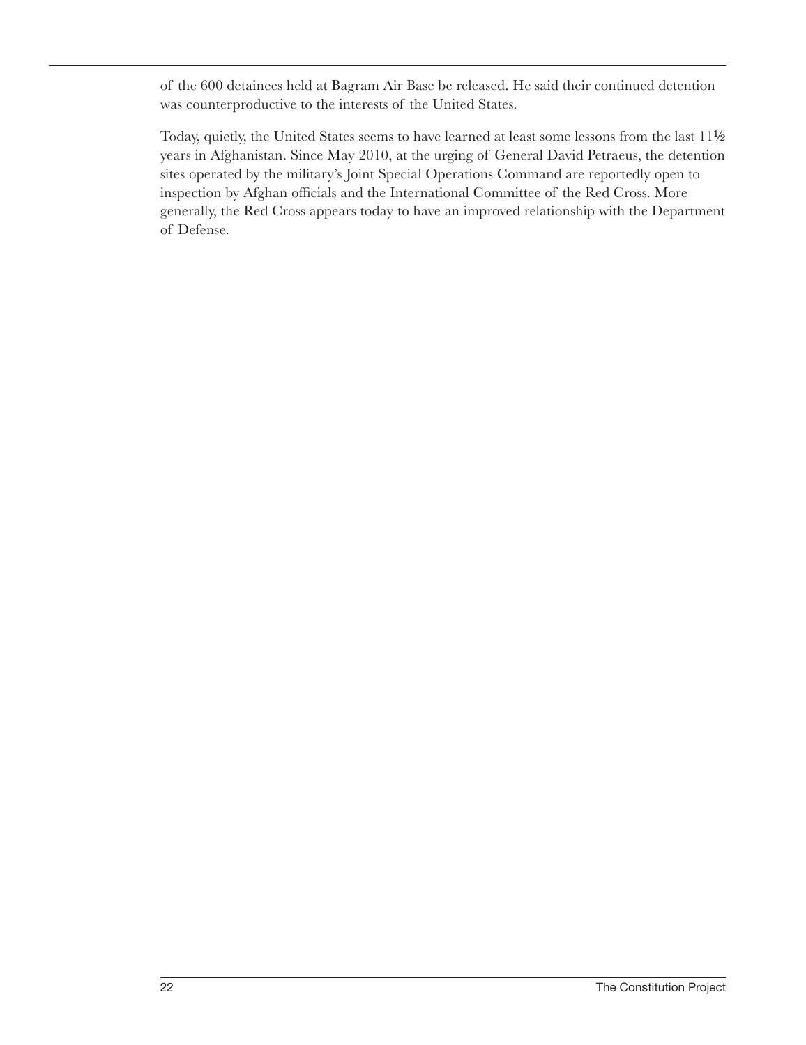of the 600 detainees held at Bagram Air Base be released. He said their continued detention was counterproductive to the interests of the United States.

Today, quietly, the United States seems to have learned at least some lessons from the last 11½ years in Afghanistan. Since May 2010, at the urging of General David Petraeus, the detention sites operated by the military's Joint Special Operations Command are reportedly open to inspection by Afghan officials and the International Committee of the Red Cross. More generally, the Red Cross appears today to have an improved relationship with the Department of Defense.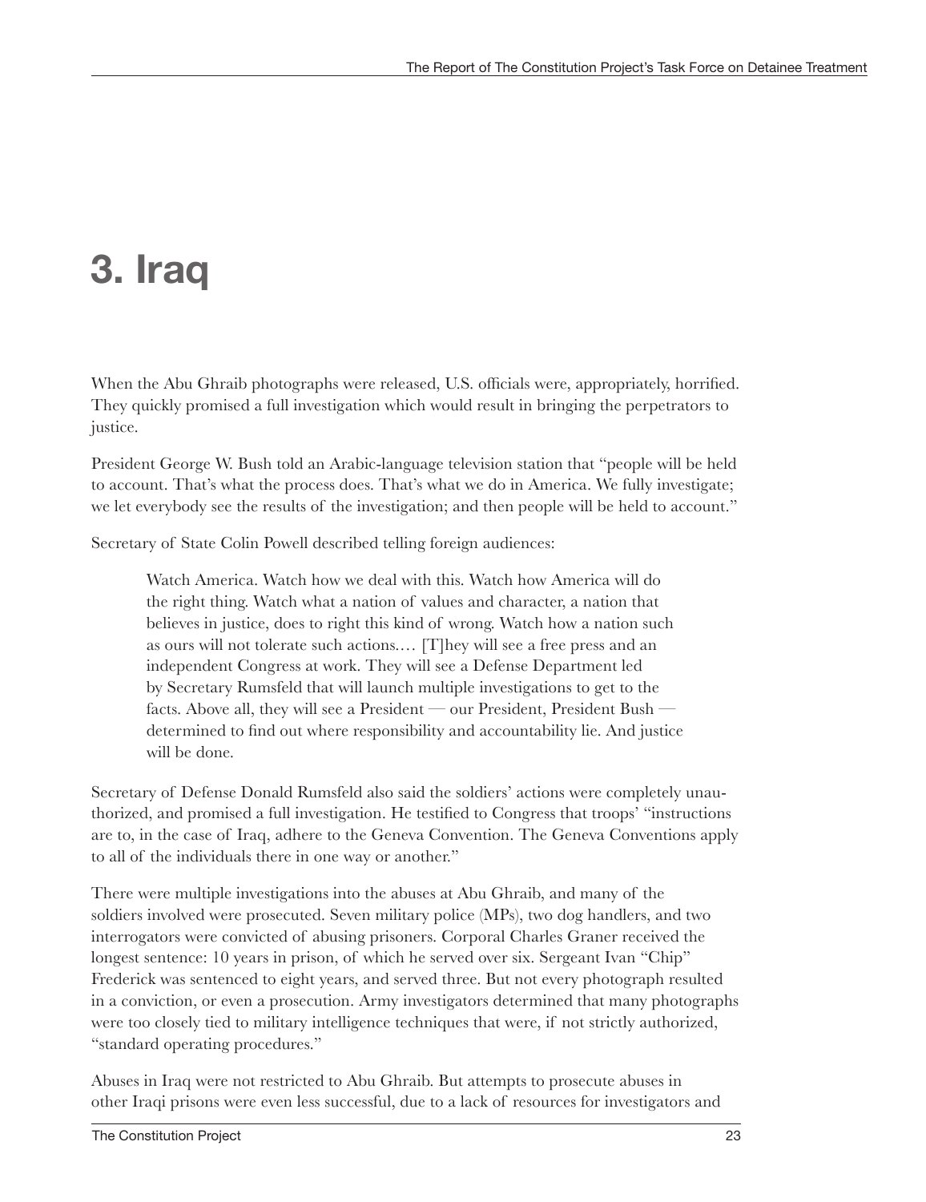# 3. Iraq

When the Abu Ghraib photographs were released, U.S. officials were, appropriately, horrified. They quickly promised a full investigation which would result in bringing the perpetrators to justice.

President George W. Bush told an Arabic-language television station that "people will be held to account. That's what the process does. That's what we do in America. We fully investigate; we let everybody see the results of the investigation; and then people will be held to account."

Secretary of State Colin Powell described telling foreign audiences:

> Watch America. Watch how we deal with this. Watch how America will do the right thing. Watch what a nation of values and character, a nation that believes in justice, does to right this kind of wrong. Watch how a nation such as ours will not tolerate such actions.… [T]hey will see a free press and an independent Congress at work. They will see a Defense Department led by Secretary Rumsfeld that will launch multiple investigations to get to the facts. Above all, they will see a President — our President, President Bush — determined to find out where responsibility and accountability lie. And justice will be done.

Secretary of Defense Donald Rumsfeld also said the soldiers' actions were completely unauthorized, and promised a full investigation. He testified to Congress that troops' "instructions are to, in the case of Iraq, adhere to the Geneva Convention. The Geneva Conventions apply to all of the individuals there in one way or another."

There were multiple investigations into the abuses at Abu Ghraib, and many of the soldiers involved were prosecuted. Seven military police (MPs), two dog handlers, and two interrogators were convicted of abusing prisoners. Corporal Charles Graner received the longest sentence: 10 years in prison, of which he served over six. Sergeant Ivan "Chip" Frederick was sentenced to eight years, and served three. But not every photograph resulted in a conviction, or even a prosecution. Army investigators determined that many photographs were too closely tied to military intelligence techniques that were, if not strictly authorized, "standard operating procedures."

Abuses in Iraq were not restricted to Abu Ghraib. But attempts to prosecute abuses in other Iraqi prisons were even less successful, due to a lack of resources for investigators and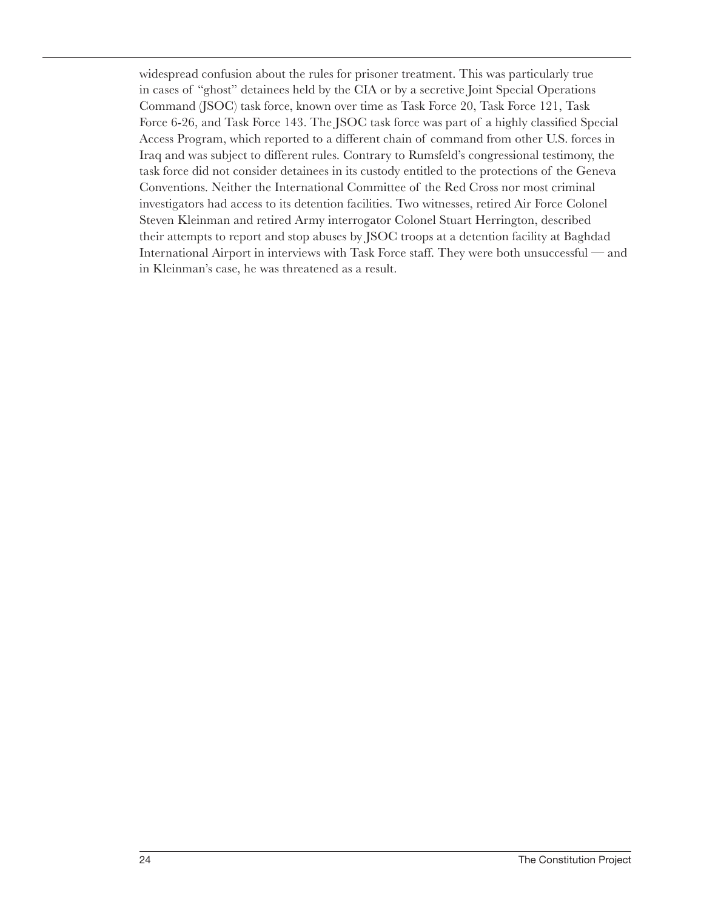widespread confusion about the rules for prisoner treatment. This was particularly true in cases of "ghost" detainees held by the CIA or by a secretive Joint Special Operations Command (JSOC) task force, known over time as Task Force 20, Task Force 121, Task Force 6-26, and Task Force 143. The JSOC task force was part of a highly classified Special Access Program, which reported to a different chain of command from other U.S. forces in Iraq and was subject to different rules. Contrary to Rumsfeld's congressional testimony, the task force did not consider detainees in its custody entitled to the protections of the Geneva Conventions. Neither the International Committee of the Red Cross nor most criminal investigators had access to its detention facilities. Two witnesses, retired Air Force Colonel Steven Kleinman and retired Army interrogator Colonel Stuart Herrington, described their attempts to report and stop abuses by JSOC troops at a detention facility at Baghdad International Airport in interviews with Task Force staff. They were both unsuccessful — and in Kleinman's case, he was threatened as a result.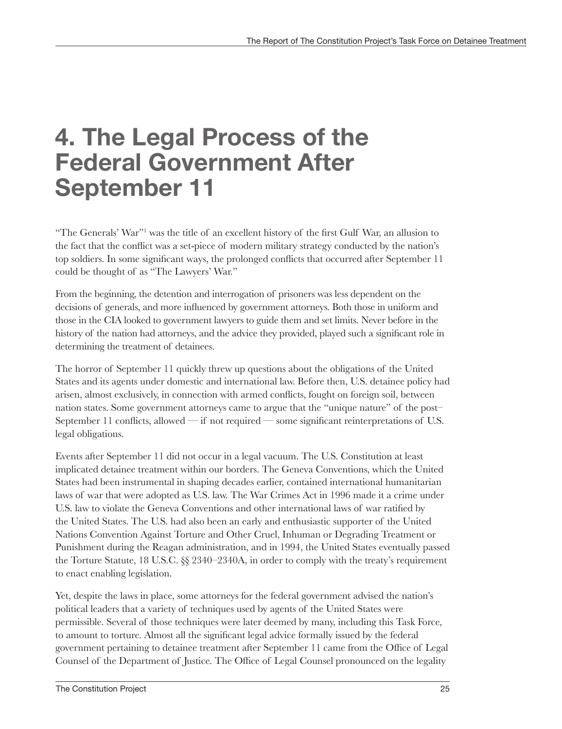# 4. The Legal Process of the Federal Government After September 11

"The Generals' War"[1] was the title of an excellent history of the first Gulf War, an allusion to the fact that the conflict was a set-piece of modern military strategy conducted by the nation's top soldiers. In some significant ways, the prolonged conflicts that occurred after September 11 could be thought of as "The Lawyers' War."

From the beginning, the detention and interrogation of prisoners was less dependent on the decisions of generals, and more influenced by government attorneys. Both those in uniform and those in the CIA looked to government lawyers to guide them and set limits. Never before in the history of the nation had attorneys, and the advice they provided, played such a significant role in determining the treatment of detainees.

The horror of September 11 quickly threw up questions about the obligations of the United States and its agents under domestic and international law. Before then, U.S. detainee policy had arisen, almost exclusively, in connection with armed conflicts, fought on foreign soil, between nation states. Some government attorneys came to argue that the "unique nature" of the post–September 11 conflicts, allowed — if not required — some significant reinterpretations of U.S. legal obligations.

Events after September 11 did not occur in a legal vacuum. The U.S. Constitution at least implicated detainee treatment within our borders. The Geneva Conventions, which the United States had been instrumental in shaping decades earlier, contained international humanitarian laws of war that were adopted as U.S. law. The War Crimes Act in 1996 made it a crime under U.S. law to violate the Geneva Conventions and other international laws of war ratified by the United States. The U.S. had also been an early and enthusiastic supporter of the United Nations Convention Against Torture and Other Cruel, Inhuman or Degrading Treatment or Punishment during the Reagan administration, and in 1994, the United States eventually passed the Torture Statute, 18 U.S.C. §§ 2340–2340A, in order to comply with the treaty's requirement to enact enabling legislation.

Yet, despite the laws in place, some attorneys for the federal government advised the nation's political leaders that a variety of techniques used by agents of the United States were permissible. Several of those techniques were later deemed by many, including this Task Force, to amount to torture. Almost all the significant legal advice formally issued by the federal government pertaining to detainee treatment after September 11 came from the Office of Legal Counsel of the Department of Justice. The Office of Legal Counsel pronounced on the legality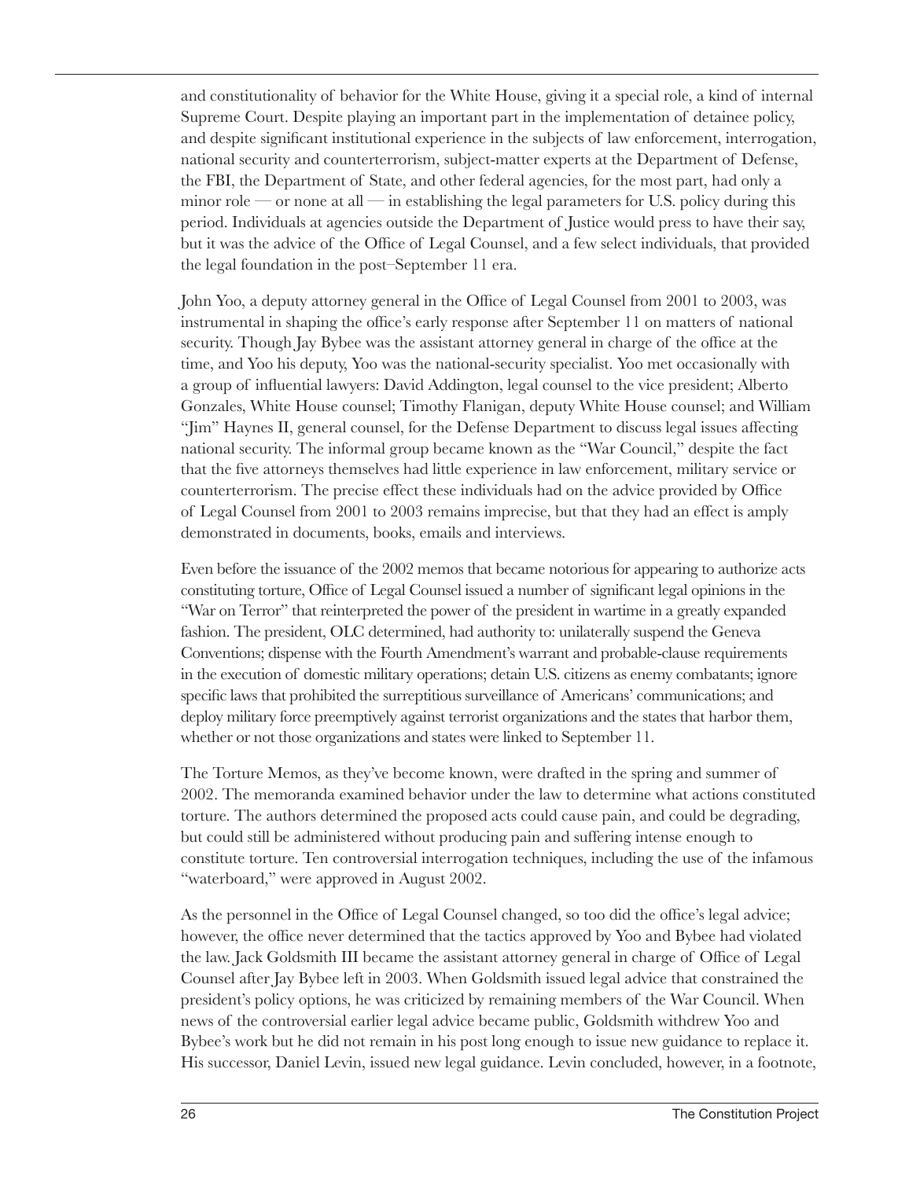and constitutionality of behavior for the White House, giving it a special role, a kind of internal Supreme Court. Despite playing an important part in the implementation of detainee policy, and despite significant institutional experience in the subjects of law enforcement, interrogation, national security and counterterrorism, subject-matter experts at the Department of Defense, the FBI, the Department of State, and other federal agencies, for the most part, had only a minor role — or none at all — in establishing the legal parameters for U.S. policy during this period. Individuals at agencies outside the Department of Justice would press to have their say, but it was the advice of the Office of Legal Counsel, and a few select individuals, that provided the legal foundation in the post–September 11 era.

John Yoo, a deputy attorney general in the Office of Legal Counsel from 2001 to 2003, was instrumental in shaping the office's early response after September 11 on matters of national security. Though Jay Bybee was the assistant attorney general in charge of the office at the time, and Yoo his deputy, Yoo was the national-security specialist. Yoo met occasionally with a group of influential lawyers: David Addington, legal counsel to the vice president; Alberto Gonzales, White House counsel; Timothy Flanigan, deputy White House counsel; and William "Jim" Haynes II, general counsel, for the Defense Department to discuss legal issues affecting national security. The informal group became known as the "War Council," despite the fact that the five attorneys themselves had little experience in law enforcement, military service or counterterrorism. The precise effect these individuals had on the advice provided by Office of Legal Counsel from 2001 to 2003 remains imprecise, but that they had an effect is amply demonstrated in documents, books, emails and interviews.

Even before the issuance of the 2002 memos that became notorious for appearing to authorize acts constituting torture, Office of Legal Counsel issued a number of significant legal opinions in the "War on Terror" that reinterpreted the power of the president in wartime in a greatly expanded fashion. The president, OLC determined, had authority to: unilaterally suspend the Geneva Conventions; dispense with the Fourth Amendment's warrant and probable-clause requirements in the execution of domestic military operations; detain U.S. citizens as enemy combatants; ignore specific laws that prohibited the surreptitious surveillance of Americans' communications; and deploy military force preemptively against terrorist organizations and the states that harbor them, whether or not those organizations and states were linked to September 11.

The Torture Memos, as they've become known, were drafted in the spring and summer of 2002. The memoranda examined behavior under the law to determine what actions constituted torture. The authors determined the proposed acts could cause pain, and could be degrading, but could still be administered without producing pain and suffering intense enough to constitute torture. Ten controversial interrogation techniques, including the use of the infamous "waterboard," were approved in August 2002.

As the personnel in the Office of Legal Counsel changed, so too did the office's legal advice; however, the office never determined that the tactics approved by Yoo and Bybee had violated the law. Jack Goldsmith III became the assistant attorney general in charge of Office of Legal Counsel after Jay Bybee left in 2003. When Goldsmith issued legal advice that constrained the president's policy options, he was criticized by remaining members of the War Council. When news of the controversial earlier legal advice became public, Goldsmith withdrew Yoo and Bybee's work but he did not remain in his post long enough to issue new guidance to replace it. His successor, Daniel Levin, issued new legal guidance. Levin concluded, however, in a footnote,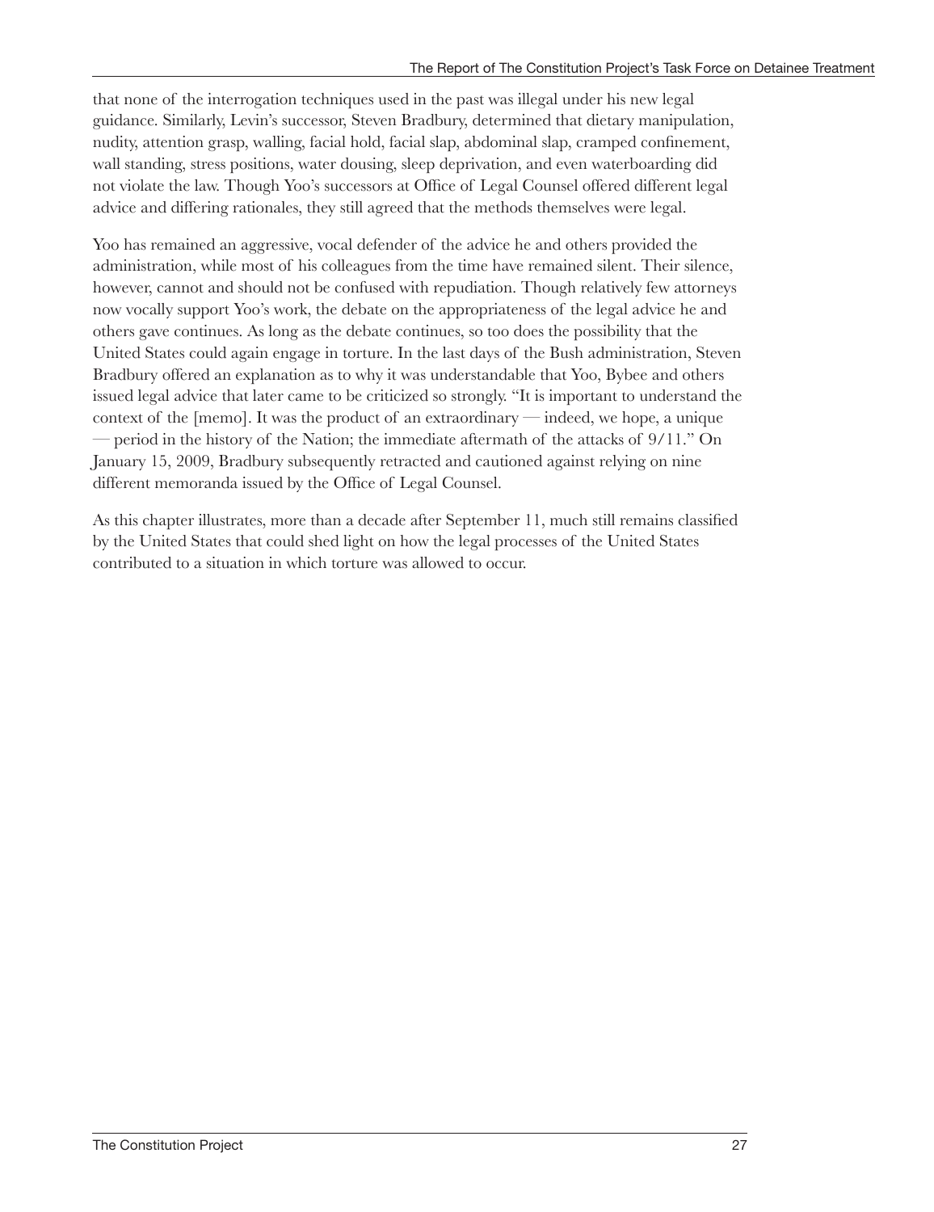that none of the interrogation techniques used in the past was illegal under his new legal guidance. Similarly, Levin's successor, Steven Bradbury, determined that dietary manipulation, nudity, attention grasp, walling, facial hold, facial slap, abdominal slap, cramped confinement, wall standing, stress positions, water dousing, sleep deprivation, and even waterboarding did not violate the law. Though Yoo's successors at Office of Legal Counsel offered different legal advice and differing rationales, they still agreed that the methods themselves were legal.

Yoo has remained an aggressive, vocal defender of the advice he and others provided the administration, while most of his colleagues from the time have remained silent. Their silence, however, cannot and should not be confused with repudiation. Though relatively few attorneys now vocally support Yoo's work, the debate on the appropriateness of the legal advice he and others gave continues. As long as the debate continues, so too does the possibility that the United States could again engage in torture. In the last days of the Bush administration, Steven Bradbury offered an explanation as to why it was understandable that Yoo, Bybee and others issued legal advice that later came to be criticized so strongly. "It is important to understand the context of the [memo]. It was the product of an extraordinary — indeed, we hope, a unique — period in the history of the Nation; the immediate aftermath of the attacks of 9/11." On January 15, 2009, Bradbury subsequently retracted and cautioned against relying on nine different memoranda issued by the Office of Legal Counsel.

As this chapter illustrates, more than a decade after September 11, much still remains classified by the United States that could shed light on how the legal processes of the United States contributed to a situation in which torture was allowed to occur.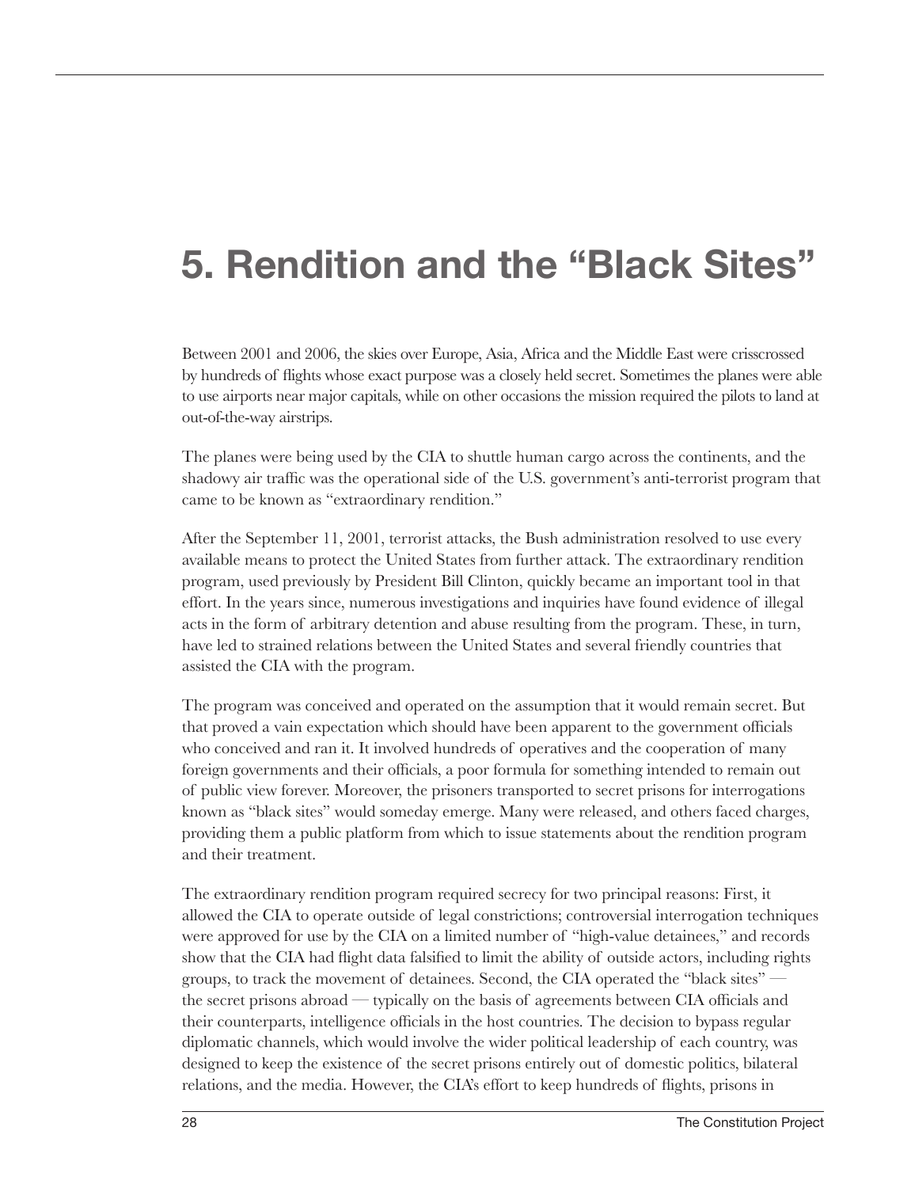# 5. Rendition and the "Black Sites"

Between 2001 and 2006, the skies over Europe, Asia, Africa and the Middle East were crisscrossed by hundreds of flights whose exact purpose was a closely held secret. Sometimes the planes were able to use airports near major capitals, while on other occasions the mission required the pilots to land at out-of-the-way airstrips.

The planes were being used by the CIA to shuttle human cargo across the continents, and the shadowy air traffic was the operational side of the U.S. government's anti-terrorist program that came to be known as "extraordinary rendition."

After the September 11, 2001, terrorist attacks, the Bush administration resolved to use every available means to protect the United States from further attack. The extraordinary rendition program, used previously by President Bill Clinton, quickly became an important tool in that effort. In the years since, numerous investigations and inquiries have found evidence of illegal acts in the form of arbitrary detention and abuse resulting from the program. These, in turn, have led to strained relations between the United States and several friendly countries that assisted the CIA with the program.

The program was conceived and operated on the assumption that it would remain secret. But that proved a vain expectation which should have been apparent to the government officials who conceived and ran it. It involved hundreds of operatives and the cooperation of many foreign governments and their officials, a poor formula for something intended to remain out of public view forever. Moreover, the prisoners transported to secret prisons for interrogations known as "black sites" would someday emerge. Many were released, and others faced charges, providing them a public platform from which to issue statements about the rendition program and their treatment.

The extraordinary rendition program required secrecy for two principal reasons: First, it allowed the CIA to operate outside of legal constrictions; controversial interrogation techniques were approved for use by the CIA on a limited number of "high-value detainees," and records show that the CIA had flight data falsified to limit the ability of outside actors, including rights groups, to track the movement of detainees. Second, the CIA operated the "black sites" — the secret prisons abroad — typically on the basis of agreements between CIA officials and their counterparts, intelligence officials in the host countries. The decision to bypass regular diplomatic channels, which would involve the wider political leadership of each country, was designed to keep the existence of the secret prisons entirely out of domestic politics, bilateral relations, and the media. However, the CIA's effort to keep hundreds of flights, prisons in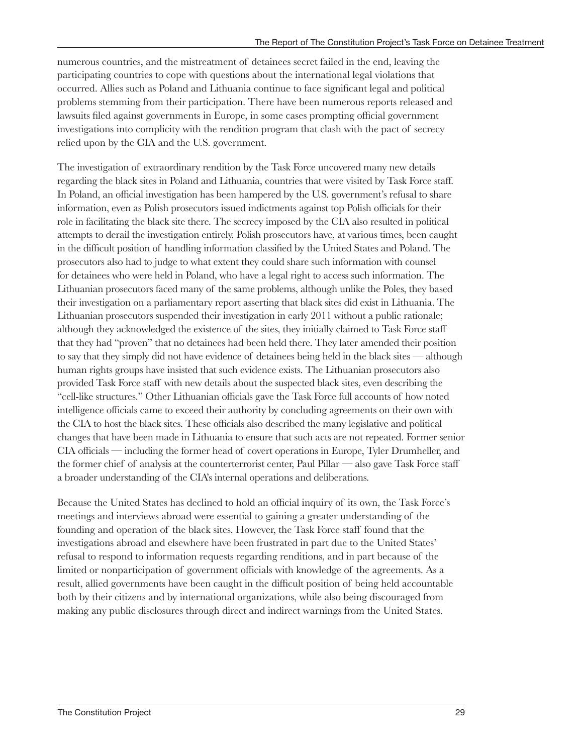numerous countries, and the mistreatment of detainees secret failed in the end, leaving the participating countries to cope with questions about the international legal violations that occurred. Allies such as Poland and Lithuania continue to face significant legal and political problems stemming from their participation. There have been numerous reports released and lawsuits filed against governments in Europe, in some cases prompting official government investigations into complicity with the rendition program that clash with the pact of secrecy relied upon by the CIA and the U.S. government.

The investigation of extraordinary rendition by the Task Force uncovered many new details regarding the black sites in Poland and Lithuania, countries that were visited by Task Force staff. In Poland, an official investigation has been hampered by the U.S. government's refusal to share information, even as Polish prosecutors issued indictments against top Polish officials for their role in facilitating the black site there. The secrecy imposed by the CIA also resulted in political attempts to derail the investigation entirely. Polish prosecutors have, at various times, been caught in the difficult position of handling information classified by the United States and Poland. The prosecutors also had to judge to what extent they could share such information with counsel for detainees who were held in Poland, who have a legal right to access such information. The Lithuanian prosecutors faced many of the same problems, although unlike the Poles, they based their investigation on a parliamentary report asserting that black sites did exist in Lithuania. The Lithuanian prosecutors suspended their investigation in early 2011 without a public rationale; although they acknowledged the existence of the sites, they initially claimed to Task Force staff that they had "proven" that no detainees had been held there. They later amended their position to say that they simply did not have evidence of detainees being held in the black sites — although human rights groups have insisted that such evidence exists. The Lithuanian prosecutors also provided Task Force staff with new details about the suspected black sites, even describing the "cell-like structures." Other Lithuanian officials gave the Task Force full accounts of how noted intelligence officials came to exceed their authority by concluding agreements on their own with the CIA to host the black sites. These officials also described the many legislative and political changes that have been made in Lithuania to ensure that such acts are not repeated. Former senior CIA officials — including the former head of covert operations in Europe, Tyler Drumheller, and the former chief of analysis at the counterterrorist center, Paul Pillar — also gave Task Force staff a broader understanding of the CIA's internal operations and deliberations.

Because the United States has declined to hold an official inquiry of its own, the Task Force's meetings and interviews abroad were essential to gaining a greater understanding of the founding and operation of the black sites. However, the Task Force staff found that the investigations abroad and elsewhere have been frustrated in part due to the United States' refusal to respond to information requests regarding renditions, and in part because of the limited or nonparticipation of government officials with knowledge of the agreements. As a result, allied governments have been caught in the difficult position of being held accountable both by their citizens and by international organizations, while also being discouraged from making any public disclosures through direct and indirect warnings from the United States.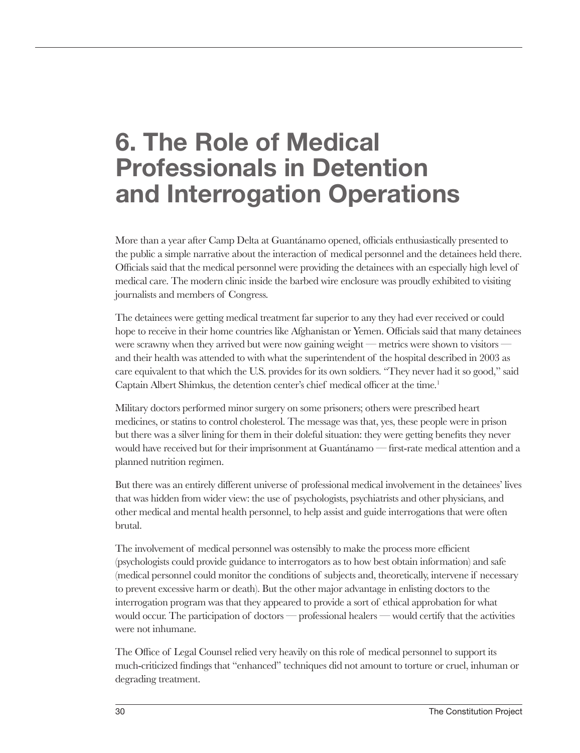# 6. The Role of Medical Professionals in Detention and Interrogation Operations

More than a year after Camp Delta at Guantánamo opened, officials enthusiastically presented to the public a simple narrative about the interaction of medical personnel and the detainees held there. Officials said that the medical personnel were providing the detainees with an especially high level of medical care. The modern clinic inside the barbed wire enclosure was proudly exhibited to visiting journalists and members of Congress.

The detainees were getting medical treatment far superior to any they had ever received or could hope to receive in their home countries like Afghanistan or Yemen. Officials said that many detainees were scrawny when they arrived but were now gaining weight — metrics were shown to visitors — and their health was attended to with what the superintendent of the hospital described in 2003 as care equivalent to that which the U.S. provides for its own soldiers. "They never had it so good," said Captain Albert Shimkus, the detention center's chief medical officer at the time.[1]

Military doctors performed minor surgery on some prisoners; others were prescribed heart medicines, or statins to control cholesterol. The message was that, yes, these people were in prison but there was a silver lining for them in their doleful situation: they were getting benefits they never would have received but for their imprisonment at Guantánamo — first-rate medical attention and a planned nutrition regimen.

But there was an entirely different universe of professional medical involvement in the detainees' lives that was hidden from wider view: the use of psychologists, psychiatrists and other physicians, and other medical and mental health personnel, to help assist and guide interrogations that were often brutal.

The involvement of medical personnel was ostensibly to make the process more efficient (psychologists could provide guidance to interrogators as to how best obtain information) and safe (medical personnel could monitor the conditions of subjects and, theoretically, intervene if necessary to prevent excessive harm or death). But the other major advantage in enlisting doctors to the interrogation program was that they appeared to provide a sort of ethical approbation for what would occur. The participation of doctors — professional healers — would certify that the activities were not inhumane.

The Office of Legal Counsel relied very heavily on this role of medical personnel to support its much-criticized findings that "enhanced" techniques did not amount to torture or cruel, inhuman or degrading treatment.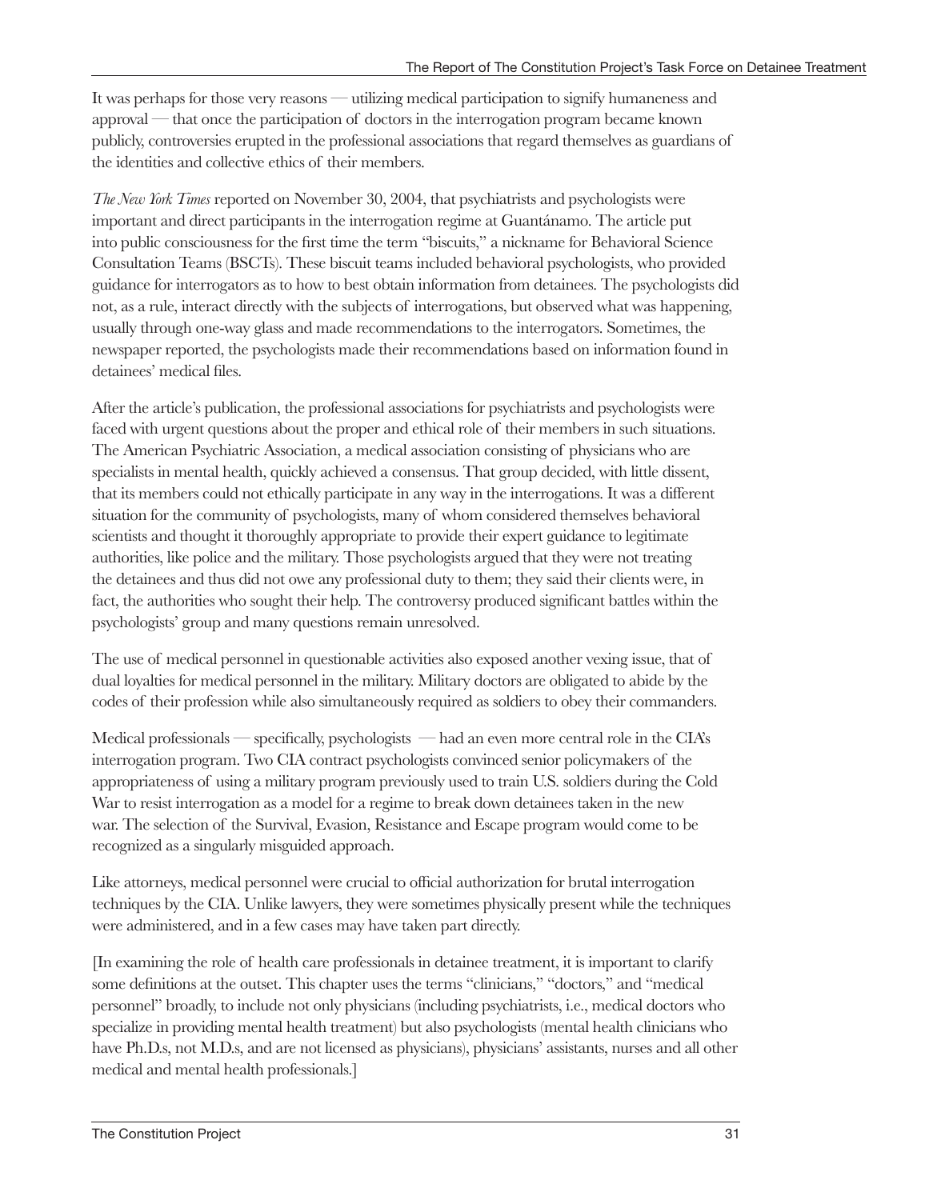It was perhaps for those very reasons — utilizing medical participation to signify humaneness and approval — that once the participation of doctors in the interrogation program became known publicly, controversies erupted in the professional associations that regard themselves as guardians of the identities and collective ethics of their members.

*The New York Times* reported on November 30, 2004, that psychiatrists and psychologists were important and direct participants in the interrogation regime at Guantánamo. The article put into public consciousness for the first time the term "biscuits," a nickname for Behavioral Science Consultation Teams (BSCTs). These biscuit teams included behavioral psychologists, who provided guidance for interrogators as to how to best obtain information from detainees. The psychologists did not, as a rule, interact directly with the subjects of interrogations, but observed what was happening, usually through one-way glass and made recommendations to the interrogators. Sometimes, the newspaper reported, the psychologists made their recommendations based on information found in detainees' medical files.

After the article's publication, the professional associations for psychiatrists and psychologists were faced with urgent questions about the proper and ethical role of their members in such situations. The American Psychiatric Association, a medical association consisting of physicians who are specialists in mental health, quickly achieved a consensus. That group decided, with little dissent, that its members could not ethically participate in any way in the interrogations. It was a different situation for the community of psychologists, many of whom considered themselves behavioral scientists and thought it thoroughly appropriate to provide their expert guidance to legitimate authorities, like police and the military. Those psychologists argued that they were not treating the detainees and thus did not owe any professional duty to them; they said their clients were, in fact, the authorities who sought their help. The controversy produced significant battles within the psychologists' group and many questions remain unresolved.

The use of medical personnel in questionable activities also exposed another vexing issue, that of dual loyalties for medical personnel in the military. Military doctors are obligated to abide by the codes of their profession while also simultaneously required as soldiers to obey their commanders.

Medical professionals — specifically, psychologists — had an even more central role in the CIA's interrogation program. Two CIA contract psychologists convinced senior policymakers of the appropriateness of using a military program previously used to train U.S. soldiers during the Cold War to resist interrogation as a model for a regime to break down detainees taken in the new war. The selection of the Survival, Evasion, Resistance and Escape program would come to be recognized as a singularly misguided approach.

Like attorneys, medical personnel were crucial to official authorization for brutal interrogation techniques by the CIA. Unlike lawyers, they were sometimes physically present while the techniques were administered, and in a few cases may have taken part directly.

[In examining the role of health care professionals in detainee treatment, it is important to clarify some definitions at the outset. This chapter uses the terms "clinicians," "doctors," and "medical personnel" broadly, to include not only physicians (including psychiatrists, i.e., medical doctors who specialize in providing mental health treatment) but also psychologists (mental health clinicians who have Ph.D.s, not M.D.s, and are not licensed as physicians), physicians' assistants, nurses and all other medical and mental health professionals.]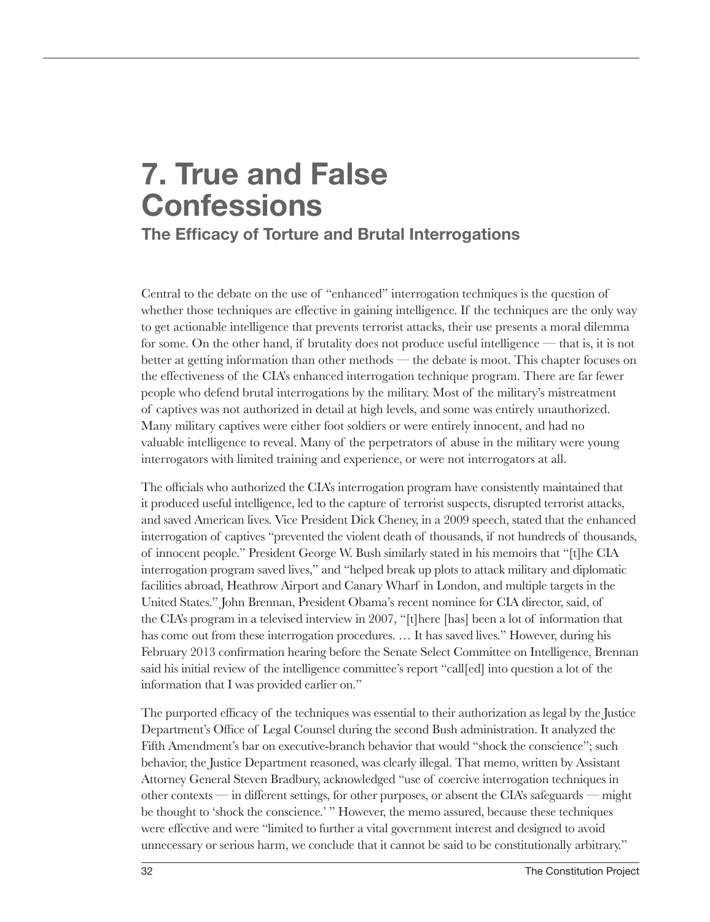# 7. True and False Confessions

## The Efficacy of Torture and Brutal Interrogations

Central to the debate on the use of "enhanced" interrogation techniques is the question of whether those techniques are effective in gaining intelligence. If the techniques are the only way to get actionable intelligence that prevents terrorist attacks, their use presents a moral dilemma for some. On the other hand, if brutality does not produce useful intelligence — that is, it is not better at getting information than other methods — the debate is moot. This chapter focuses on the effectiveness of the CIA's enhanced interrogation technique program. There are far fewer people who defend brutal interrogations by the military. Most of the military's mistreatment of captives was not authorized in detail at high levels, and some was entirely unauthorized. Many military captives were either foot soldiers or were entirely innocent, and had no valuable intelligence to reveal. Many of the perpetrators of abuse in the military were young interrogators with limited training and experience, or were not interrogators at all.

The officials who authorized the CIA's interrogation program have consistently maintained that it produced useful intelligence, led to the capture of terrorist suspects, disrupted terrorist attacks, and saved American lives. Vice President Dick Cheney, in a 2009 speech, stated that the enhanced interrogation of captives "prevented the violent death of thousands, if not hundreds of thousands, of innocent people." President George W. Bush similarly stated in his memoirs that "[t]he CIA interrogation program saved lives," and "helped break up plots to attack military and diplomatic facilities abroad, Heathrow Airport and Canary Wharf in London, and multiple targets in the United States." John Brennan, President Obama's recent nominee for CIA director, said, of the CIA's program in a televised interview in 2007, "[t]here [has] been a lot of information that has come out from these interrogation procedures. … It has saved lives." However, during his February 2013 confirmation hearing before the Senate Select Committee on Intelligence, Brennan said his initial review of the intelligence committee's report "call[ed] into question a lot of the information that I was provided earlier on."

The purported efficacy of the techniques was essential to their authorization as legal by the Justice Department's Office of Legal Counsel during the second Bush administration. It analyzed the Fifth Amendment's bar on executive-branch behavior that would "shock the conscience"; such behavior, the Justice Department reasoned, was clearly illegal. That memo, written by Assistant Attorney General Steven Bradbury, acknowledged "use of coercive interrogation techniques in other contexts — in different settings, for other purposes, or absent the CIA's safeguards — might be thought to 'shock the conscience.' " However, the memo assured, because these techniques were effective and were "limited to further a vital government interest and designed to avoid unnecessary or serious harm, we conclude that it cannot be said to be constitutionally arbitrary."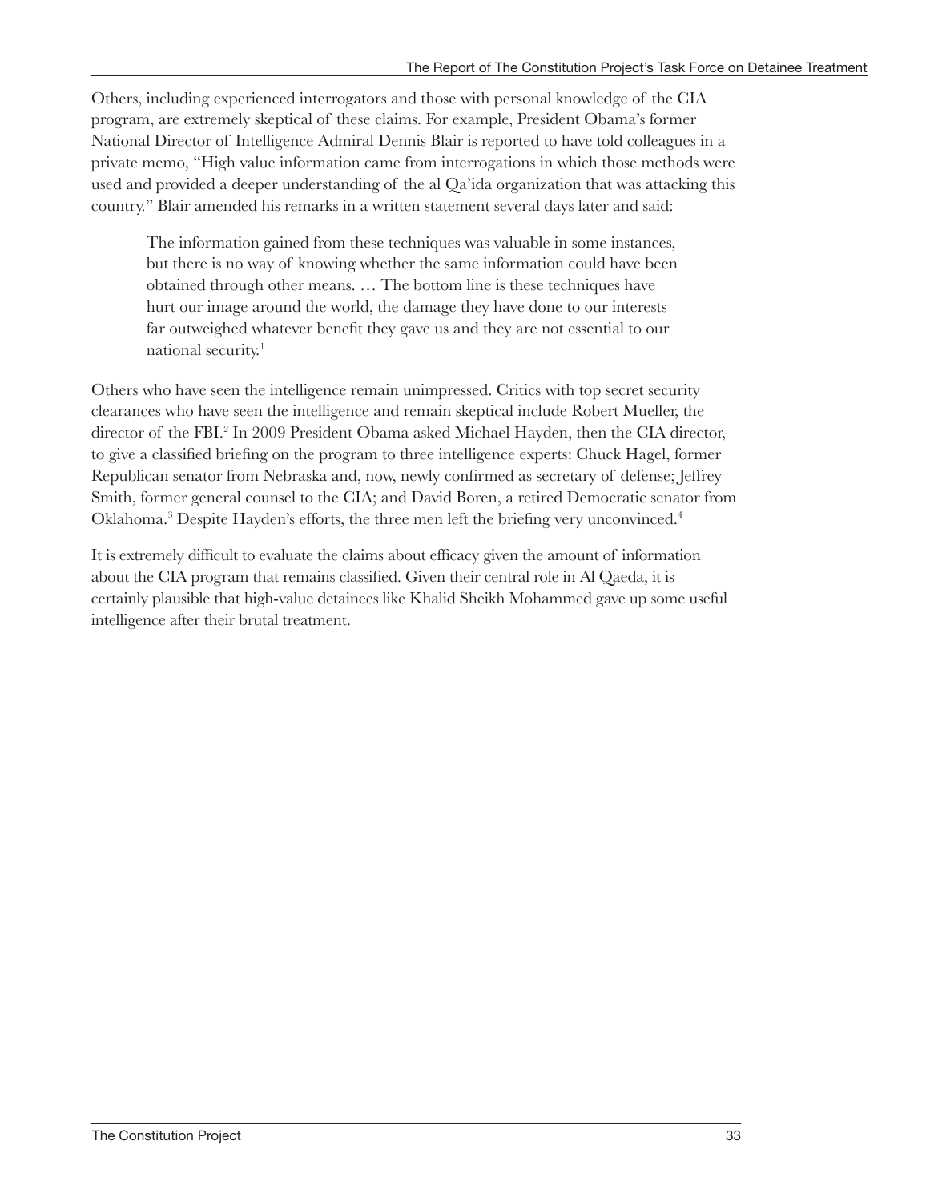Others, including experienced interrogators and those with personal knowledge of the CIA program, are extremely skeptical of these claims. For example, President Obama's former National Director of Intelligence Admiral Dennis Blair is reported to have told colleagues in a private memo, "High value information came from interrogations in which those methods were used and provided a deeper understanding of the al Qa'ida organization that was attacking this country." Blair amended his remarks in a written statement several days later and said:

> The information gained from these techniques was valuable in some instances, but there is no way of knowing whether the same information could have been obtained through other means. … The bottom line is these techniques have hurt our image around the world, the damage they have done to our interests far outweighed whatever benefit they gave us and they are not essential to our national security.[1]

Others who have seen the intelligence remain unimpressed. Critics with top secret security clearances who have seen the intelligence and remain skeptical include Robert Mueller, the director of the FBI.[2] In 2009 President Obama asked Michael Hayden, then the CIA director, to give a classified briefing on the program to three intelligence experts: Chuck Hagel, former Republican senator from Nebraska and, now, newly confirmed as secretary of defense; Jeffrey Smith, former general counsel to the CIA; and David Boren, a retired Democratic senator from Oklahoma.[3] Despite Hayden's efforts, the three men left the briefing very unconvinced.[4]

It is extremely difficult to evaluate the claims about efficacy given the amount of information about the CIA program that remains classified. Given their central role in Al Qaeda, it is certainly plausible that high-value detainees like Khalid Sheikh Mohammed gave up some useful intelligence after their brutal treatment.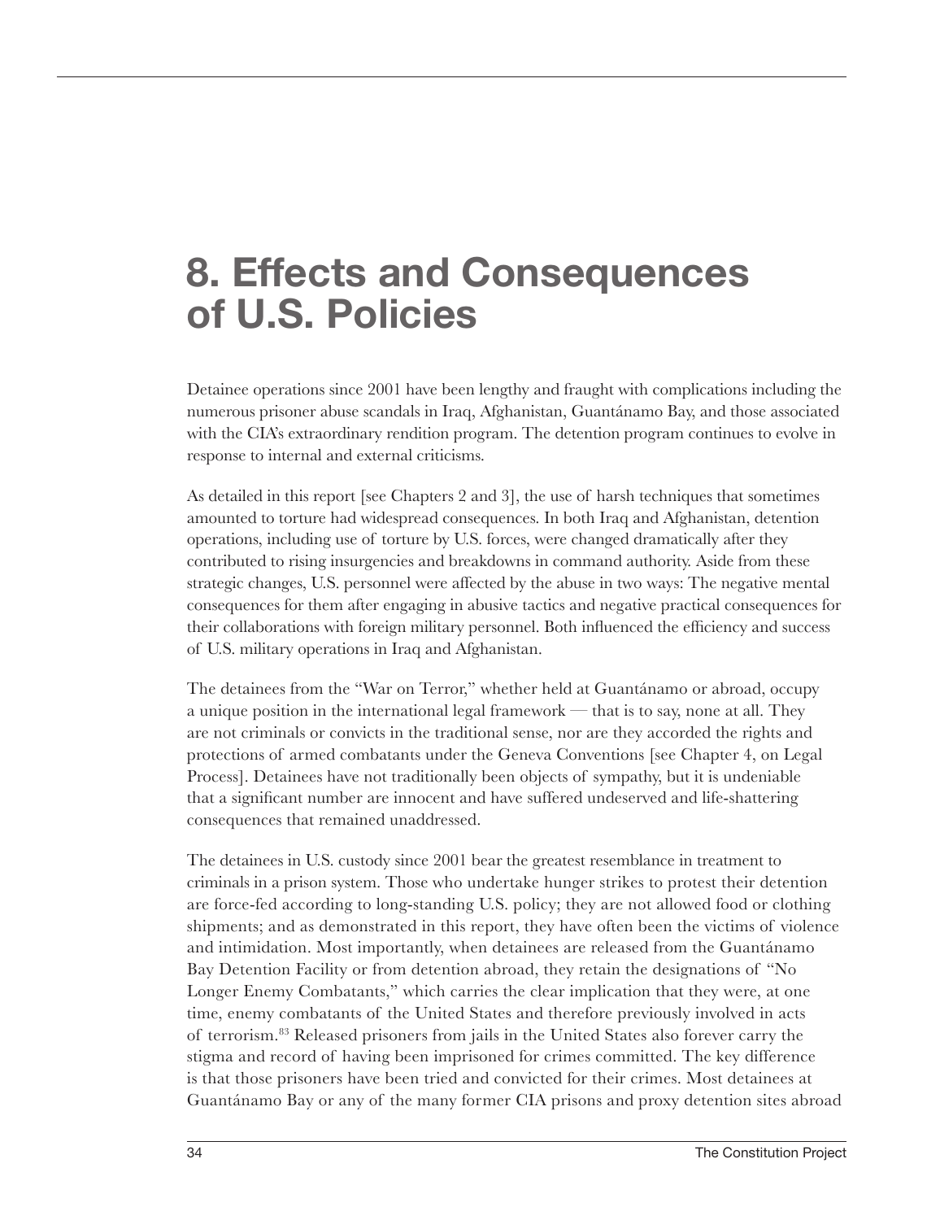# 8. Effects and Consequences of U.S. Policies

Detainee operations since 2001 have been lengthy and fraught with complications including the numerous prisoner abuse scandals in Iraq, Afghanistan, Guantánamo Bay, and those associated with the CIA's extraordinary rendition program. The detention program continues to evolve in response to internal and external criticisms.

As detailed in this report [see Chapters 2 and 3], the use of harsh techniques that sometimes amounted to torture had widespread consequences. In both Iraq and Afghanistan, detention operations, including use of torture by U.S. forces, were changed dramatically after they contributed to rising insurgencies and breakdowns in command authority. Aside from these strategic changes, U.S. personnel were affected by the abuse in two ways: The negative mental consequences for them after engaging in abusive tactics and negative practical consequences for their collaborations with foreign military personnel. Both influenced the efficiency and success of U.S. military operations in Iraq and Afghanistan.

The detainees from the "War on Terror," whether held at Guantánamo or abroad, occupy a unique position in the international legal framework — that is to say, none at all. They are not criminals or convicts in the traditional sense, nor are they accorded the rights and protections of armed combatants under the Geneva Conventions [see Chapter 4, on Legal Process]. Detainees have not traditionally been objects of sympathy, but it is undeniable that a significant number are innocent and have suffered undeserved and life-shattering consequences that remained unaddressed.

The detainees in U.S. custody since 2001 bear the greatest resemblance in treatment to criminals in a prison system. Those who undertake hunger strikes to protest their detention are force-fed according to long-standing U.S. policy; they are not allowed food or clothing shipments; and as demonstrated in this report, they have often been the victims of violence and intimidation. Most importantly, when detainees are released from the Guantánamo Bay Detention Facility or from detention abroad, they retain the designations of "No Longer Enemy Combatants," which carries the clear implication that they were, at one time, enemy combatants of the United States and therefore previously involved in acts of terrorism.[83] Released prisoners from jails in the United States also forever carry the stigma and record of having been imprisoned for crimes committed. The key difference is that those prisoners have been tried and convicted for their crimes. Most detainees at Guantánamo Bay or any of the many former CIA prisons and proxy detention sites abroad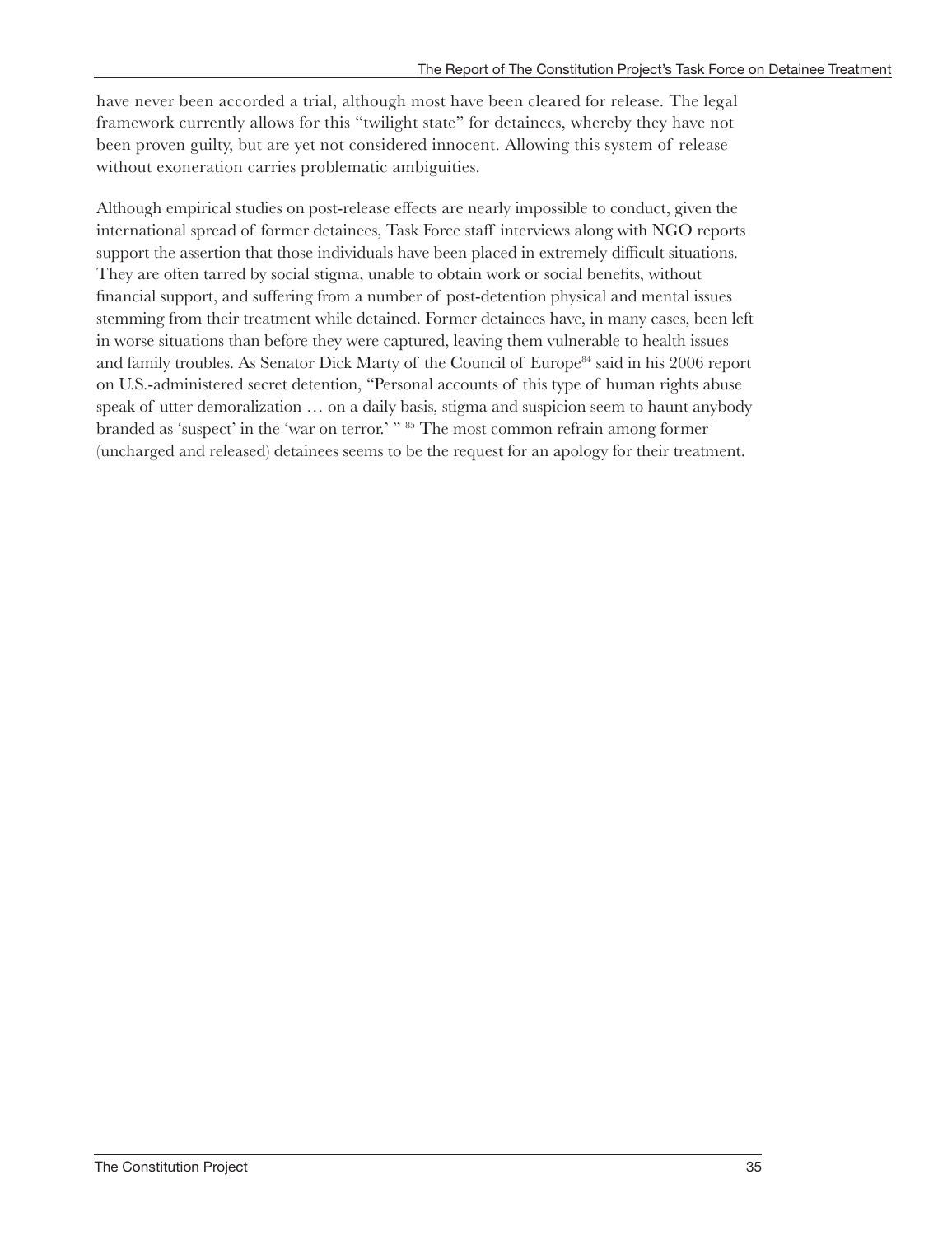have never been accorded a trial, although most have been cleared for release. The legal framework currently allows for this "twilight state" for detainees, whereby they have not been proven guilty, but are yet not considered innocent. Allowing this system of release without exoneration carries problematic ambiguities.

Although empirical studies on post-release effects are nearly impossible to conduct, given the international spread of former detainees, Task Force staff interviews along with NGO reports support the assertion that those individuals have been placed in extremely difficult situations. They are often tarred by social stigma, unable to obtain work or social benefits, without financial support, and suffering from a number of post-detention physical and mental issues stemming from their treatment while detained. Former detainees have, in many cases, been left in worse situations than before they were captured, leaving them vulnerable to health issues and family troubles. As Senator Dick Marty of the Council of Europe[84] said in his 2006 report on U.S.-administered secret detention, "Personal accounts of this type of human rights abuse speak of utter demoralization … on a daily basis, stigma and suspicion seem to haunt anybody branded as 'suspect' in the 'war on terror.' "[85] The most common refrain among former (uncharged and released) detainees seems to be the request for an apology for their treatment.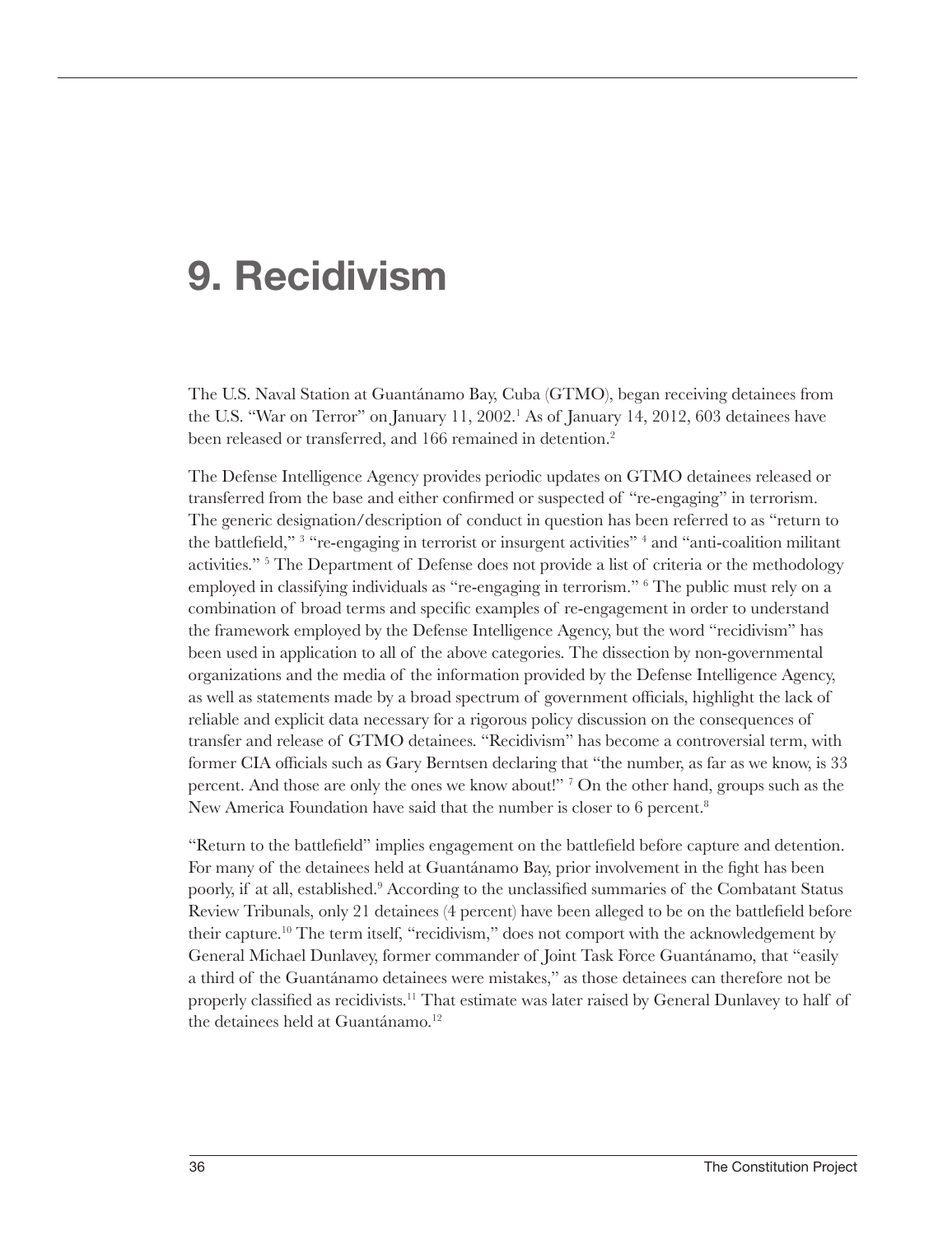# 9. Recidivism

The U.S. Naval Station at Guantánamo Bay, Cuba (GTMO), began receiving detainees from the U.S. "War on Terror" on January 11, 2002.[1] As of January 14, 2012, 603 detainees have been released or transferred, and 166 remained in detention.[2]

The Defense Intelligence Agency provides periodic updates on GTMO detainees released or transferred from the base and either confirmed or suspected of "re-engaging" in terrorism. The generic designation/description of conduct in question has been referred to as "return to the battlefield," [3] "re-engaging in terrorist or insurgent activities" [4] and "anti-coalition militant activities." [5] The Department of Defense does not provide a list of criteria or the methodology employed in classifying individuals as "re-engaging in terrorism." [6] The public must rely on a combination of broad terms and specific examples of re-engagement in order to understand the framework employed by the Defense Intelligence Agency, but the word "recidivism" has been used in application to all of the above categories. The dissection by non-governmental organizations and the media of the information provided by the Defense Intelligence Agency, as well as statements made by a broad spectrum of government officials, highlight the lack of reliable and explicit data necessary for a rigorous policy discussion on the consequences of transfer and release of GTMO detainees. "Recidivism" has become a controversial term, with former CIA officials such as Gary Berntsen declaring that "the number, as far as we know, is 33 percent. And those are only the ones we know about!" [7] On the other hand, groups such as the New America Foundation have said that the number is closer to 6 percent.[8]

"Return to the battlefield" implies engagement on the battlefield before capture and detention. For many of the detainees held at Guantánamo Bay, prior involvement in the fight has been poorly, if at all, established.[9] According to the unclassified summaries of the Combatant Status Review Tribunals, only 21 detainees (4 percent) have been alleged to be on the battlefield before their capture.[10] The term itself, "recidivism," does not comport with the acknowledgement by General Michael Dunlavey, former commander of Joint Task Force Guantánamo, that "easily a third of the Guantánamo detainees were mistakes," as those detainees can therefore not be properly classified as recidivists.[11] That estimate was later raised by General Dunlavey to half of the detainees held at Guantánamo.[12]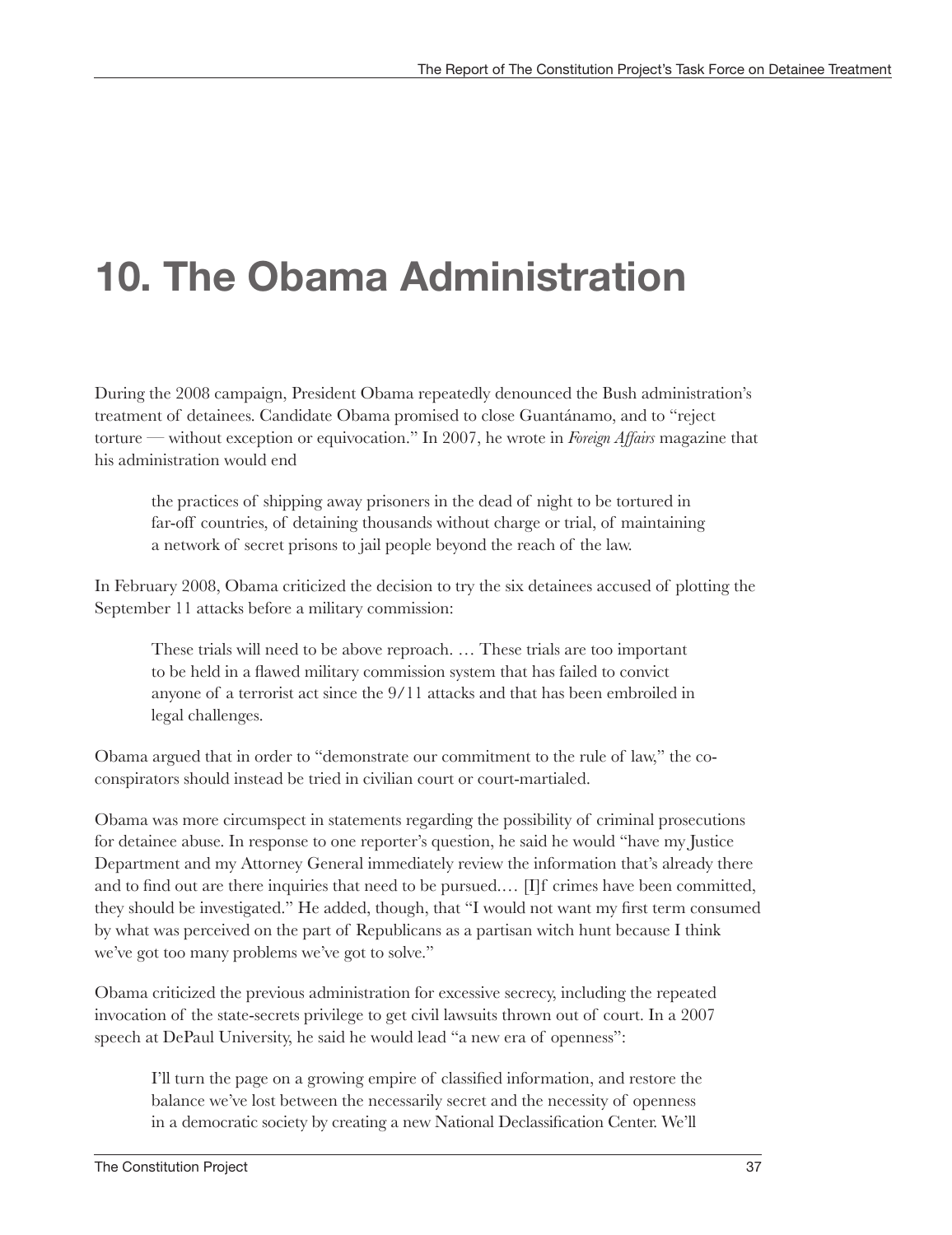# 10. The Obama Administration

During the 2008 campaign, President Obama repeatedly denounced the Bush administration's treatment of detainees. Candidate Obama promised to close Guantánamo, and to "reject torture — without exception or equivocation." In 2007, he wrote in *Foreign Affairs* magazine that his administration would end

> the practices of shipping away prisoners in the dead of night to be tortured in far-off countries, of detaining thousands without charge or trial, of maintaining a network of secret prisons to jail people beyond the reach of the law.

In February 2008, Obama criticized the decision to try the six detainees accused of plotting the September 11 attacks before a military commission:

> These trials will need to be above reproach. … These trials are too important to be held in a flawed military commission system that has failed to convict anyone of a terrorist act since the 9/11 attacks and that has been embroiled in legal challenges.

Obama argued that in order to "demonstrate our commitment to the rule of law," the co-conspirators should instead be tried in civilian court or court-martialed.

Obama was more circumspect in statements regarding the possibility of criminal prosecutions for detainee abuse. In response to one reporter's question, he said he would "have my Justice Department and my Attorney General immediately review the information that's already there and to find out are there inquiries that need to be pursued.… [I]f crimes have been committed, they should be investigated." He added, though, that "I would not want my first term consumed by what was perceived on the part of Republicans as a partisan witch hunt because I think we've got too many problems we've got to solve."

Obama criticized the previous administration for excessive secrecy, including the repeated invocation of the state-secrets privilege to get civil lawsuits thrown out of court. In a 2007 speech at DePaul University, he said he would lead "a new era of openness":

> I'll turn the page on a growing empire of classified information, and restore the balance we've lost between the necessarily secret and the necessity of openness in a democratic society by creating a new National Declassification Center. We'll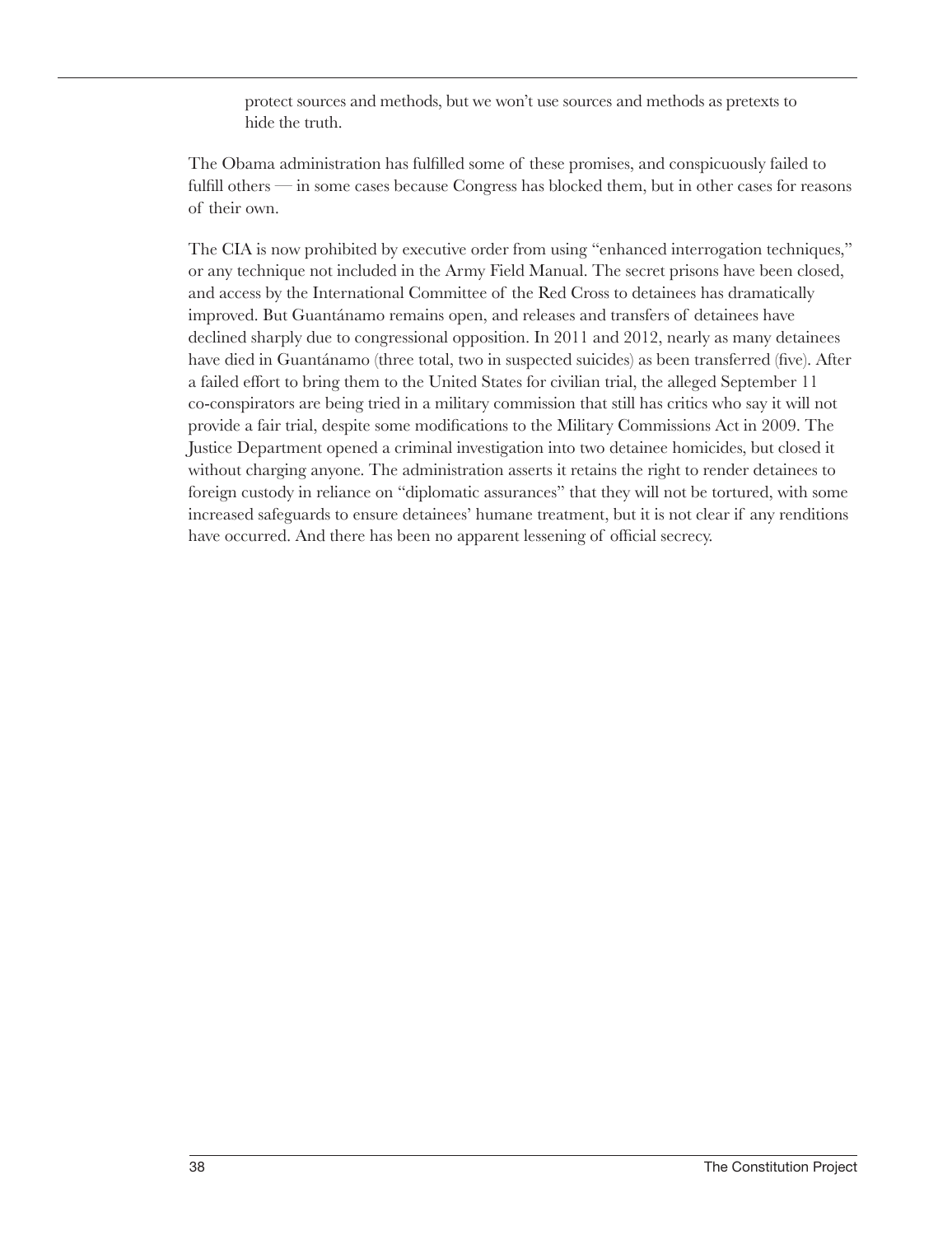> protect sources and methods, but we won't use sources and methods as pretexts to hide the truth.

The Obama administration has fulfilled some of these promises, and conspicuously failed to fulfill others — in some cases because Congress has blocked them, but in other cases for reasons of their own.

The CIA is now prohibited by executive order from using "enhanced interrogation techniques," or any technique not included in the Army Field Manual. The secret prisons have been closed, and access by the International Committee of the Red Cross to detainees has dramatically improved. But Guantánamo remains open, and releases and transfers of detainees have declined sharply due to congressional opposition. In 2011 and 2012, nearly as many detainees have died in Guantánamo (three total, two in suspected suicides) as been transferred (five). After a failed effort to bring them to the United States for civilian trial, the alleged September 11 co-conspirators are being tried in a military commission that still has critics who say it will not provide a fair trial, despite some modifications to the Military Commissions Act in 2009. The Justice Department opened a criminal investigation into two detainee homicides, but closed it without charging anyone. The administration asserts it retains the right to render detainees to foreign custody in reliance on "diplomatic assurances" that they will not be tortured, with some increased safeguards to ensure detainees' humane treatment, but it is not clear if any renditions have occurred. And there has been no apparent lessening of official secrecy.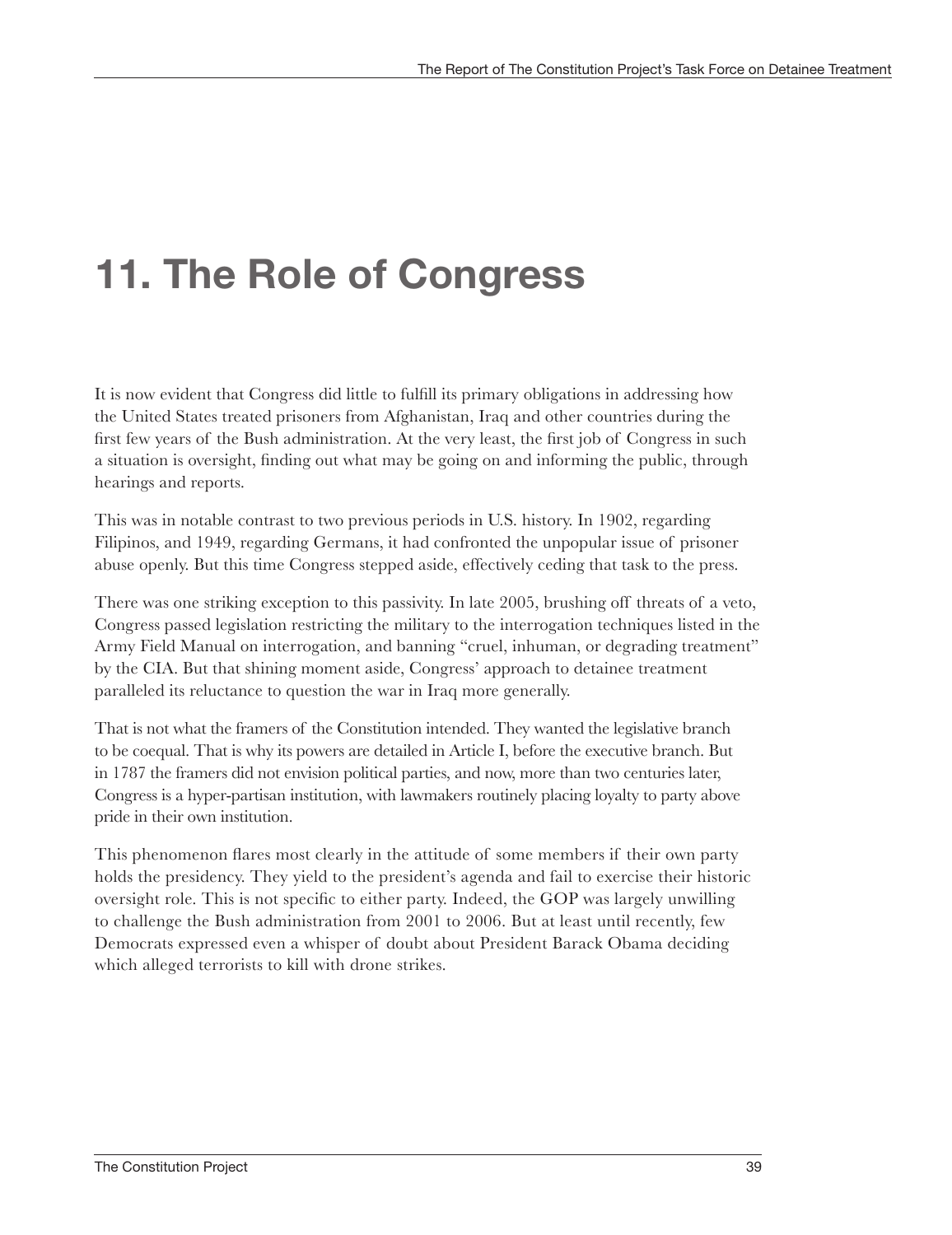# 11. The Role of Congress

It is now evident that Congress did little to fulfill its primary obligations in addressing how the United States treated prisoners from Afghanistan, Iraq and other countries during the first few years of the Bush administration. At the very least, the first job of Congress in such a situation is oversight, finding out what may be going on and informing the public, through hearings and reports.

This was in notable contrast to two previous periods in U.S. history. In 1902, regarding Filipinos, and 1949, regarding Germans, it had confronted the unpopular issue of prisoner abuse openly. But this time Congress stepped aside, effectively ceding that task to the press.

There was one striking exception to this passivity. In late 2005, brushing off threats of a veto, Congress passed legislation restricting the military to the interrogation techniques listed in the Army Field Manual on interrogation, and banning "cruel, inhuman, or degrading treatment" by the CIA. But that shining moment aside, Congress' approach to detainee treatment paralleled its reluctance to question the war in Iraq more generally.

That is not what the framers of the Constitution intended. They wanted the legislative branch to be coequal. That is why its powers are detailed in Article I, before the executive branch. But in 1787 the framers did not envision political parties, and now, more than two centuries later, Congress is a hyper-partisan institution, with lawmakers routinely placing loyalty to party above pride in their own institution.

This phenomenon flares most clearly in the attitude of some members if their own party holds the presidency. They yield to the president's agenda and fail to exercise their historic oversight role. This is not specific to either party. Indeed, the GOP was largely unwilling to challenge the Bush administration from 2001 to 2006. But at least until recently, few Democrats expressed even a whisper of doubt about President Barack Obama deciding which alleged terrorists to kill with drone strikes.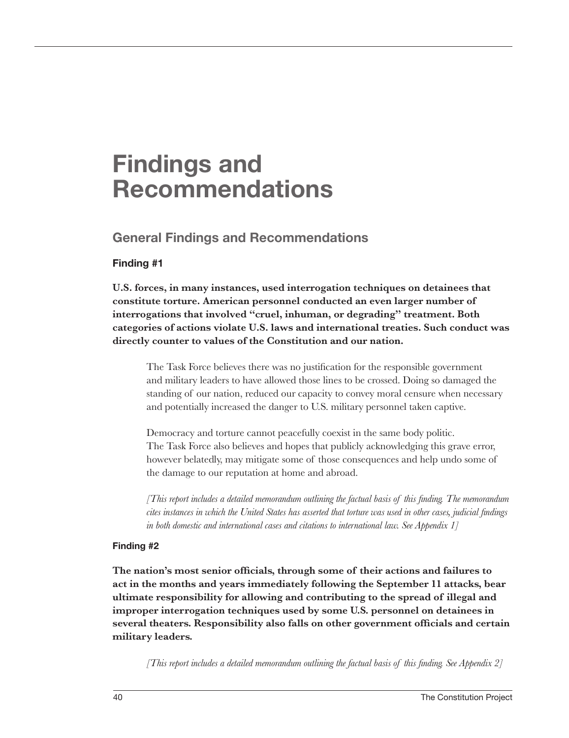# Findings and Recommendations

## General Findings and Recommendations

### Finding #1

**U.S. forces, in many instances, used interrogation techniques on detainees that constitute torture. American personnel conducted an even larger number of interrogations that involved "cruel, inhuman, or degrading" treatment. Both categories of actions violate U.S. laws and international treaties. Such conduct was directly counter to values of the Constitution and our nation.**

The Task Force believes there was no justification for the responsible government and military leaders to have allowed those lines to be crossed. Doing so damaged the standing of our nation, reduced our capacity to convey moral censure when necessary and potentially increased the danger to U.S. military personnel taken captive.

Democracy and torture cannot peacefully coexist in the same body politic. The Task Force also believes and hopes that publicly acknowledging this grave error, however belatedly, may mitigate some of those consequences and help undo some of the damage to our reputation at home and abroad.

*[This report includes a detailed memorandum outlining the factual basis of this finding. The memorandum cites instances in which the United States has asserted that torture was used in other cases, judicial findings in both domestic and international cases and citations to international law. See Appendix 1]*

### Finding #2

**The nation's most senior officials, through some of their actions and failures to act in the months and years immediately following the September 11 attacks, bear ultimate responsibility for allowing and contributing to the spread of illegal and improper interrogation techniques used by some U.S. personnel on detainees in several theaters. Responsibility also falls on other government officials and certain military leaders.**

*[This report includes a detailed memorandum outlining the factual basis of this finding. See Appendix 2]*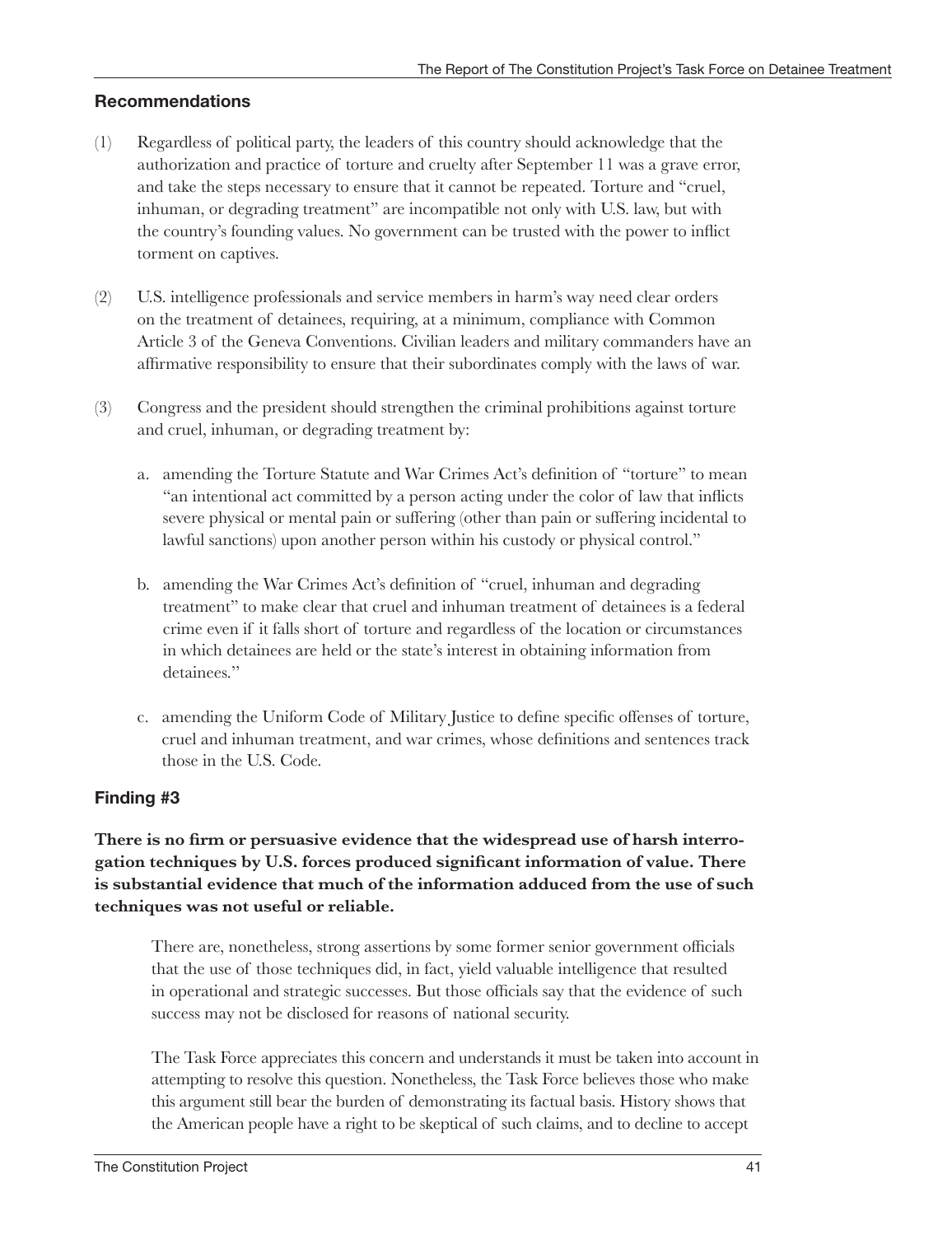## Recommendations

(1) Regardless of political party, the leaders of this country should acknowledge that the authorization and practice of torture and cruelty after September 11 was a grave error, and take the steps necessary to ensure that it cannot be repeated. Torture and "cruel, inhuman, or degrading treatment" are incompatible not only with U.S. law, but with the country's founding values. No government can be trusted with the power to inflict torment on captives.

(2) U.S. intelligence professionals and service members in harm's way need clear orders on the treatment of detainees, requiring, at a minimum, compliance with Common Article 3 of the Geneva Conventions. Civilian leaders and military commanders have an affirmative responsibility to ensure that their subordinates comply with the laws of war.

(3) Congress and the president should strengthen the criminal prohibitions against torture and cruel, inhuman, or degrading treatment by:

   a. amending the Torture Statute and War Crimes Act's definition of "torture" to mean "an intentional act committed by a person acting under the color of law that inflicts severe physical or mental pain or suffering (other than pain or suffering incidental to lawful sanctions) upon another person within his custody or physical control."

   b. amending the War Crimes Act's definition of "cruel, inhuman and degrading treatment" to make clear that cruel and inhuman treatment of detainees is a federal crime even if it falls short of torture and regardless of the location or circumstances in which detainees are held or the state's interest in obtaining information from detainees.''

   c. amending the Uniform Code of Military Justice to define specific offenses of torture, cruel and inhuman treatment, and war crimes, whose definitions and sentences track those in the U.S. Code.

## Finding #3

**There is no firm or persuasive evidence that the widespread use of harsh interrogation techniques by U.S. forces produced significant information of value. There is substantial evidence that much of the information adduced from the use of such techniques was not useful or reliable.**

There are, nonetheless, strong assertions by some former senior government officials that the use of those techniques did, in fact, yield valuable intelligence that resulted in operational and strategic successes. But those officials say that the evidence of such success may not be disclosed for reasons of national security.

The Task Force appreciates this concern and understands it must be taken into account in attempting to resolve this question. Nonetheless, the Task Force believes those who make this argument still bear the burden of demonstrating its factual basis. History shows that the American people have a right to be skeptical of such claims, and to decline to accept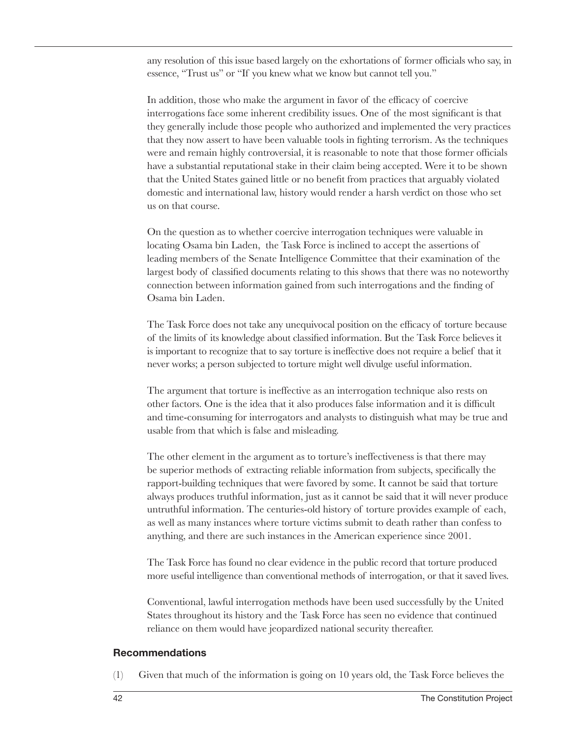any resolution of this issue based largely on the exhortations of former officials who say, in essence, "Trust us" or "If you knew what we know but cannot tell you."

In addition, those who make the argument in favor of the efficacy of coercive interrogations face some inherent credibility issues. One of the most significant is that they generally include those people who authorized and implemented the very practices that they now assert to have been valuable tools in fighting terrorism. As the techniques were and remain highly controversial, it is reasonable to note that those former officials have a substantial reputational stake in their claim being accepted. Were it to be shown that the United States gained little or no benefit from practices that arguably violated domestic and international law, history would render a harsh verdict on those who set us on that course.

On the question as to whether coercive interrogation techniques were valuable in locating Osama bin Laden, the Task Force is inclined to accept the assertions of leading members of the Senate Intelligence Committee that their examination of the largest body of classified documents relating to this shows that there was no noteworthy connection between information gained from such interrogations and the finding of Osama bin Laden.

The Task Force does not take any unequivocal position on the efficacy of torture because of the limits of its knowledge about classified information. But the Task Force believes it is important to recognize that to say torture is ineffective does not require a belief that it never works; a person subjected to torture might well divulge useful information.

The argument that torture is ineffective as an interrogation technique also rests on other factors. One is the idea that it also produces false information and it is difficult and time-consuming for interrogators and analysts to distinguish what may be true and usable from that which is false and misleading.

The other element in the argument as to torture's ineffectiveness is that there may be superior methods of extracting reliable information from subjects, specifically the rapport-building techniques that were favored by some. It cannot be said that torture always produces truthful information, just as it cannot be said that it will never produce untruthful information. The centuries-old history of torture provides example of each, as well as many instances where torture victims submit to death rather than confess to anything, and there are such instances in the American experience since 2001.

The Task Force has found no clear evidence in the public record that torture produced more useful intelligence than conventional methods of interrogation, or that it saved lives.

Conventional, lawful interrogation methods have been used successfully by the United States throughout its history and the Task Force has seen no evidence that continued reliance on them would have jeopardized national security thereafter.

### Recommendations

(1) Given that much of the information is going on 10 years old, the Task Force believes the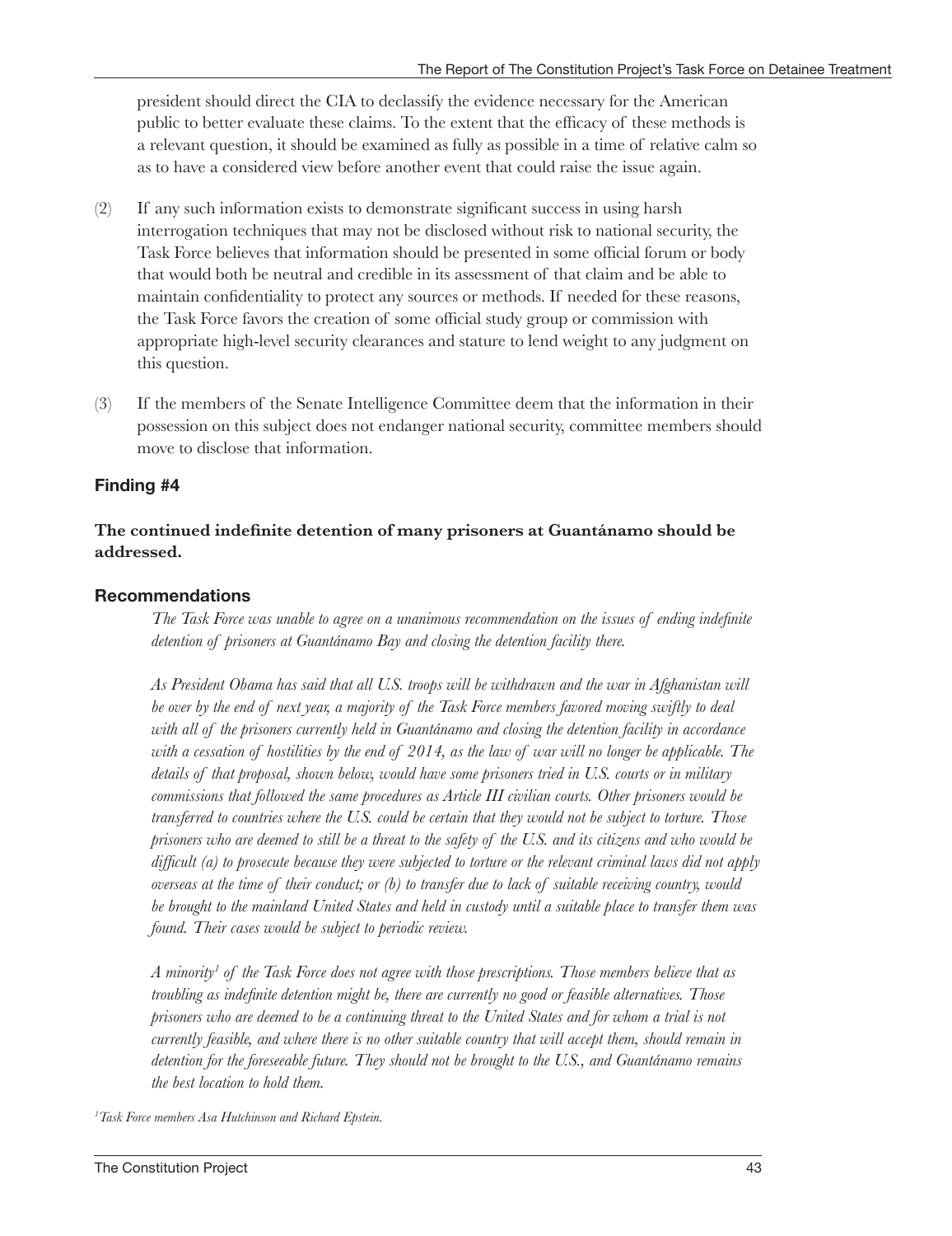president should direct the CIA to declassify the evidence necessary for the American public to better evaluate these claims. To the extent that the efficacy of these methods is a relevant question, it should be examined as fully as possible in a time of relative calm so as to have a considered view before another event that could raise the issue again.

(2) If any such information exists to demonstrate significant success in using harsh interrogation techniques that may not be disclosed without risk to national security, the Task Force believes that information should be presented in some official forum or body that would both be neutral and credible in its assessment of that claim and be able to maintain confidentiality to protect any sources or methods. If needed for these reasons, the Task Force favors the creation of some official study group or commission with appropriate high-level security clearances and stature to lend weight to any judgment on this question.

(3) If the members of the Senate Intelligence Committee deem that the information in their possession on this subject does not endanger national security, committee members should move to disclose that information.

### Finding #4

**The continued indefinite detention of many prisoners at Guantánamo should be addressed.**

### Recommendations

*The Task Force was unable to agree on a unanimous recommendation on the issues of ending indefinite detention of prisoners at Guantánamo Bay and closing the detention facility there.*

*As President Obama has said that all U.S. troops will be withdrawn and the war in Afghanistan will be over by the end of next year, a majority of the Task Force members favored moving swiftly to deal with all of the prisoners currently held in Guantánamo and closing the detention facility in accordance with a cessation of hostilities by the end of 2014, as the law of war will no longer be applicable. The details of that proposal, shown below, would have some prisoners tried in U.S. courts or in military commissions that followed the same procedures as Article III civilian courts. Other prisoners would be transferred to countries where the U.S. could be certain that they would not be subject to torture. Those prisoners who are deemed to still be a threat to the safety of the U.S. and its citizens and who would be difficult (a) to prosecute because they were subjected to torture or the relevant criminal laws did not apply overseas at the time of their conduct; or (b) to transfer due to lack of suitable receiving country, would be brought to the mainland United States and held in custody until a suitable place to transfer them was found. Their cases would be subject to periodic review.*

*A minority[1] of the Task Force does not agree with those prescriptions. Those members believe that as troubling as indefinite detention might be, there are currently no good or feasible alternatives. Those prisoners who are deemed to be a continuing threat to the United States and for whom a trial is not currently feasible, and where there is no other suitable country that will accept them, should remain in detention for the foreseeable future. They should not be brought to the U.S., and Guantánamo remains the best location to hold them.*

*[1] Task Force members Asa Hutchinson and Richard Epstein.*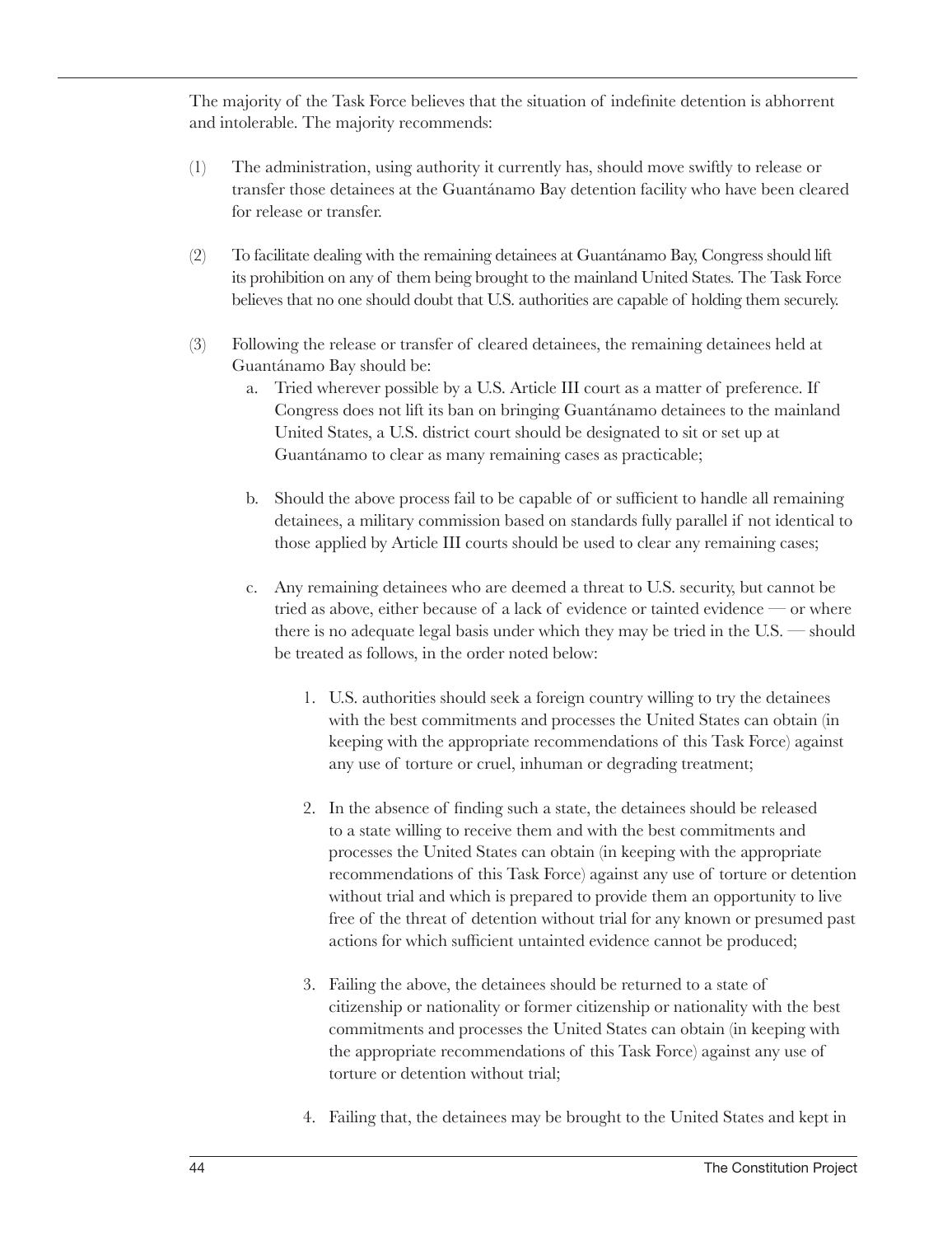The majority of the Task Force believes that the situation of indefinite detention is abhorrent and intolerable. The majority recommends:

(1) The administration, using authority it currently has, should move swiftly to release or transfer those detainees at the Guantánamo Bay detention facility who have been cleared for release or transfer.

(2) To facilitate dealing with the remaining detainees at Guantánamo Bay, Congress should lift its prohibition on any of them being brought to the mainland United States. The Task Force believes that no one should doubt that U.S. authorities are capable of holding them securely.

(3) Following the release or transfer of cleared detainees, the remaining detainees held at Guantánamo Bay should be:

   a. Tried wherever possible by a U.S. Article III court as a matter of preference. If Congress does not lift its ban on bringing Guantánamo detainees to the mainland United States, a U.S. district court should be designated to sit or set up at Guantánamo to clear as many remaining cases as practicable;

   b. Should the above process fail to be capable of or sufficient to handle all remaining detainees, a military commission based on standards fully parallel if not identical to those applied by Article III courts should be used to clear any remaining cases;

   c. Any remaining detainees who are deemed a threat to U.S. security, but cannot be tried as above, either because of a lack of evidence or tainted evidence — or where there is no adequate legal basis under which they may be tried in the U.S. — should be treated as follows, in the order noted below:

      1. U.S. authorities should seek a foreign country willing to try the detainees with the best commitments and processes the United States can obtain (in keeping with the appropriate recommendations of this Task Force) against any use of torture or cruel, inhuman or degrading treatment;

      2. In the absence of finding such a state, the detainees should be released to a state willing to receive them and with the best commitments and processes the United States can obtain (in keeping with the appropriate recommendations of this Task Force) against any use of torture or detention without trial and which is prepared to provide them an opportunity to live free of the threat of detention without trial for any known or presumed past actions for which sufficient untainted evidence cannot be produced;

      3. Failing the above, the detainees should be returned to a state of citizenship or nationality or former citizenship or nationality with the best commitments and processes the United States can obtain (in keeping with the appropriate recommendations of this Task Force) against any use of torture or detention without trial;

      4. Failing that, the detainees may be brought to the United States and kept in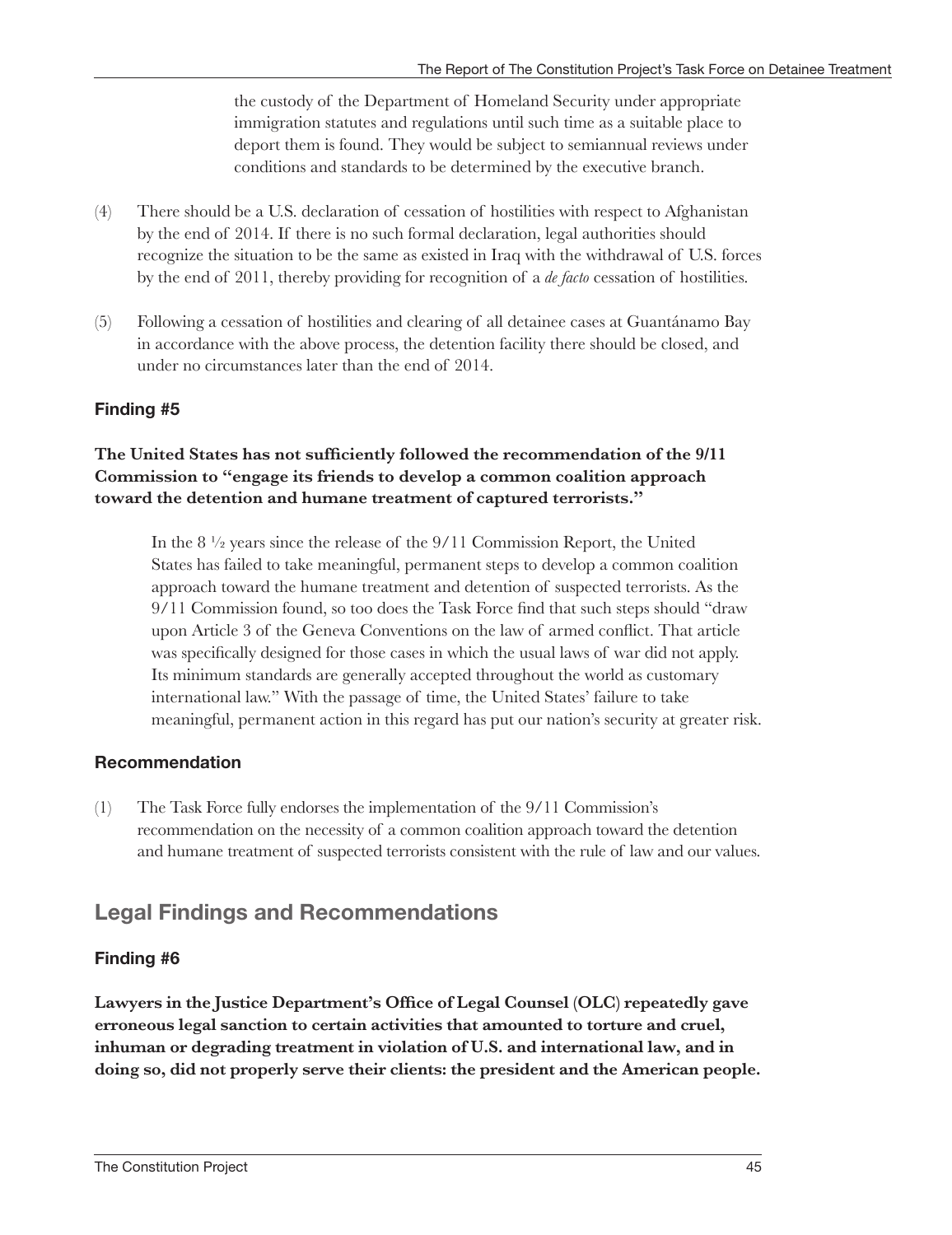the custody of the Department of Homeland Security under appropriate immigration statutes and regulations until such time as a suitable place to deport them is found. They would be subject to semiannual reviews under conditions and standards to be determined by the executive branch.

(4) There should be a U.S. declaration of cessation of hostilities with respect to Afghanistan by the end of 2014. If there is no such formal declaration, legal authorities should recognize the situation to be the same as existed in Iraq with the withdrawal of U.S. forces by the end of 2011, thereby providing for recognition of a *de facto* cessation of hostilities.

(5) Following a cessation of hostilities and clearing of all detainee cases at Guantánamo Bay in accordance with the above process, the detention facility there should be closed, and under no circumstances later than the end of 2014.

### Finding #5

**The United States has not sufficiently followed the recommendation of the 9/11 Commission to "engage its friends to develop a common coalition approach toward the detention and humane treatment of captured terrorists."**

In the 8 ½ years since the release of the 9/11 Commission Report, the United States has failed to take meaningful, permanent steps to develop a common coalition approach toward the humane treatment and detention of suspected terrorists. As the 9/11 Commission found, so too does the Task Force find that such steps should "draw upon Article 3 of the Geneva Conventions on the law of armed conflict. That article was specifically designed for those cases in which the usual laws of war did not apply. Its minimum standards are generally accepted throughout the world as customary international law." With the passage of time, the United States' failure to take meaningful, permanent action in this regard has put our nation's security at greater risk.

### Recommendation

(1) The Task Force fully endorses the implementation of the 9/11 Commission's recommendation on the necessity of a common coalition approach toward the detention and humane treatment of suspected terrorists consistent with the rule of law and our values.

## Legal Findings and Recommendations

### Finding #6

**Lawyers in the Justice Department's Office of Legal Counsel (OLC) repeatedly gave erroneous legal sanction to certain activities that amounted to torture and cruel, inhuman or degrading treatment in violation of U.S. and international law, and in doing so, did not properly serve their clients: the president and the American people.**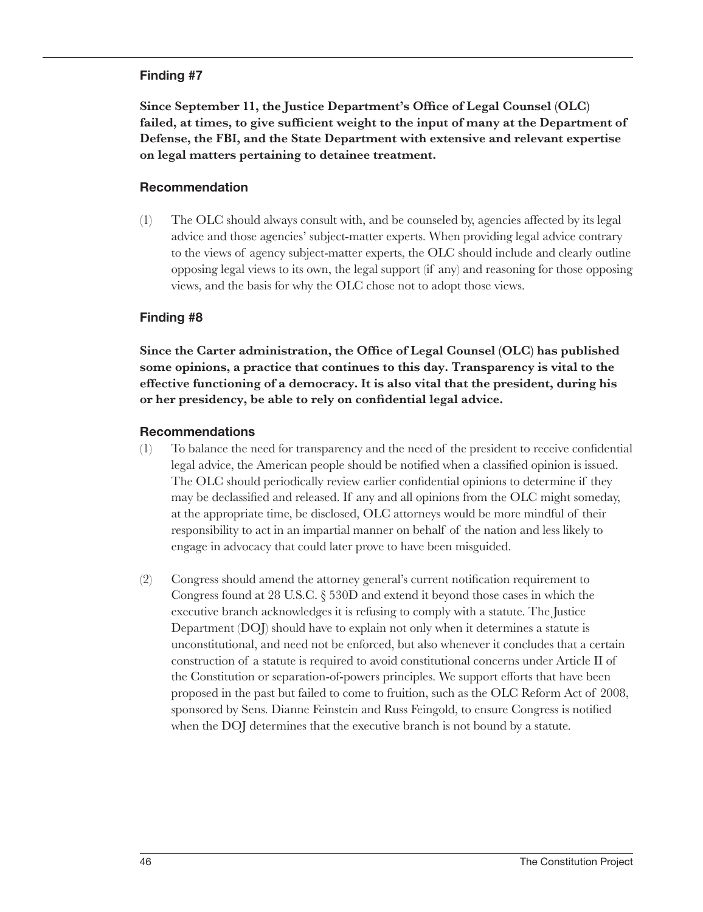### Finding #7

**Since September 11, the Justice Department's Office of Legal Counsel (OLC) failed, at times, to give sufficient weight to the input of many at the Department of Defense, the FBI, and the State Department with extensive and relevant expertise on legal matters pertaining to detainee treatment.**

#### Recommendation

(1) The OLC should always consult with, and be counseled by, agencies affected by its legal advice and those agencies' subject-matter experts. When providing legal advice contrary to the views of agency subject-matter experts, the OLC should include and clearly outline opposing legal views to its own, the legal support (if any) and reasoning for those opposing views, and the basis for why the OLC chose not to adopt those views.

### Finding #8

**Since the Carter administration, the Office of Legal Counsel (OLC) has published some opinions, a practice that continues to this day. Transparency is vital to the effective functioning of a democracy. It is also vital that the president, during his or her presidency, be able to rely on confidential legal advice.**

#### Recommendations

(1) To balance the need for transparency and the need of the president to receive confidential legal advice, the American people should be notified when a classified opinion is issued. The OLC should periodically review earlier confidential opinions to determine if they may be declassified and released. If any and all opinions from the OLC might someday, at the appropriate time, be disclosed, OLC attorneys would be more mindful of their responsibility to act in an impartial manner on behalf of the nation and less likely to engage in advocacy that could later prove to have been misguided.

(2) Congress should amend the attorney general's current notification requirement to Congress found at 28 U.S.C. § 530D and extend it beyond those cases in which the executive branch acknowledges it is refusing to comply with a statute. The Justice Department (DOJ) should have to explain not only when it determines a statute is unconstitutional, and need not be enforced, but also whenever it concludes that a certain construction of a statute is required to avoid constitutional concerns under Article II of the Constitution or separation-of-powers principles. We support efforts that have been proposed in the past but failed to come to fruition, such as the OLC Reform Act of 2008, sponsored by Sens. Dianne Feinstein and Russ Feingold, to ensure Congress is notified when the DOJ determines that the executive branch is not bound by a statute.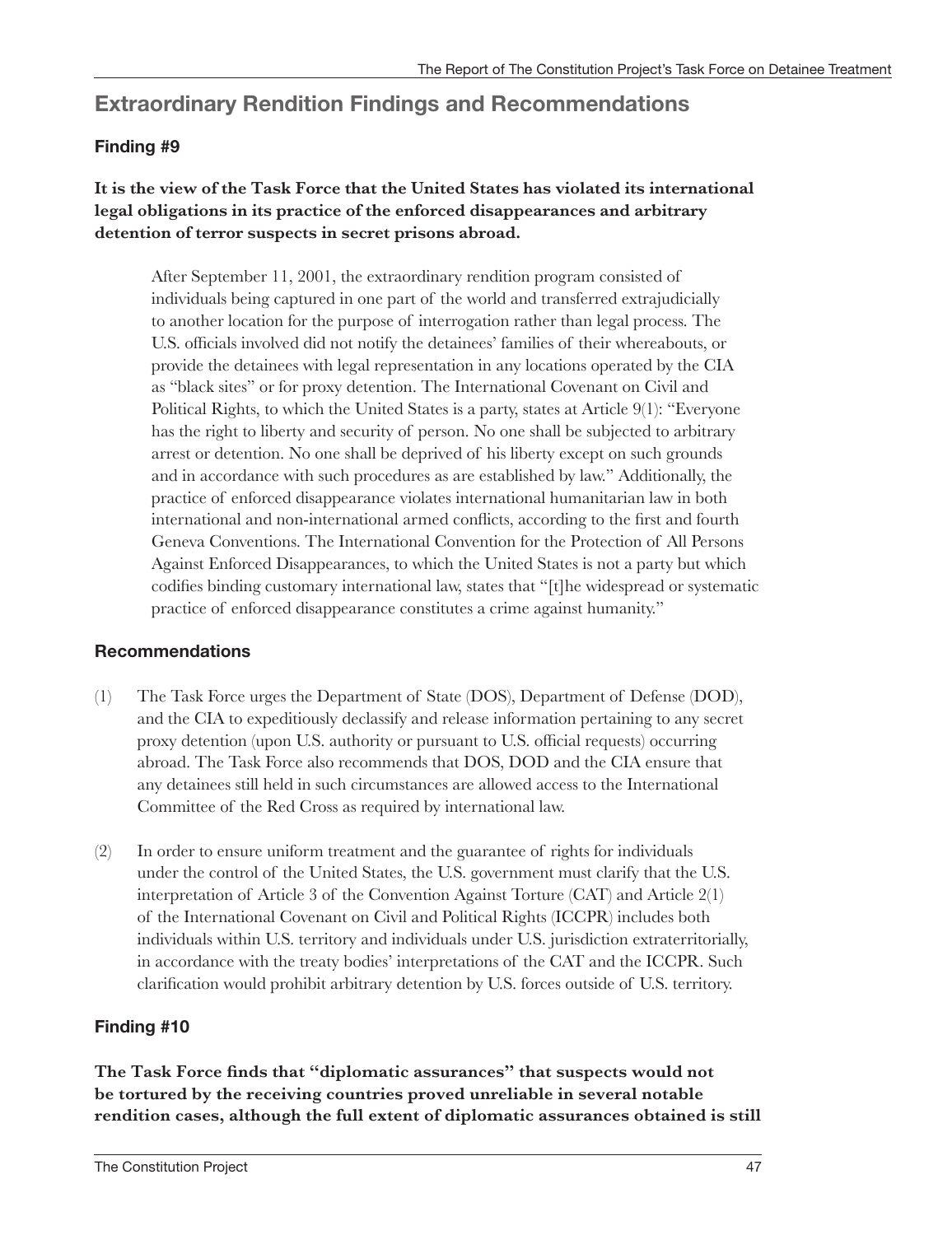## Extraordinary Rendition Findings and Recommendations

### Finding #9

**It is the view of the Task Force that the United States has violated its international legal obligations in its practice of the enforced disappearances and arbitrary detention of terror suspects in secret prisons abroad.**

After September 11, 2001, the extraordinary rendition program consisted of individuals being captured in one part of the world and transferred extrajudicially to another location for the purpose of interrogation rather than legal process. The U.S. officials involved did not notify the detainees' families of their whereabouts, or provide the detainees with legal representation in any locations operated by the CIA as "black sites" or for proxy detention. The International Covenant on Civil and Political Rights, to which the United States is a party, states at Article 9(1): "Everyone has the right to liberty and security of person. No one shall be subjected to arbitrary arrest or detention. No one shall be deprived of his liberty except on such grounds and in accordance with such procedures as are established by law." Additionally, the practice of enforced disappearance violates international humanitarian law in both international and non-international armed conflicts, according to the first and fourth Geneva Conventions. The International Convention for the Protection of All Persons Against Enforced Disappearances, to which the United States is not a party but which codifies binding customary international law, states that "[t]he widespread or systematic practice of enforced disappearance constitutes a crime against humanity."

### Recommendations

(1) The Task Force urges the Department of State (DOS), Department of Defense (DOD), and the CIA to expeditiously declassify and release information pertaining to any secret proxy detention (upon U.S. authority or pursuant to U.S. official requests) occurring abroad. The Task Force also recommends that DOS, DOD and the CIA ensure that any detainees still held in such circumstances are allowed access to the International Committee of the Red Cross as required by international law.

(2) In order to ensure uniform treatment and the guarantee of rights for individuals under the control of the United States, the U.S. government must clarify that the U.S. interpretation of Article 3 of the Convention Against Torture (CAT) and Article 2(1) of the International Covenant on Civil and Political Rights (ICCPR) includes both individuals within U.S. territory and individuals under U.S. jurisdiction extraterritorially, in accordance with the treaty bodies' interpretations of the CAT and the ICCPR. Such clarification would prohibit arbitrary detention by U.S. forces outside of U.S. territory.

### Finding #10

**The Task Force finds that "diplomatic assurances" that suspects would not be tortured by the receiving countries proved unreliable in several notable rendition cases, although the full extent of diplomatic assurances obtained is still**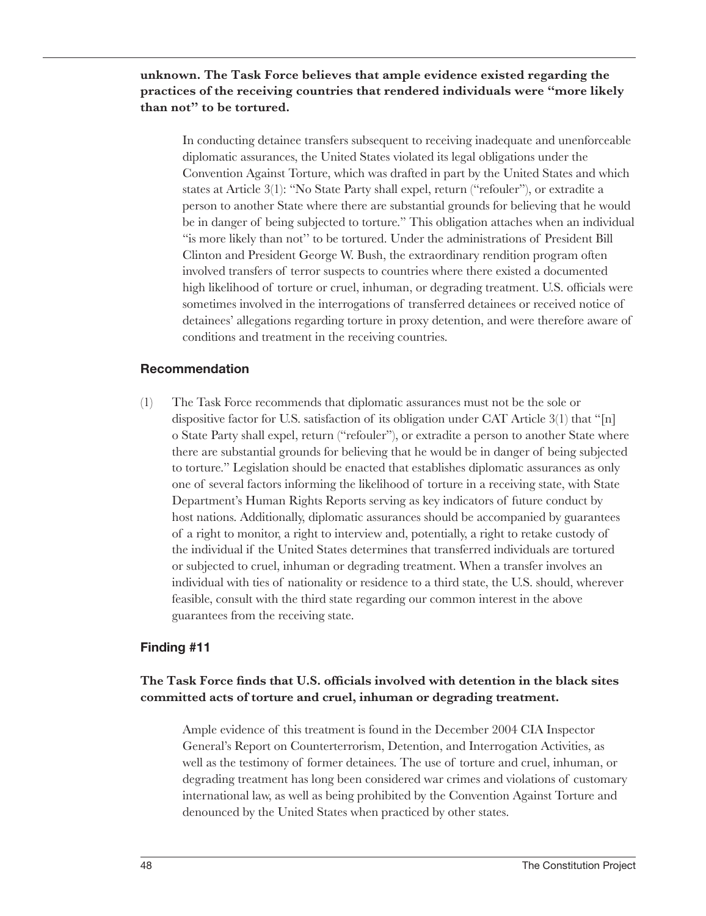**unknown. The Task Force believes that ample evidence existed regarding the practices of the receiving countries that rendered individuals were "more likely than not" to be tortured.**

In conducting detainee transfers subsequent to receiving inadequate and unenforceable diplomatic assurances, the United States violated its legal obligations under the Convention Against Torture, which was drafted in part by the United States and which states at Article 3(1): "No State Party shall expel, return ("refouler"), or extradite a person to another State where there are substantial grounds for believing that he would be in danger of being subjected to torture." This obligation attaches when an individual "is more likely than not" to be tortured. Under the administrations of President Bill Clinton and President George W. Bush, the extraordinary rendition program often involved transfers of terror suspects to countries where there existed a documented high likelihood of torture or cruel, inhuman, or degrading treatment. U.S. officials were sometimes involved in the interrogations of transferred detainees or received notice of detainees' allegations regarding torture in proxy detention, and were therefore aware of conditions and treatment in the receiving countries.

### Recommendation

(1) The Task Force recommends that diplomatic assurances must not be the sole or dispositive factor for U.S. satisfaction of its obligation under CAT Article 3(1) that "[n] o State Party shall expel, return ("refouler"), or extradite a person to another State where there are substantial grounds for believing that he would be in danger of being subjected to torture." Legislation should be enacted that establishes diplomatic assurances as only one of several factors informing the likelihood of torture in a receiving state, with State Department's Human Rights Reports serving as key indicators of future conduct by host nations. Additionally, diplomatic assurances should be accompanied by guarantees of a right to monitor, a right to interview and, potentially, a right to retake custody of the individual if the United States determines that transferred individuals are tortured or subjected to cruel, inhuman or degrading treatment. When a transfer involves an individual with ties of nationality or residence to a third state, the U.S. should, wherever feasible, consult with the third state regarding our common interest in the above guarantees from the receiving state.

### Finding #11

**The Task Force finds that U.S. officials involved with detention in the black sites committed acts of torture and cruel, inhuman or degrading treatment.**

Ample evidence of this treatment is found in the December 2004 CIA Inspector General's Report on Counterterrorism, Detention, and Interrogation Activities, as well as the testimony of former detainees. The use of torture and cruel, inhuman, or degrading treatment has long been considered war crimes and violations of customary international law, as well as being prohibited by the Convention Against Torture and denounced by the United States when practiced by other states.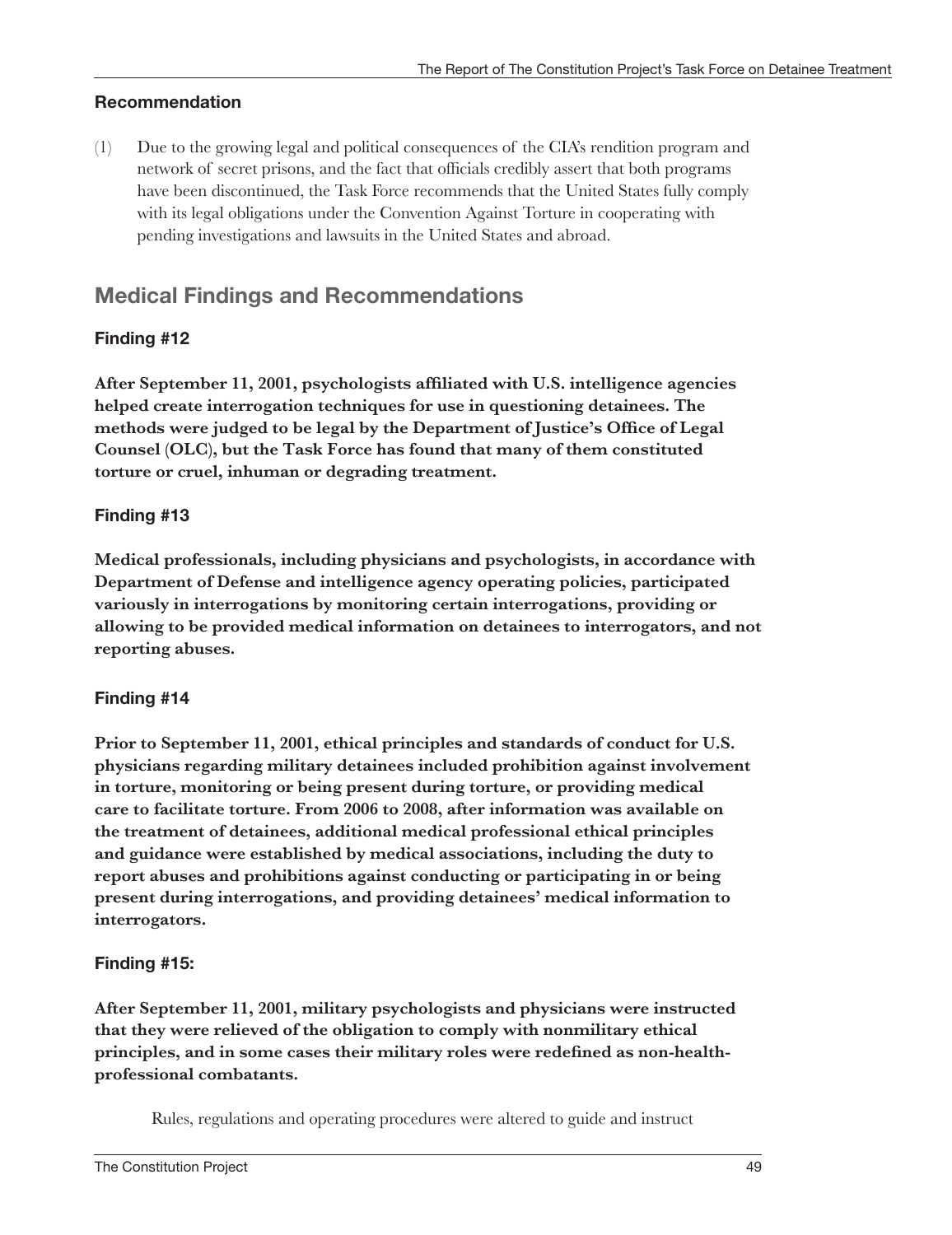### Recommendation

(1) Due to the growing legal and political consequences of the CIA's rendition program and network of secret prisons, and the fact that officials credibly assert that both programs have been discontinued, the Task Force recommends that the United States fully comply with its legal obligations under the Convention Against Torture in cooperating with pending investigations and lawsuits in the United States and abroad.

## Medical Findings and Recommendations

### Finding #12

**After September 11, 2001, psychologists affiliated with U.S. intelligence agencies helped create interrogation techniques for use in questioning detainees. The methods were judged to be legal by the Department of Justice's Office of Legal Counsel (OLC), but the Task Force has found that many of them constituted torture or cruel, inhuman or degrading treatment.**

### Finding #13

**Medical professionals, including physicians and psychologists, in accordance with Department of Defense and intelligence agency operating policies, participated variously in interrogations by monitoring certain interrogations, providing or allowing to be provided medical information on detainees to interrogators, and not reporting abuses.**

### Finding #14

**Prior to September 11, 2001, ethical principles and standards of conduct for U.S. physicians regarding military detainees included prohibition against involvement in torture, monitoring or being present during torture, or providing medical care to facilitate torture. From 2006 to 2008, after information was available on the treatment of detainees, additional medical professional ethical principles and guidance were established by medical associations, including the duty to report abuses and prohibitions against conducting or participating in or being present during interrogations, and providing detainees' medical information to interrogators.**

### Finding #15:

**After September 11, 2001, military psychologists and physicians were instructed that they were relieved of the obligation to comply with nonmilitary ethical principles, and in some cases their military roles were redefined as non-health-professional combatants.**

Rules, regulations and operating procedures were altered to guide and instruct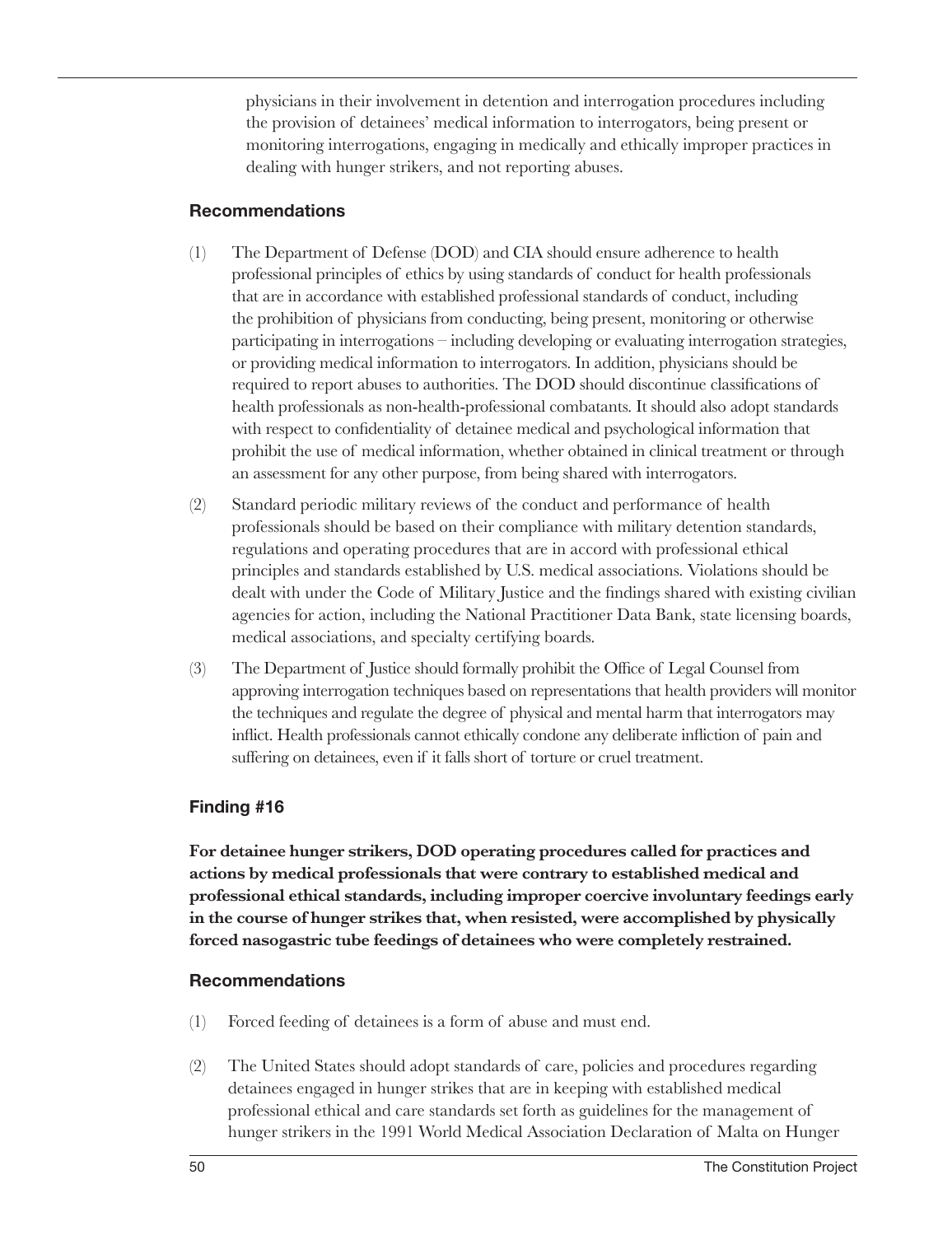physicians in their involvement in detention and interrogation procedures including the provision of detainees' medical information to interrogators, being present or monitoring interrogations, engaging in medically and ethically improper practices in dealing with hunger strikers, and not reporting abuses.

### Recommendations

(1) The Department of Defense (DOD) and CIA should ensure adherence to health professional principles of ethics by using standards of conduct for health professionals that are in accordance with established professional standards of conduct, including the prohibition of physicians from conducting, being present, monitoring or otherwise participating in interrogations – including developing or evaluating interrogation strategies, or providing medical information to interrogators. In addition, physicians should be required to report abuses to authorities. The DOD should discontinue classifications of health professionals as non-health-professional combatants. It should also adopt standards with respect to confidentiality of detainee medical and psychological information that prohibit the use of medical information, whether obtained in clinical treatment or through an assessment for any other purpose, from being shared with interrogators.

(2) Standard periodic military reviews of the conduct and performance of health professionals should be based on their compliance with military detention standards, regulations and operating procedures that are in accord with professional ethical principles and standards established by U.S. medical associations. Violations should be dealt with under the Code of Military Justice and the findings shared with existing civilian agencies for action, including the National Practitioner Data Bank, state licensing boards, medical associations, and specialty certifying boards.

(3) The Department of Justice should formally prohibit the Office of Legal Counsel from approving interrogation techniques based on representations that health providers will monitor the techniques and regulate the degree of physical and mental harm that interrogators may inflict. Health professionals cannot ethically condone any deliberate infliction of pain and suffering on detainees, even if it falls short of torture or cruel treatment.

### Finding #16

**For detainee hunger strikers, DOD operating procedures called for practices and actions by medical professionals that were contrary to established medical and professional ethical standards, including improper coercive involuntary feedings early in the course of hunger strikes that, when resisted, were accomplished by physically forced nasogastric tube feedings of detainees who were completely restrained.**

### Recommendations

(1) Forced feeding of detainees is a form of abuse and must end.

(2) The United States should adopt standards of care, policies and procedures regarding detainees engaged in hunger strikes that are in keeping with established medical professional ethical and care standards set forth as guidelines for the management of hunger strikers in the 1991 World Medical Association Declaration of Malta on Hunger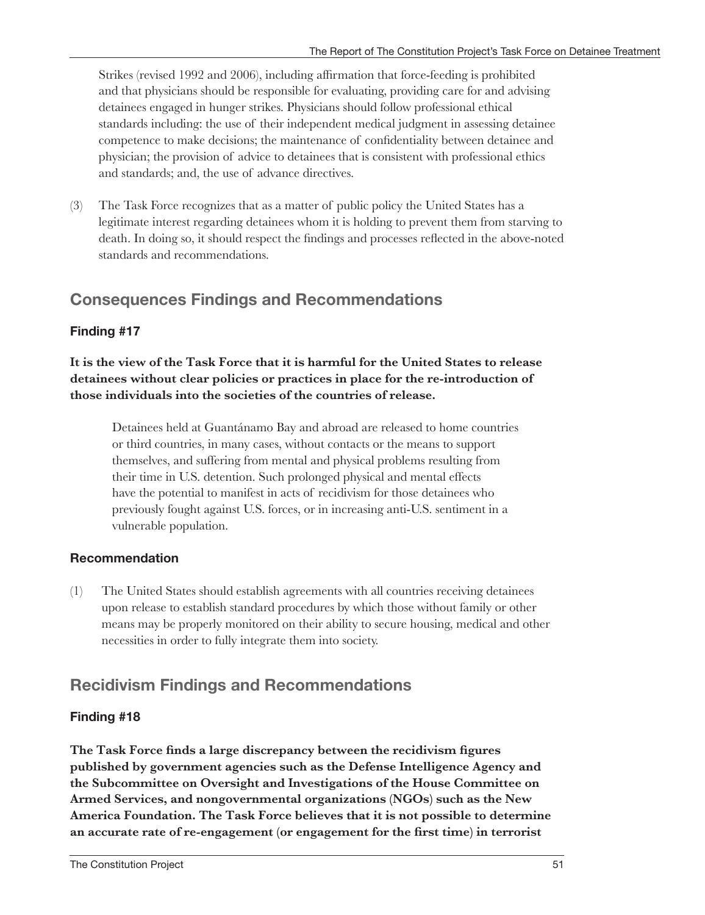Strikes (revised 1992 and 2006), including affirmation that force-feeding is prohibited and that physicians should be responsible for evaluating, providing care for and advising detainees engaged in hunger strikes. Physicians should follow professional ethical standards including: the use of their independent medical judgment in assessing detainee competence to make decisions; the maintenance of confidentiality between detainee and physician; the provision of advice to detainees that is consistent with professional ethics and standards; and, the use of advance directives.

(3) The Task Force recognizes that as a matter of public policy the United States has a legitimate interest regarding detainees whom it is holding to prevent them from starving to death. In doing so, it should respect the findings and processes reflected in the above-noted standards and recommendations.

## Consequences Findings and Recommendations

### Finding #17

**It is the view of the Task Force that it is harmful for the United States to release detainees without clear policies or practices in place for the re-introduction of those individuals into the societies of the countries of release.**

Detainees held at Guantánamo Bay and abroad are released to home countries or third countries, in many cases, without contacts or the means to support themselves, and suffering from mental and physical problems resulting from their time in U.S. detention. Such prolonged physical and mental effects have the potential to manifest in acts of recidivism for those detainees who previously fought against U.S. forces, or in increasing anti-U.S. sentiment in a vulnerable population.

### Recommendation

(1) The United States should establish agreements with all countries receiving detainees upon release to establish standard procedures by which those without family or other means may be properly monitored on their ability to secure housing, medical and other necessities in order to fully integrate them into society.

## Recidivism Findings and Recommendations

### Finding #18

**The Task Force finds a large discrepancy between the recidivism figures published by government agencies such as the Defense Intelligence Agency and the Subcommittee on Oversight and Investigations of the House Committee on Armed Services, and nongovernmental organizations (NGOs) such as the New America Foundation. The Task Force believes that it is not possible to determine an accurate rate of re-engagement (or engagement for the first time) in terrorist**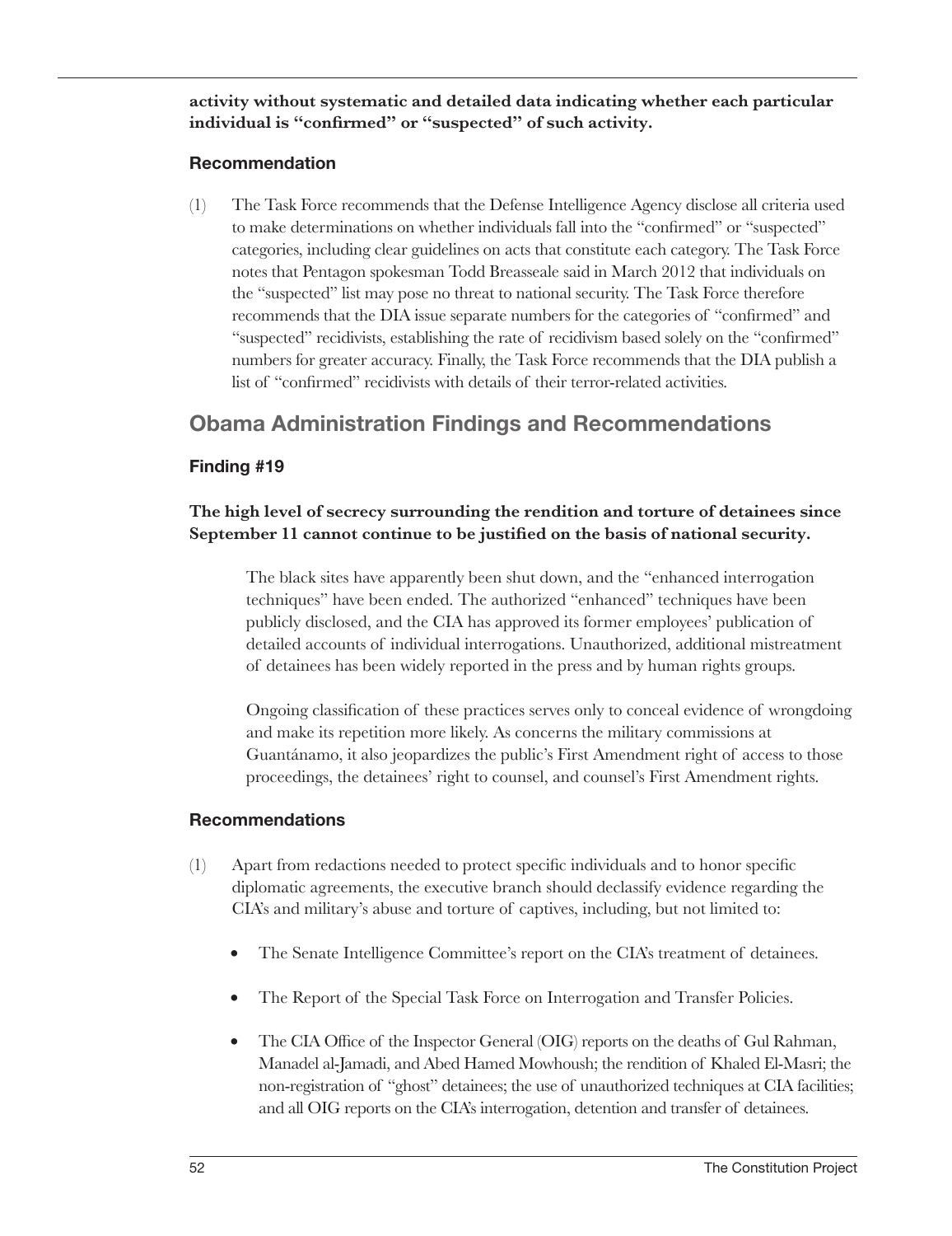**activity without systematic and detailed data indicating whether each particular individual is "confirmed" or "suspected" of such activity.**

### Recommendation

(1) The Task Force recommends that the Defense Intelligence Agency disclose all criteria used to make determinations on whether individuals fall into the "confirmed" or "suspected" categories, including clear guidelines on acts that constitute each category. The Task Force notes that Pentagon spokesman Todd Breasseale said in March 2012 that individuals on the "suspected" list may pose no threat to national security. The Task Force therefore recommends that the DIA issue separate numbers for the categories of "confirmed" and "suspected" recidivists, establishing the rate of recidivism based solely on the "confirmed" numbers for greater accuracy. Finally, the Task Force recommends that the DIA publish a list of "confirmed" recidivists with details of their terror-related activities.

## Obama Administration Findings and Recommendations

### Finding #19

**The high level of secrecy surrounding the rendition and torture of detainees since September 11 cannot continue to be justified on the basis of national security.**

The black sites have apparently been shut down, and the "enhanced interrogation techniques" have been ended. The authorized "enhanced" techniques have been publicly disclosed, and the CIA has approved its former employees' publication of detailed accounts of individual interrogations. Unauthorized, additional mistreatment of detainees has been widely reported in the press and by human rights groups.

Ongoing classification of these practices serves only to conceal evidence of wrongdoing and make its repetition more likely. As concerns the military commissions at Guantánamo, it also jeopardizes the public's First Amendment right of access to those proceedings, the detainees' right to counsel, and counsel's First Amendment rights.

### Recommendations

(1) Apart from redactions needed to protect specific individuals and to honor specific diplomatic agreements, the executive branch should declassify evidence regarding the CIA's and military's abuse and torture of captives, including, but not limited to:

- The Senate Intelligence Committee's report on the CIA's treatment of detainees.
- The Report of the Special Task Force on Interrogation and Transfer Policies.
- The CIA Office of the Inspector General (OIG) reports on the deaths of Gul Rahman, Manadel al-Jamadi, and Abed Hamed Mowhoush; the rendition of Khaled El-Masri; the non-registration of "ghost" detainees; the use of unauthorized techniques at CIA facilities; and all OIG reports on the CIA's interrogation, detention and transfer of detainees.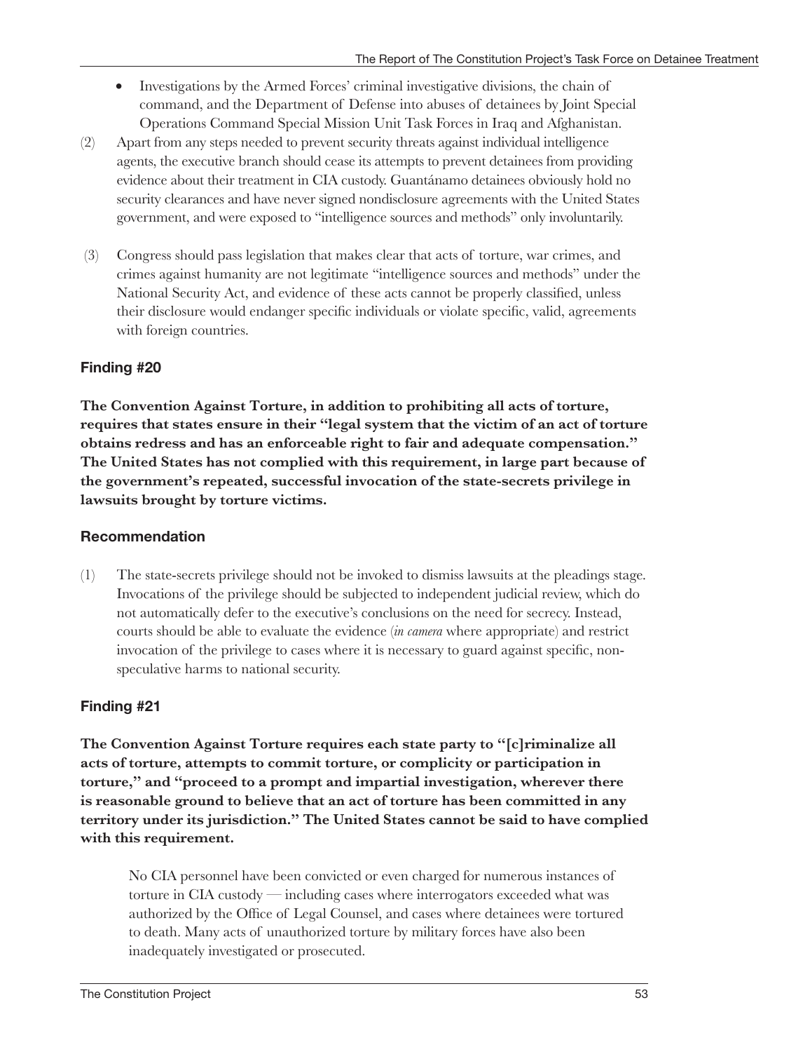- Investigations by the Armed Forces' criminal investigative divisions, the chain of command, and the Department of Defense into abuses of detainees by Joint Special Operations Command Special Mission Unit Task Forces in Iraq and Afghanistan.

(2) Apart from any steps needed to prevent security threats against individual intelligence agents, the executive branch should cease its attempts to prevent detainees from providing evidence about their treatment in CIA custody. Guantánamo detainees obviously hold no security clearances and have never signed nondisclosure agreements with the United States government, and were exposed to "intelligence sources and methods" only involuntarily.

(3) Congress should pass legislation that makes clear that acts of torture, war crimes, and crimes against humanity are not legitimate "intelligence sources and methods" under the National Security Act, and evidence of these acts cannot be properly classified, unless their disclosure would endanger specific individuals or violate specific, valid, agreements with foreign countries.

### Finding #20

**The Convention Against Torture, in addition to prohibiting all acts of torture, requires that states ensure in their "legal system that the victim of an act of torture obtains redress and has an enforceable right to fair and adequate compensation." The United States has not complied with this requirement, in large part because of the government's repeated, successful invocation of the state-secrets privilege in lawsuits brought by torture victims.**

### Recommendation

(1) The state-secrets privilege should not be invoked to dismiss lawsuits at the pleadings stage. Invocations of the privilege should be subjected to independent judicial review, which do not automatically defer to the executive's conclusions on the need for secrecy. Instead, courts should be able to evaluate the evidence (*in camera* where appropriate) and restrict invocation of the privilege to cases where it is necessary to guard against specific, non-speculative harms to national security.

### Finding #21

**The Convention Against Torture requires each state party to "[c]riminalize all acts of torture, attempts to commit torture, or complicity or participation in torture," and "proceed to a prompt and impartial investigation, wherever there is reasonable ground to believe that an act of torture has been committed in any territory under its jurisdiction." The United States cannot be said to have complied with this requirement.**

No CIA personnel have been convicted or even charged for numerous instances of torture in CIA custody — including cases where interrogators exceeded what was authorized by the Office of Legal Counsel, and cases where detainees were tortured to death. Many acts of unauthorized torture by military forces have also been inadequately investigated or prosecuted.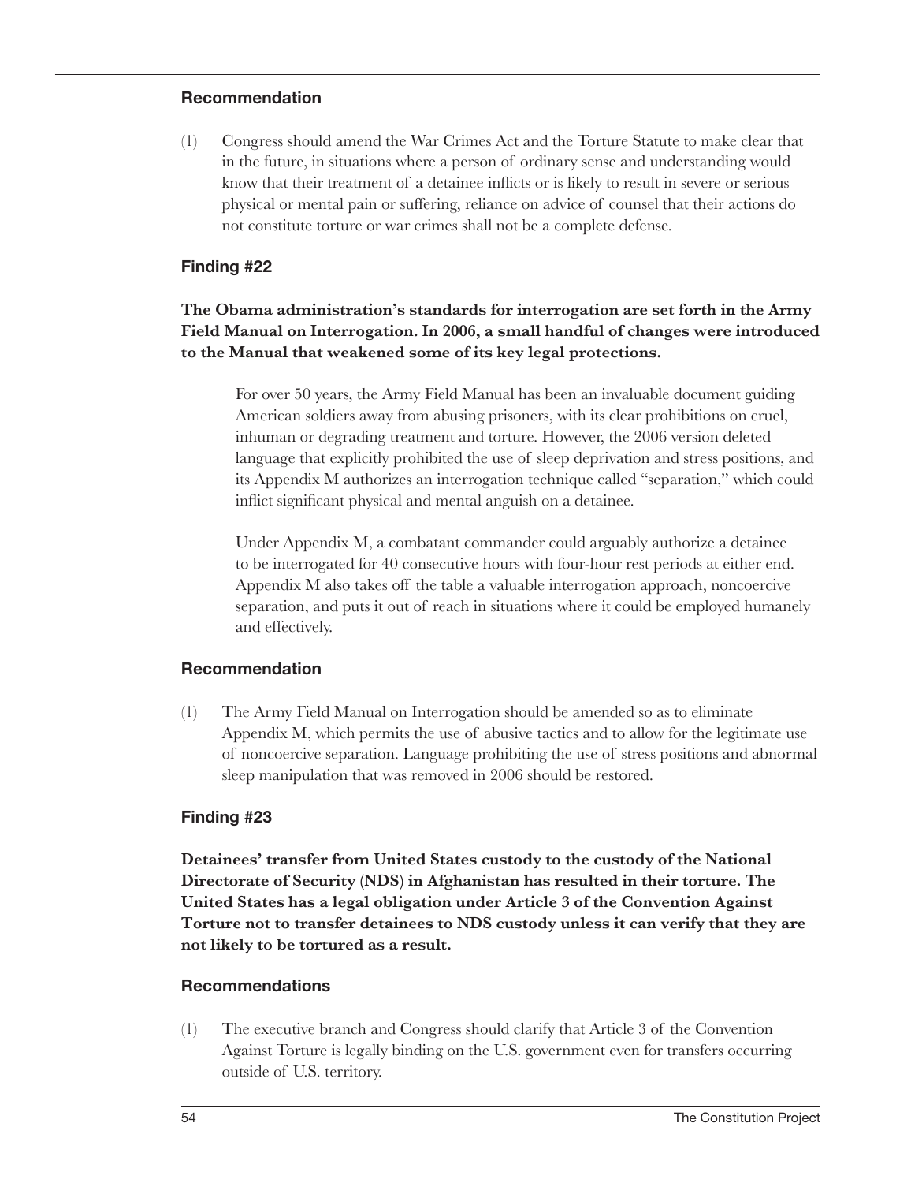### Recommendation

(1) Congress should amend the War Crimes Act and the Torture Statute to make clear that in the future, in situations where a person of ordinary sense and understanding would know that their treatment of a detainee inflicts or is likely to result in severe or serious physical or mental pain or suffering, reliance on advice of counsel that their actions do not constitute torture or war crimes shall not be a complete defense.

### Finding #22

**The Obama administration's standards for interrogation are set forth in the Army Field Manual on Interrogation. In 2006, a small handful of changes were introduced to the Manual that weakened some of its key legal protections.**

For over 50 years, the Army Field Manual has been an invaluable document guiding American soldiers away from abusing prisoners, with its clear prohibitions on cruel, inhuman or degrading treatment and torture. However, the 2006 version deleted language that explicitly prohibited the use of sleep deprivation and stress positions, and its Appendix M authorizes an interrogation technique called "separation," which could inflict significant physical and mental anguish on a detainee.

Under Appendix M, a combatant commander could arguably authorize a detainee to be interrogated for 40 consecutive hours with four-hour rest periods at either end. Appendix M also takes off the table a valuable interrogation approach, noncoercive separation, and puts it out of reach in situations where it could be employed humanely and effectively.

### Recommendation

(1) The Army Field Manual on Interrogation should be amended so as to eliminate Appendix M, which permits the use of abusive tactics and to allow for the legitimate use of noncoercive separation. Language prohibiting the use of stress positions and abnormal sleep manipulation that was removed in 2006 should be restored.

### Finding #23

**Detainees' transfer from United States custody to the custody of the National Directorate of Security (NDS) in Afghanistan has resulted in their torture. The United States has a legal obligation under Article 3 of the Convention Against Torture not to transfer detainees to NDS custody unless it can verify that they are not likely to be tortured as a result.**

### Recommendations

(1) The executive branch and Congress should clarify that Article 3 of the Convention Against Torture is legally binding on the U.S. government even for transfers occurring outside of U.S. territory.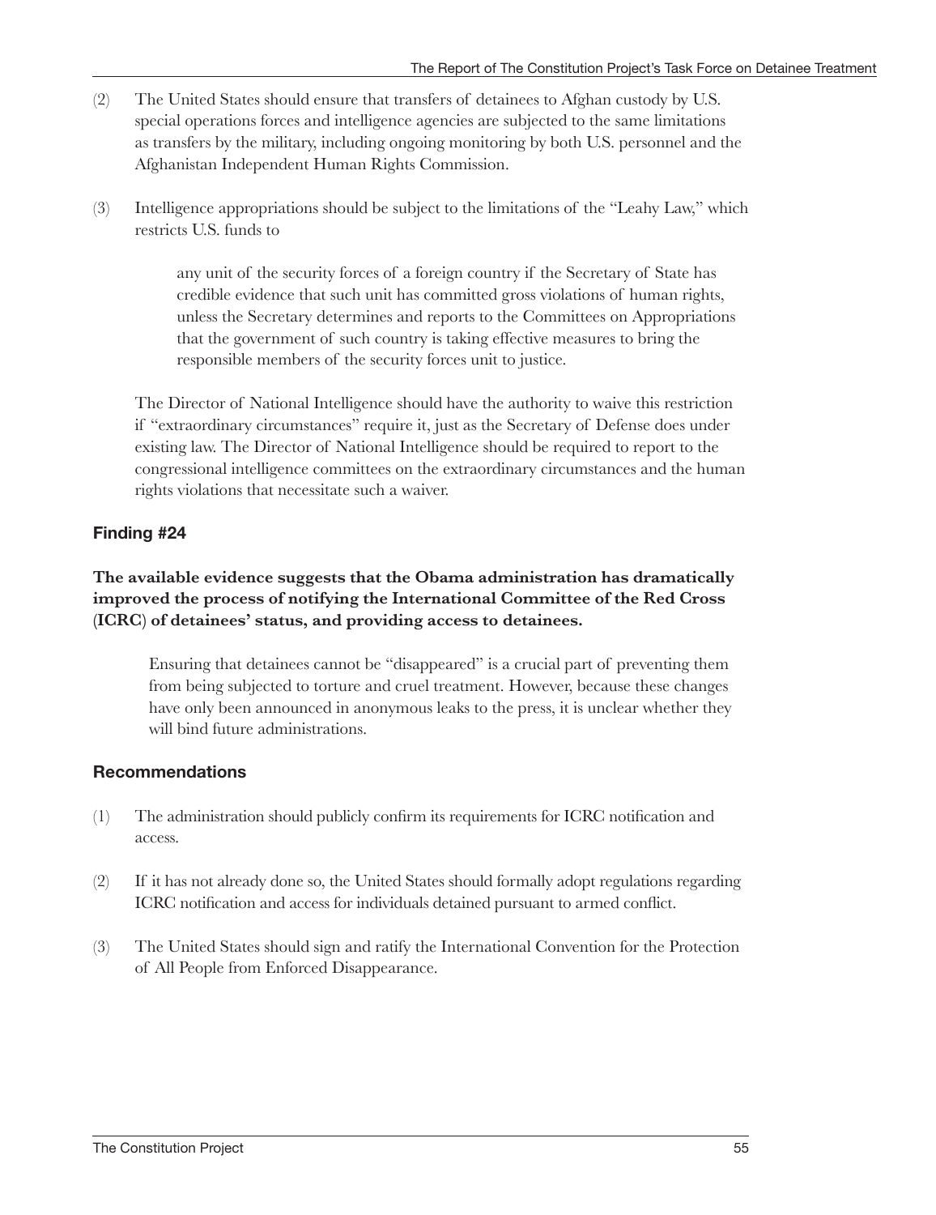(2) The United States should ensure that transfers of detainees to Afghan custody by U.S. special operations forces and intelligence agencies are subjected to the same limitations as transfers by the military, including ongoing monitoring by both U.S. personnel and the Afghanistan Independent Human Rights Commission.

(3) Intelligence appropriations should be subject to the limitations of the "Leahy Law," which restricts U.S. funds to

> any unit of the security forces of a foreign country if the Secretary of State has credible evidence that such unit has committed gross violations of human rights, unless the Secretary determines and reports to the Committees on Appropriations that the government of such country is taking effective measures to bring the responsible members of the security forces unit to justice.

The Director of National Intelligence should have the authority to waive this restriction if "extraordinary circumstances" require it, just as the Secretary of Defense does under existing law. The Director of National Intelligence should be required to report to the congressional intelligence committees on the extraordinary circumstances and the human rights violations that necessitate such a waiver.

### Finding #24

**The available evidence suggests that the Obama administration has dramatically improved the process of notifying the International Committee of the Red Cross (ICRC) of detainees' status, and providing access to detainees.**

> Ensuring that detainees cannot be "disappeared" is a crucial part of preventing them from being subjected to torture and cruel treatment. However, because these changes have only been announced in anonymous leaks to the press, it is unclear whether they will bind future administrations.

### Recommendations

(1) The administration should publicly confirm its requirements for ICRC notification and access.

(2) If it has not already done so, the United States should formally adopt regulations regarding ICRC notification and access for individuals detained pursuant to armed conflict.

(3) The United States should sign and ratify the International Convention for the Protection of All People from Enforced Disappearance.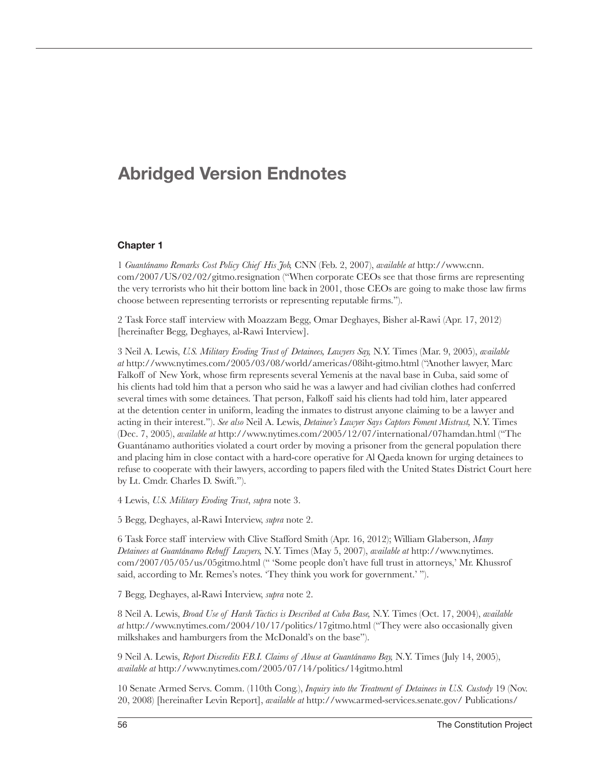# Abridged Version Endnotes

### Chapter 1

1 *Guantánamo Remarks Cost Policy Chief His Job,* CNN (Feb. 2, 2007), *available at* http://www.cnn.com/2007/US/02/02/gitmo.resignation ("When corporate CEOs see that those firms are representing the very terrorists who hit their bottom line back in 2001, those CEOs are going to make those law firms choose between representing terrorists or representing reputable firms.").

2 Task Force staff interview with Moazzam Begg, Omar Deghayes, Bisher al-Rawi (Apr. 17, 2012) [hereinafter Begg, Deghayes, al-Rawi Interview].

3 Neil A. Lewis, *U.S. Military Eroding Trust of Detainees, Lawyers Say,* N.Y. Times (Mar. 9, 2005), *available at* http://www.nytimes.com/2005/03/08/world/americas/08iht-gitmo.html ("Another lawyer, Marc Falkoff of New York, whose firm represents several Yemenis at the naval base in Cuba, said some of his clients had told him that a person who said he was a lawyer and had civilian clothes had conferred several times with some detainees. That person, Falkoff said his clients had told him, later appeared at the detention center in uniform, leading the inmates to distrust anyone claiming to be a lawyer and acting in their interest."). *See also* Neil A. Lewis, *Detainee's Lawyer Says Captors Foment Mistrust,* N.Y. Times (Dec. 7, 2005), *available at* http://www.nytimes.com/2005/12/07/international/07hamdan.html ("The Guantánamo authorities violated a court order by moving a prisoner from the general population there and placing him in close contact with a hard-core operative for Al Qaeda known for urging detainees to refuse to cooperate with their lawyers, according to papers filed with the United States District Court here by Lt. Cmdr. Charles D. Swift.").

4 Lewis, *U.S. Military Eroding Trust*, *supra* note 3.

5 Begg, Deghayes, al-Rawi Interview, *supra* note 2.

6 Task Force staff interview with Clive Stafford Smith (Apr. 16, 2012); William Glaberson, *Many Detainees at Guantánamo Rebuff Lawyers,* N.Y. Times (May 5, 2007), *available at* http://www.nytimes.com/2007/05/05/us/05gitmo.html (" 'Some people don't have full trust in attorneys,' Mr. Khussrof said, according to Mr. Remes's notes. 'They think you work for government.' ").

7 Begg, Deghayes, al-Rawi Interview, *supra* note 2.

8 Neil A. Lewis, *Broad Use of Harsh Tactics is Described at Cuba Base,* N.Y. Times (Oct. 17, 2004), *available at* http://www.nytimes.com/2004/10/17/politics/17gitmo.html ("They were also occasionally given milkshakes and hamburgers from the McDonald's on the base").

9 Neil A. Lewis, *Report Discredits F.B.I. Claims of Abuse at Guantánamo Bay,* N.Y. Times (July 14, 2005), *available at* http://www.nytimes.com/2005/07/14/politics/14gitmo.html

10 Senate Armed Servs. Comm. (110th Cong.), *Inquiry into the Treatment of Detainees in U.S. Custody* 19 (Nov. 20, 2008) [hereinafter Levin Report], *available at* http://www.armed-services.senate.gov/ Publications/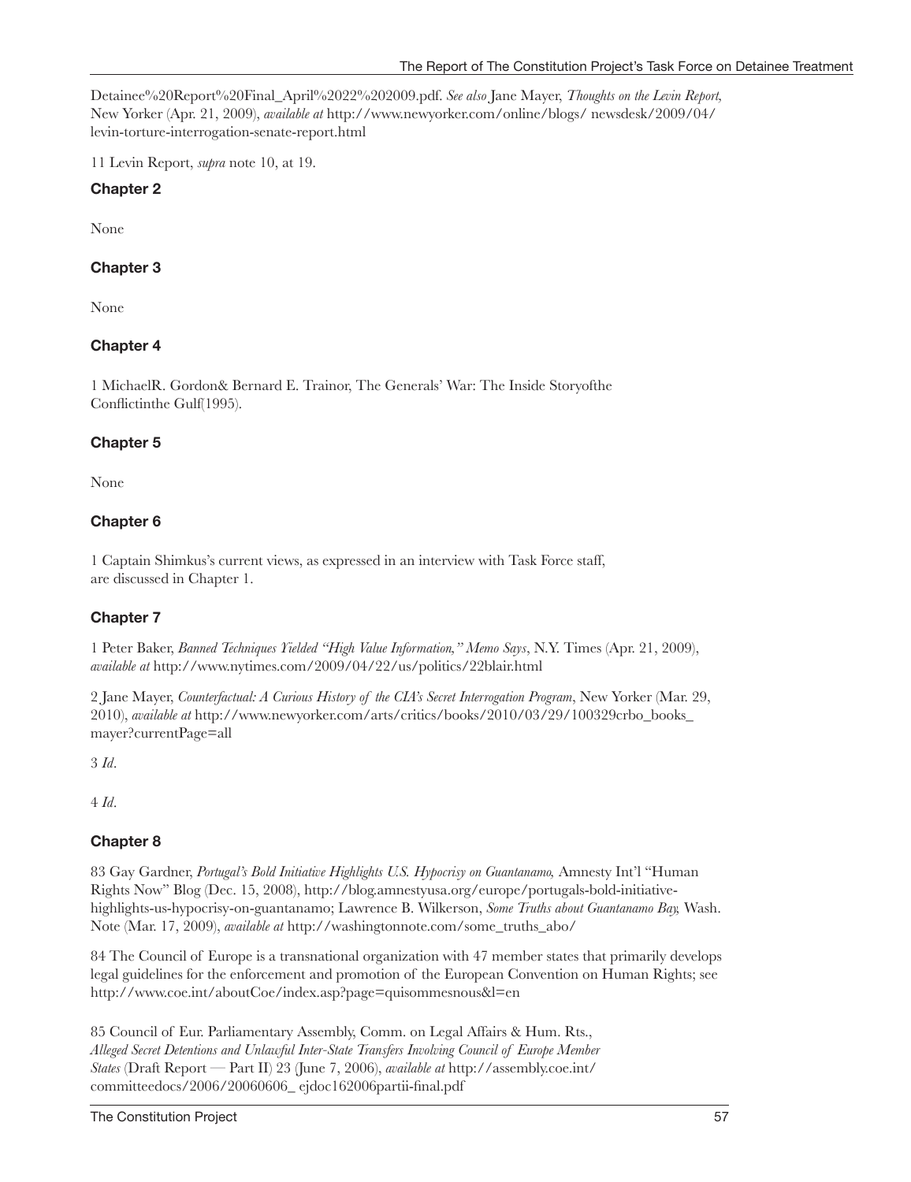Detainee%20Report%20Final_April%2022%202009.pdf. *See also* Jane Mayer, *Thoughts on the Levin Report,* New Yorker (Apr. 21, 2009), *available at* http://www.newyorker.com/online/blogs/ newsdesk/2009/04/levin-torture-interrogation-senate-report.html

11 Levin Report, *supra* note 10, at 19.

### Chapter 2

None

### Chapter 3

None

### Chapter 4

1 MichaelR. Gordon& Bernard E. Trainor, The Generals' War: The Inside Storyofthe Conflictinthe Gulf(1995).

### Chapter 5

None

### Chapter 6

1 Captain Shimkus's current views, as expressed in an interview with Task Force staff, are discussed in Chapter 1.

### Chapter 7

1 Peter Baker, *Banned Techniques Yielded "High Value Information," Memo Says*, N.Y. Times (Apr. 21, 2009), *available at* http://www.nytimes.com/2009/04/22/us/politics/22blair.html

2 Jane Mayer, *Counterfactual: A Curious History of the CIA's Secret Interrogation Program*, New Yorker (Mar. 29, 2010), *available at* http://www.newyorker.com/arts/critics/books/2010/03/29/100329crbo_books_mayer?currentPage=all

3 *Id*.

4 *Id*.

### Chapter 8

83 Gay Gardner, *Portugal's Bold Initiative Highlights U.S. Hypocrisy on Guantanamo,* Amnesty Int'l "Human Rights Now" Blog (Dec. 15, 2008), http://blog.amnestyusa.org/europe/portugals-bold-initiative-highlights-us-hypocrisy-on-guantanamo; Lawrence B. Wilkerson, *Some Truths about Guantanamo Bay,* Wash. Note (Mar. 17, 2009), *available at* http://washingtonnote.com/some_truths_abo/

84 The Council of Europe is a transnational organization with 47 member states that primarily develops legal guidelines for the enforcement and promotion of the European Convention on Human Rights; see http://www.coe.int/aboutCoe/index.asp?page=quisommesnous&l=en

85 Council of Eur. Parliamentary Assembly, Comm. on Legal Affairs & Hum. Rts., *Alleged Secret Detentions and Unlawful Inter-State Transfers Involving Council of Europe Member States* (Draft Report — Part II) 23 (June 7, 2006), *available at* http://assembly.coe.int/committeedocs/2006/20060606_ ejdoc162006partii-final.pdf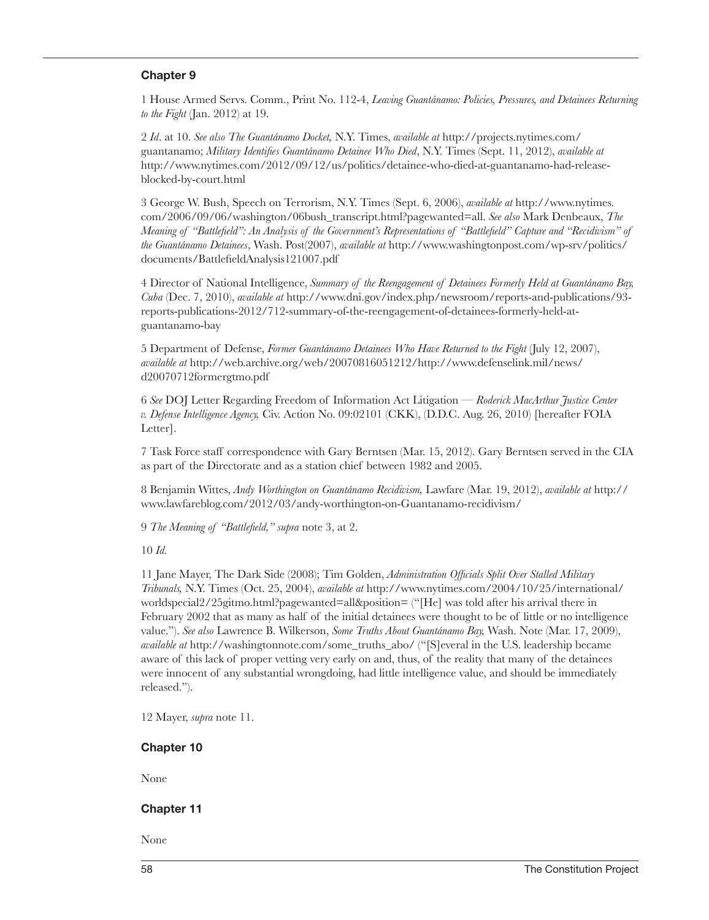## Chapter 9

1 House Armed Servs. Comm., Print No. 112-4, *Leaving Guantánamo: Policies, Pressures, and Detainees Returning to the Fight* (Jan. 2012) at 19.

2 *Id*. at 10. *See also The Guantánamo Docket,* N.Y. Times, *available at* http://projects.nytimes.com/guantanamo; *Military Identifies Guantánamo Detainee Who Died*, N.Y. Times (Sept. 11, 2012), *available at* http://www.nytimes.com/2012/09/12/us/politics/detainee-who-died-at-guantanamo-had-release-blocked-by-court.html

3 George W. Bush, Speech on Terrorism, N.Y. Times (Sept. 6, 2006), *available at* http://www.nytimes.com/2006/09/06/washington/06bush_transcript.html?pagewanted=all. *See also* Mark Denbeaux, *The Meaning of "Battlefield": An Analysis of the Government's Representations of "Battlefield" Capture and "Recidivism" of the Guantánamo Detainees*, Wash. Post(2007), *available at* http://www.washingtonpost.com/wp-srv/politics/documents/BattlefieldAnalysis121007.pdf

4 Director of National Intelligence, *Summary of the Reengagement of Detainees Formerly Held at Guantánamo Bay, Cuba* (Dec. 7, 2010), *available at* http://www.dni.gov/index.php/newsroom/reports-and-publications/93-reports-publications-2012/712-summary-of-the-reengagement-of-detainees-formerly-held-at-guantanamo-bay

5 Department of Defense, *Former Guantánamo Detainees Who Have Returned to the Fight* (July 12, 2007), *available at* http://web.archive.org/web/20070816051212/http://www.defenselink.mil/news/d20070712formergtmo.pdf

6 *See* DOJ Letter Regarding Freedom of Information Act Litigation — *Roderick MacArthur Justice Center v. Defense Intelligence Agency,* Civ. Action No. 09:02101 (CKK), (D.D.C. Aug. 26, 2010) [hereafter FOIA Letter].

7 Task Force staff correspondence with Gary Berntsen (Mar. 15, 2012). Gary Berntsen served in the CIA as part of the Directorate and as a station chief between 1982 and 2005.

8 Benjamin Wittes, *Andy Worthington on Guantánamo Recidivism,* Lawfare (Mar. 19, 2012), *available at* http://www.lawfareblog.com/2012/03/andy-worthington-on-Guantanamo-recidivism/

9 *The Meaning of "Battlefield," supra* note 3, at 2.

10 *Id.*

11 Jane Mayer, The Dark Side (2008); Tim Golden, *Administration Officials Split Over Stalled Military Tribunals,* N.Y. Times (Oct. 25, 2004), *available at* http://www.nytimes.com/2004/10/25/international/worldspecial2/25gitmo.html?pagewanted=all&position= ("[He] was told after his arrival there in February 2002 that as many as half of the initial detainees were thought to be of little or no intelligence value."). *See also* Lawrence B. Wilkerson, *Some Truths About Guantánamo Bay,* Wash. Note (Mar. 17, 2009), *available at* http://washingtonnote.com/some_truths_abo/ ("[S]everal in the U.S. leadership became aware of this lack of proper vetting very early on and, thus, of the reality that many of the detainees were innocent of any substantial wrongdoing, had little intelligence value, and should be immediately released.").

12 Mayer, *supra* note 11.

## Chapter 10

None

## Chapter 11

None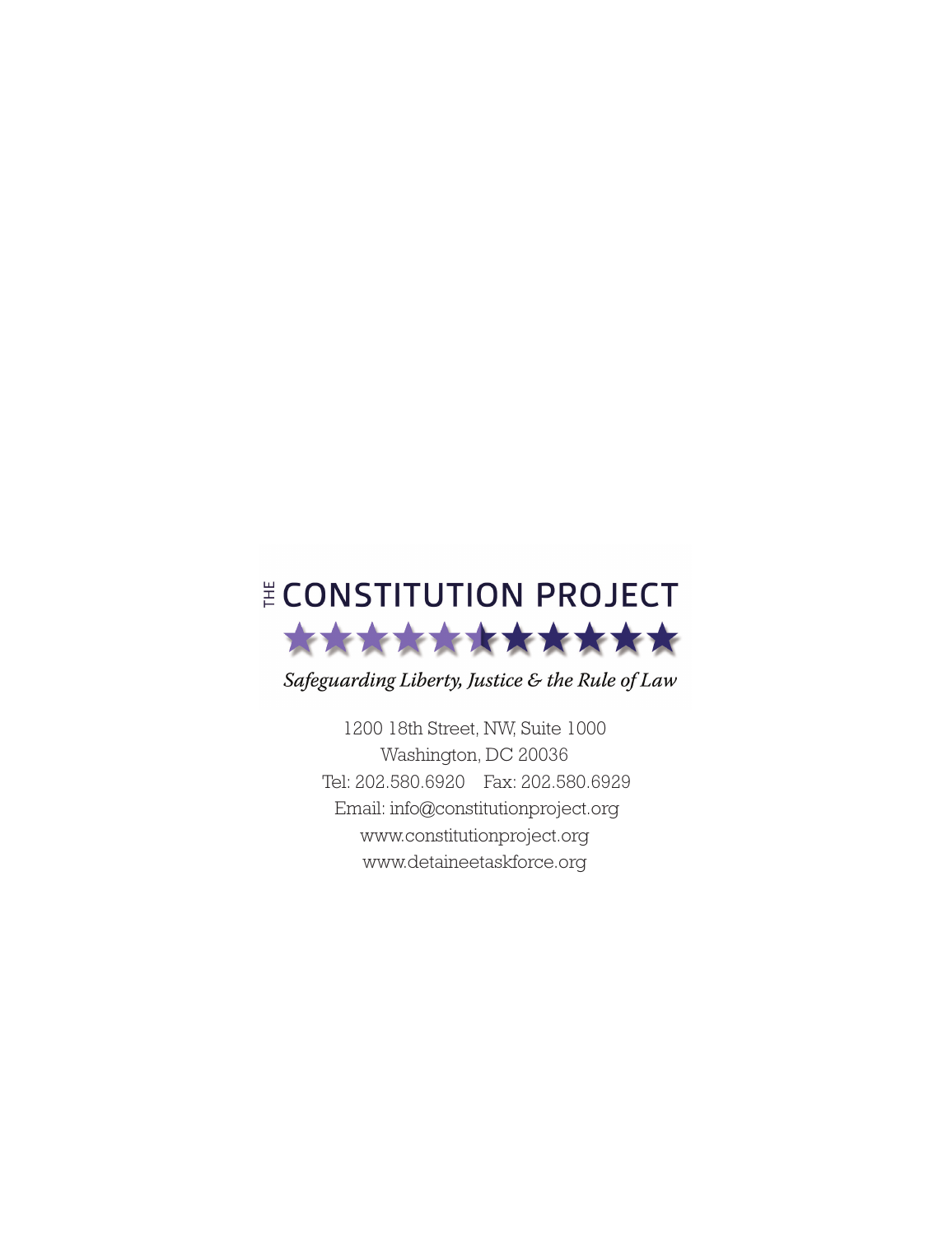THE CONSTITUTION PROJECT

*Safeguarding Liberty, Justice & the Rule of Law*

1200 18th Street, NW, Suite 1000
Washington, DC 20036
Tel: 202.580.6920 Fax: 202.580.6929
Email: info@constitutionproject.org
www.constitutionproject.org
www.detaineetaskforce.org